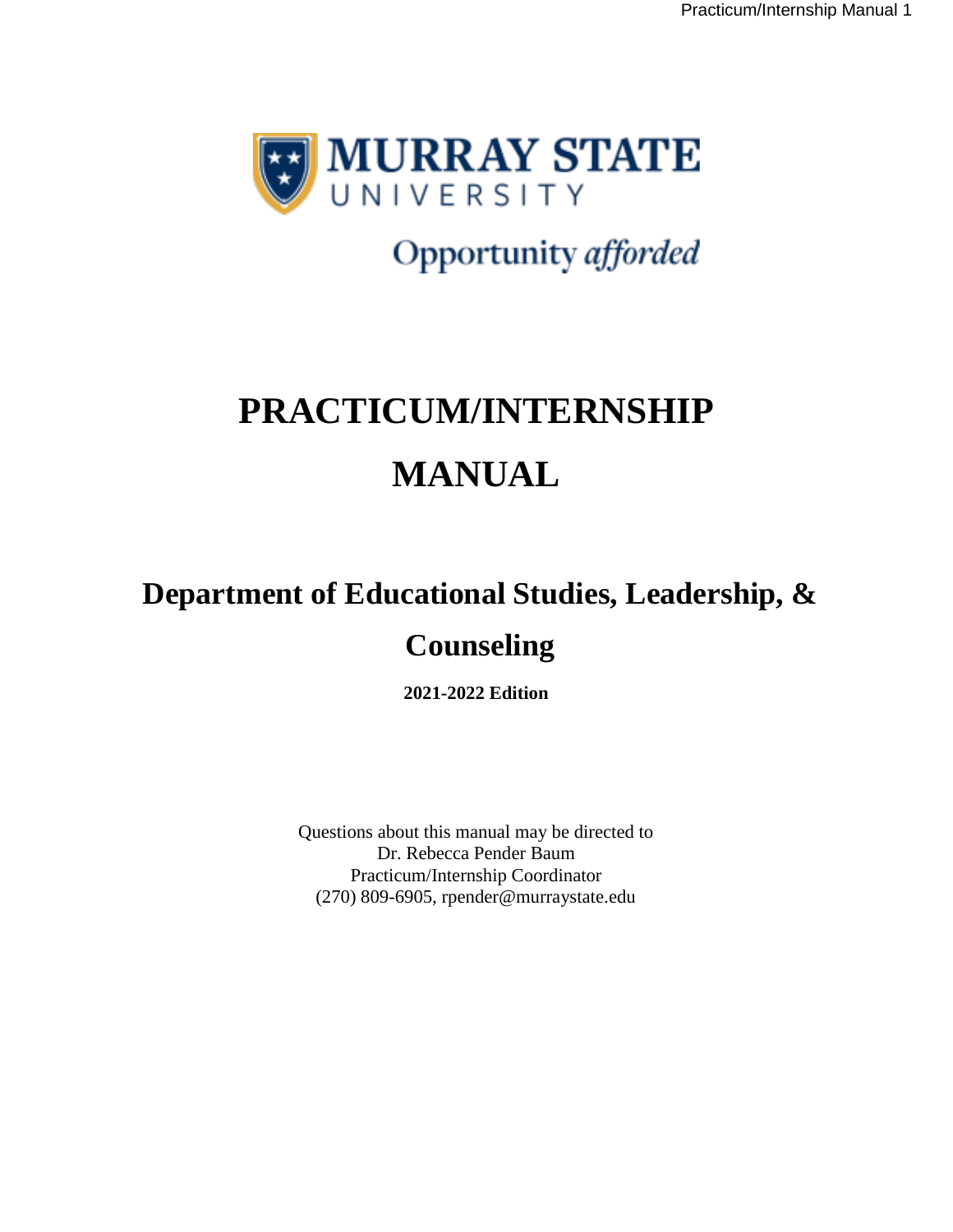MURRAY STATE UNIVERSITY

Opportunity *afforded*

# PRACTICUM/INTERNSHIP MANUAL

## Department of Educational Studies, Leadership, & Counseling

**2021-2022 Edition**

Questions about this manual may be directed to
Dr. Rebecca Pender Baum
Practicum/Internship Coordinator
(270) 809-6905, rpender@murraystate.edu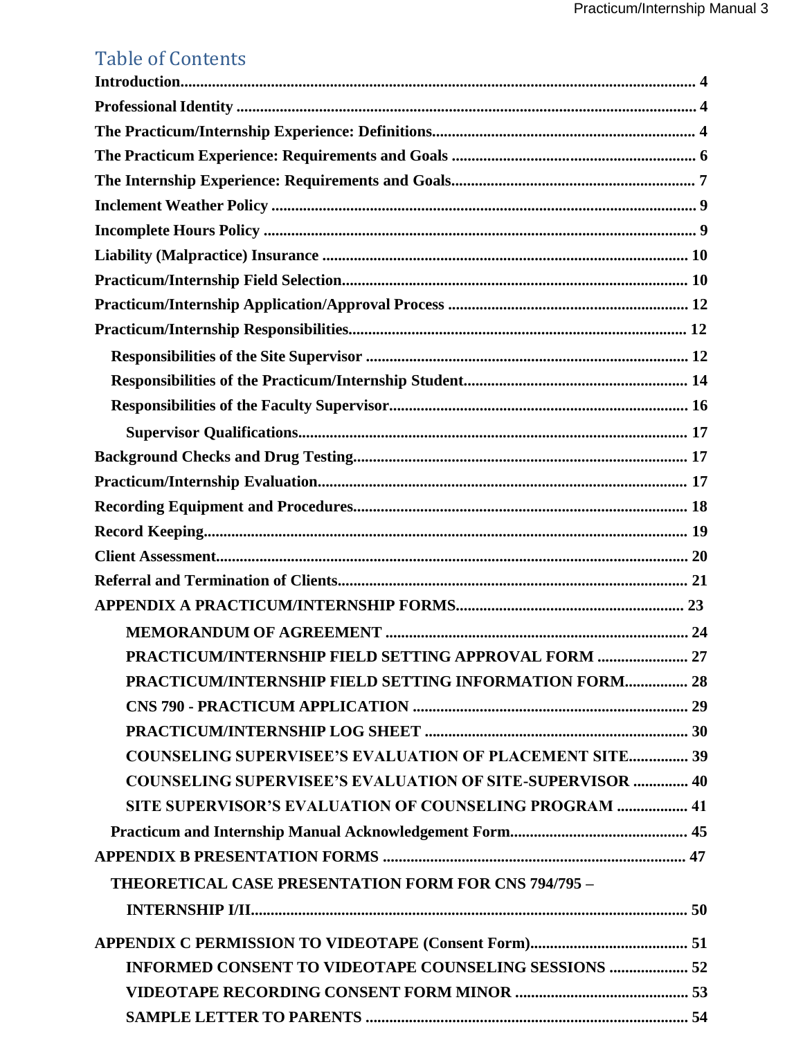## Table of Contents

**Introduction** ........ 4
**Professional Identity** ........ 4
**The Practicum/Internship Experience: Definitions** ........ 4
**The Practicum Experience: Requirements and Goals** ........ 6
**The Internship Experience: Requirements and Goals** ........ 7
**Inclement Weather Policy** ........ 9
**Incomplete Hours Policy** ........ 9
**Liability (Malpractice) Insurance** ........ 10
**Practicum/Internship Field Selection** ........ 10
**Practicum/Internship Application/Approval Process** ........ 12
**Practicum/Internship Responsibilities** ........ 12
- **Responsibilities of the Site Supervisor** ........ 12
- **Responsibilities of the Practicum/Internship Student** ........ 14
- **Responsibilities of the Faculty Supervisor** ........ 16
  - **Supervisor Qualifications** ........ 17

**Background Checks and Drug Testing** ........ 17
**Practicum/Internship Evaluation** ........ 17
**Recording Equipment and Procedures** ........ 18
**Record Keeping** ........ 19
**Client Assessment** ........ 20
**Referral and Termination of Clients** ........ 21
**APPENDIX A PRACTICUM/INTERNSHIP FORMS** ........ 23
- **MEMORANDUM OF AGREEMENT** ........ 24
- **PRACTICUM/INTERNSHIP FIELD SETTING APPROVAL FORM** ........ 27
- **PRACTICUM/INTERNSHIP FIELD SETTING INFORMATION FORM** ........ 28
- **CNS 790 - PRACTICUM APPLICATION** ........ 29
- **PRACTICUM/INTERNSHIP LOG SHEET** ........ 30
- **COUNSELING SUPERVISEE'S EVALUATION OF PLACEMENT SITE** ........ 39
- **COUNSELING SUPERVISEE'S EVALUATION OF SITE-SUPERVISOR** ........ 40
- **SITE SUPERVISOR'S EVALUATION OF COUNSELING PROGRAM** ........ 41
- **Practicum and Internship Manual Acknowledgement Form** ........ 45

**APPENDIX B PRESENTATION FORMS** ........ 47
- **THEORETICAL CASE PRESENTATION FORM FOR CNS 794/795 – INTERNSHIP I/II** ........ 50

**APPENDIX C PERMISSION TO VIDEOTAPE (Consent Form)** ........ 51
- **INFORMED CONSENT TO VIDEOTAPE COUNSELING SESSIONS** ........ 52
- **VIDEOTAPE RECORDING CONSENT FORM MINOR** ........ 53
- **SAMPLE LETTER TO PARENTS** ........ 54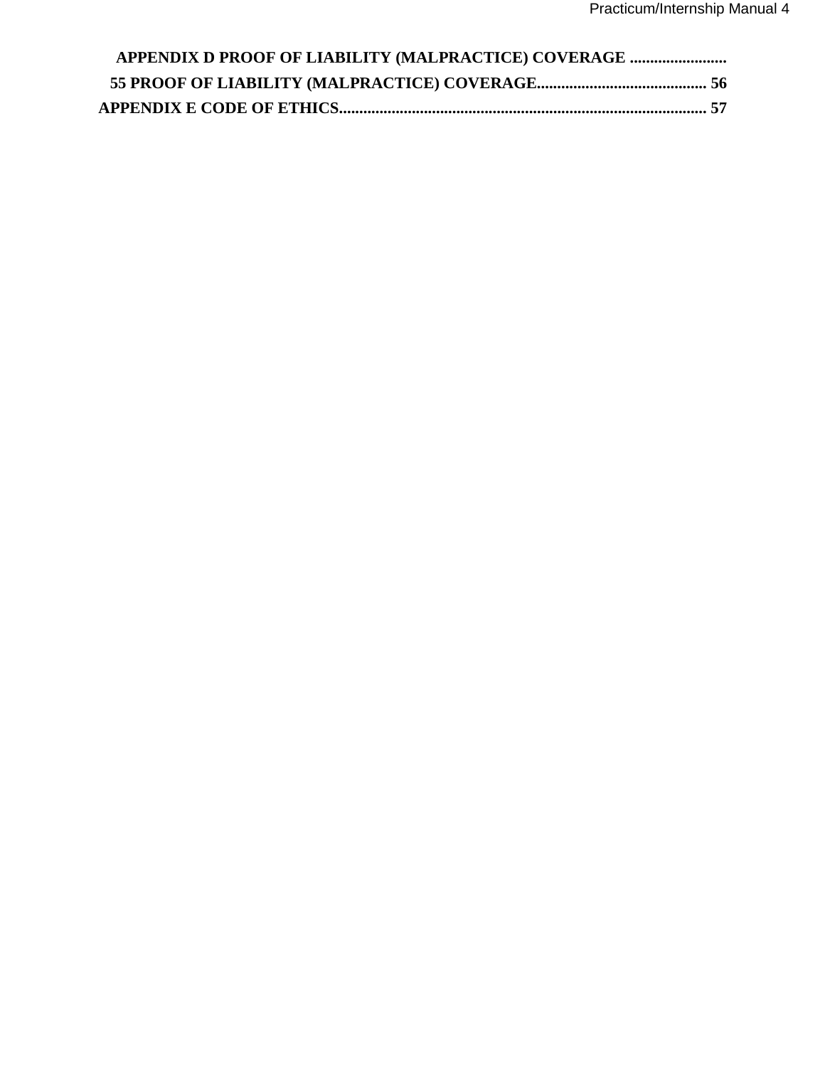**APPENDIX D PROOF OF LIABILITY (MALPRACTICE) COVERAGE ........................ 55 PROOF OF LIABILITY (MALPRACTICE) COVERAGE.......................................... 56**

**APPENDIX E CODE OF ETHICS.......................................................................................... 57**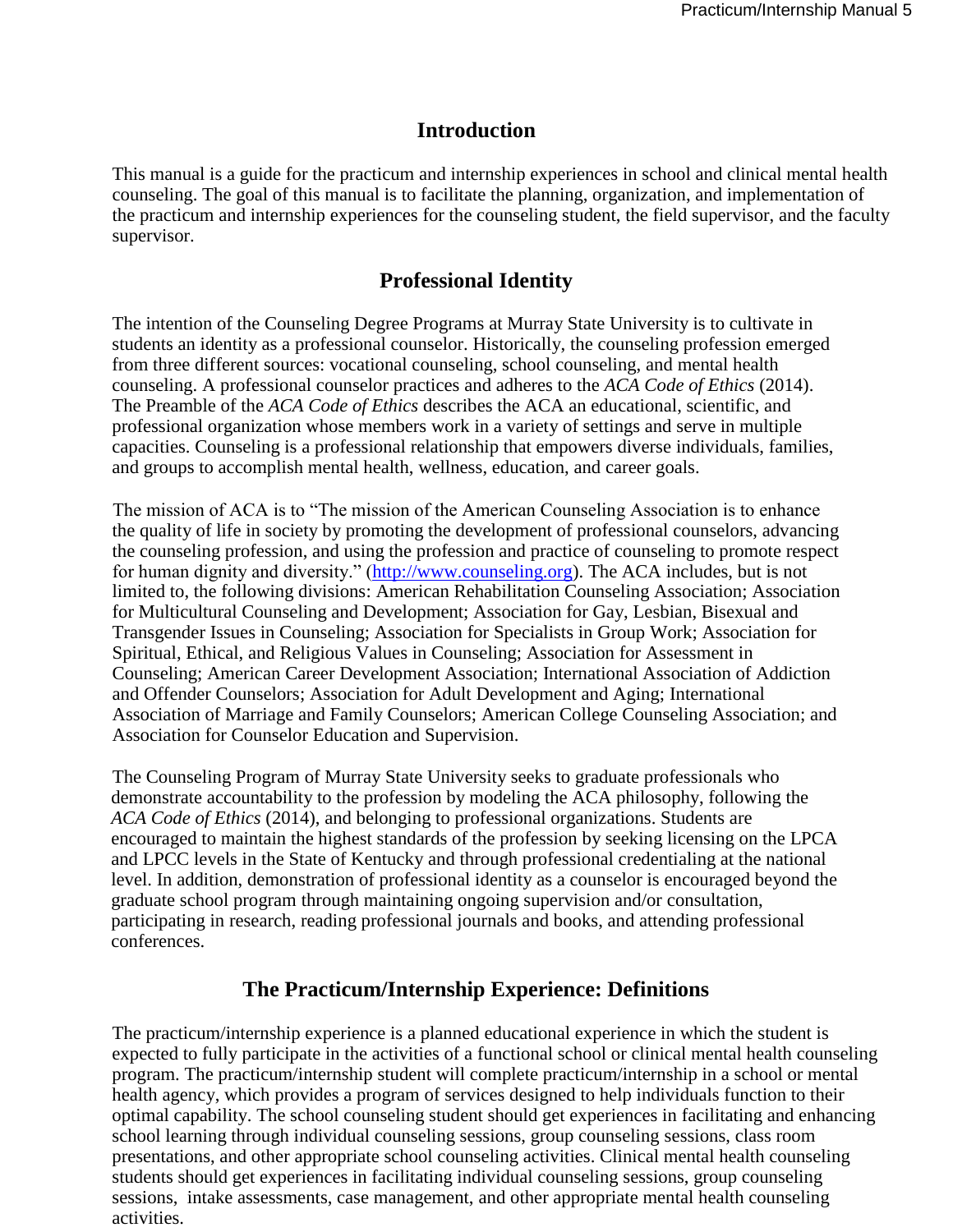## Introduction

This manual is a guide for the practicum and internship experiences in school and clinical mental health counseling. The goal of this manual is to facilitate the planning, organization, and implementation of the practicum and internship experiences for the counseling student, the field supervisor, and the faculty supervisor.

## Professional Identity

The intention of the Counseling Degree Programs at Murray State University is to cultivate in students an identity as a professional counselor. Historically, the counseling profession emerged from three different sources: vocational counseling, school counseling, and mental health counseling. A professional counselor practices and adheres to the *ACA Code of Ethics* (2014). The Preamble of the *ACA Code of Ethics* describes the ACA an educational, scientific, and professional organization whose members work in a variety of settings and serve in multiple capacities. Counseling is a professional relationship that empowers diverse individuals, families, and groups to accomplish mental health, wellness, education, and career goals.

The mission of ACA is to "The mission of the American Counseling Association is to enhance the quality of life in society by promoting the development of professional counselors, advancing the counseling profession, and using the profession and practice of counseling to promote respect for human dignity and diversity." ([http://www.counseling.org](http://www.counseling.org)). The ACA includes, but is not limited to, the following divisions: American Rehabilitation Counseling Association; Association for Multicultural Counseling and Development; Association for Gay, Lesbian, Bisexual and Transgender Issues in Counseling; Association for Specialists in Group Work; Association for Spiritual, Ethical, and Religious Values in Counseling; Association for Assessment in Counseling; American Career Development Association; International Association of Addiction and Offender Counselors; Association for Adult Development and Aging; International Association of Marriage and Family Counselors; American College Counseling Association; and Association for Counselor Education and Supervision.

The Counseling Program of Murray State University seeks to graduate professionals who demonstrate accountability to the profession by modeling the ACA philosophy, following the *ACA Code of Ethics* (2014), and belonging to professional organizations. Students are encouraged to maintain the highest standards of the profession by seeking licensing on the LPCA and LPCC levels in the State of Kentucky and through professional credentialing at the national level. In addition, demonstration of professional identity as a counselor is encouraged beyond the graduate school program through maintaining ongoing supervision and/or consultation, participating in research, reading professional journals and books, and attending professional conferences.

## The Practicum/Internship Experience: Definitions

The practicum/internship experience is a planned educational experience in which the student is expected to fully participate in the activities of a functional school or clinical mental health counseling program. The practicum/internship student will complete practicum/internship in a school or mental health agency, which provides a program of services designed to help individuals function to their optimal capability. The school counseling student should get experiences in facilitating and enhancing school learning through individual counseling sessions, group counseling sessions, class room presentations, and other appropriate school counseling activities. Clinical mental health counseling students should get experiences in facilitating individual counseling sessions, group counseling sessions, intake assessments, case management, and other appropriate mental health counseling activities.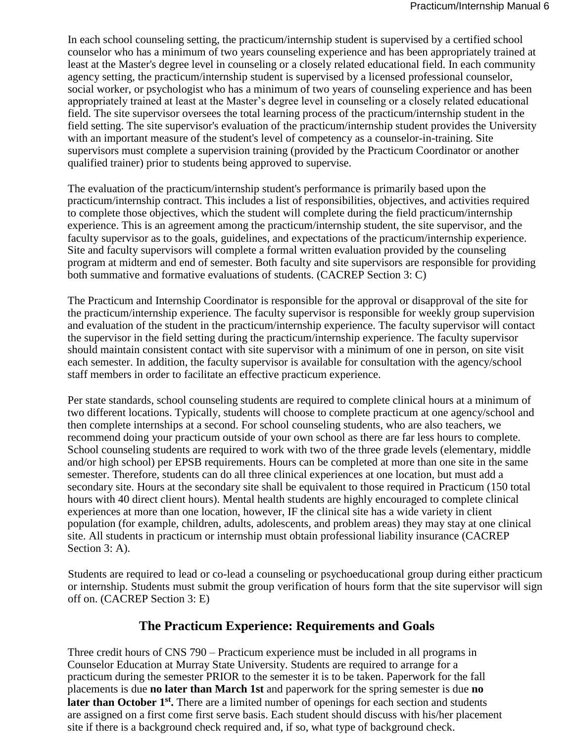In each school counseling setting, the practicum/internship student is supervised by a certified school counselor who has a minimum of two years counseling experience and has been appropriately trained at least at the Master's degree level in counseling or a closely related educational field. In each community agency setting, the practicum/internship student is supervised by a licensed professional counselor, social worker, or psychologist who has a minimum of two years of counseling experience and has been appropriately trained at least at the Master's degree level in counseling or a closely related educational field. The site supervisor oversees the total learning process of the practicum/internship student in the field setting. The site supervisor's evaluation of the practicum/internship student provides the University with an important measure of the student's level of competency as a counselor-in-training. Site supervisors must complete a supervision training (provided by the Practicum Coordinator or another qualified trainer) prior to students being approved to supervise.

The evaluation of the practicum/internship student's performance is primarily based upon the practicum/internship contract. This includes a list of responsibilities, objectives, and activities required to complete those objectives, which the student will complete during the field practicum/internship experience. This is an agreement among the practicum/internship student, the site supervisor, and the faculty supervisor as to the goals, guidelines, and expectations of the practicum/internship experience. Site and faculty supervisors will complete a formal written evaluation provided by the counseling program at midterm and end of semester. Both faculty and site supervisors are responsible for providing both summative and formative evaluations of students. (CACREP Section 3: C)

The Practicum and Internship Coordinator is responsible for the approval or disapproval of the site for the practicum/internship experience. The faculty supervisor is responsible for weekly group supervision and evaluation of the student in the practicum/internship experience. The faculty supervisor will contact the supervisor in the field setting during the practicum/internship experience. The faculty supervisor should maintain consistent contact with site supervisor with a minimum of one in person, on site visit each semester. In addition, the faculty supervisor is available for consultation with the agency/school staff members in order to facilitate an effective practicum experience.

Per state standards, school counseling students are required to complete clinical hours at a minimum of two different locations. Typically, students will choose to complete practicum at one agency/school and then complete internships at a second. For school counseling students, who are also teachers, we recommend doing your practicum outside of your own school as there are far less hours to complete. School counseling students are required to work with two of the three grade levels (elementary, middle and/or high school) per EPSB requirements. Hours can be completed at more than one site in the same semester. Therefore, students can do all three clinical experiences at one location, but must add a secondary site. Hours at the secondary site shall be equivalent to those required in Practicum (150 total hours with 40 direct client hours). Mental health students are highly encouraged to complete clinical experiences at more than one location, however, IF the clinical site has a wide variety in client population (for example, children, adults, adolescents, and problem areas) they may stay at one clinical site. All students in practicum or internship must obtain professional liability insurance (CACREP Section 3: A).

Students are required to lead or co-lead a counseling or psychoeducational group during either practicum or internship. Students must submit the group verification of hours form that the site supervisor will sign off on. (CACREP Section 3: E)

## The Practicum Experience: Requirements and Goals

Three credit hours of CNS 790 – Practicum experience must be included in all programs in Counselor Education at Murray State University. Students are required to arrange for a practicum during the semester PRIOR to the semester it is to be taken. Paperwork for the fall placements is due **no later than March 1st** and paperwork for the spring semester is due **no later than October 1st.** There are a limited number of openings for each section and students are assigned on a first come first serve basis. Each student should discuss with his/her placement site if there is a background check required and, if so, what type of background check.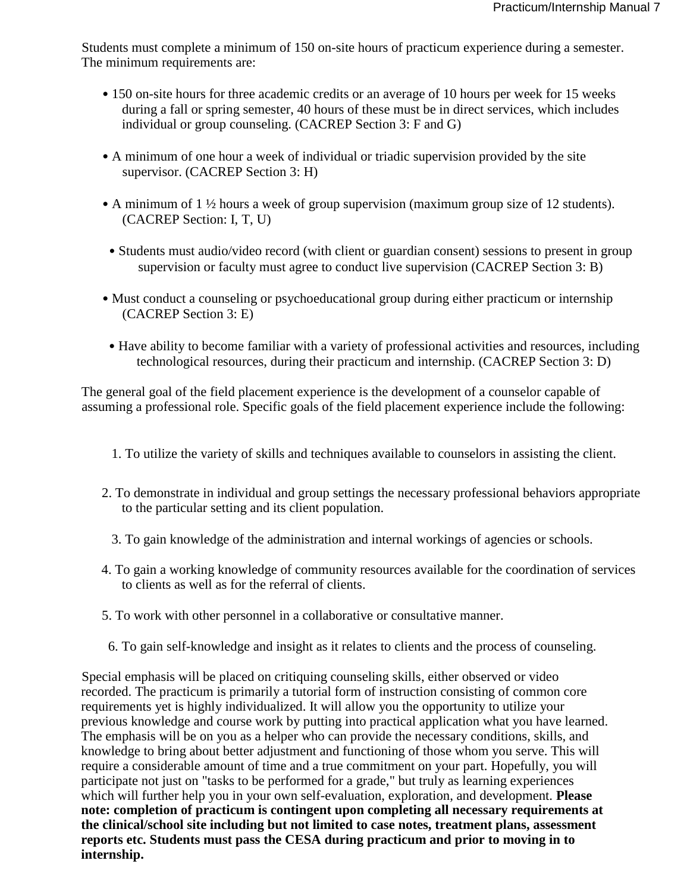Students must complete a minimum of 150 on-site hours of practicum experience during a semester. The minimum requirements are:

- 150 on-site hours for three academic credits or an average of 10 hours per week for 15 weeks during a fall or spring semester, 40 hours of these must be in direct services, which includes individual or group counseling. (CACREP Section 3: F and G)
- A minimum of one hour a week of individual or triadic supervision provided by the site supervisor. (CACREP Section 3: H)
- A minimum of 1 ½ hours a week of group supervision (maximum group size of 12 students). (CACREP Section: I, T, U)
- Students must audio/video record (with client or guardian consent) sessions to present in group supervision or faculty must agree to conduct live supervision (CACREP Section 3: B)
- Must conduct a counseling or psychoeducational group during either practicum or internship (CACREP Section 3: E)
- Have ability to become familiar with a variety of professional activities and resources, including technological resources, during their practicum and internship. (CACREP Section 3: D)

The general goal of the field placement experience is the development of a counselor capable of assuming a professional role. Specific goals of the field placement experience include the following:

1. To utilize the variety of skills and techniques available to counselors in assisting the client.
2. To demonstrate in individual and group settings the necessary professional behaviors appropriate to the particular setting and its client population.
3. To gain knowledge of the administration and internal workings of agencies or schools.
4. To gain a working knowledge of community resources available for the coordination of services to clients as well as for the referral of clients.
5. To work with other personnel in a collaborative or consultative manner.
6. To gain self-knowledge and insight as it relates to clients and the process of counseling.

Special emphasis will be placed on critiquing counseling skills, either observed or video recorded. The practicum is primarily a tutorial form of instruction consisting of common core requirements yet is highly individualized. It will allow you the opportunity to utilize your previous knowledge and course work by putting into practical application what you have learned. The emphasis will be on you as a helper who can provide the necessary conditions, skills, and knowledge to bring about better adjustment and functioning of those whom you serve. This will require a considerable amount of time and a true commitment on your part. Hopefully, you will participate not just on "tasks to be performed for a grade," but truly as learning experiences which will further help you in your own self-evaluation, exploration, and development. **Please note: completion of practicum is contingent upon completing all necessary requirements at the clinical/school site including but not limited to case notes, treatment plans, assessment reports etc. Students must pass the CESA during practicum and prior to moving in to internship.**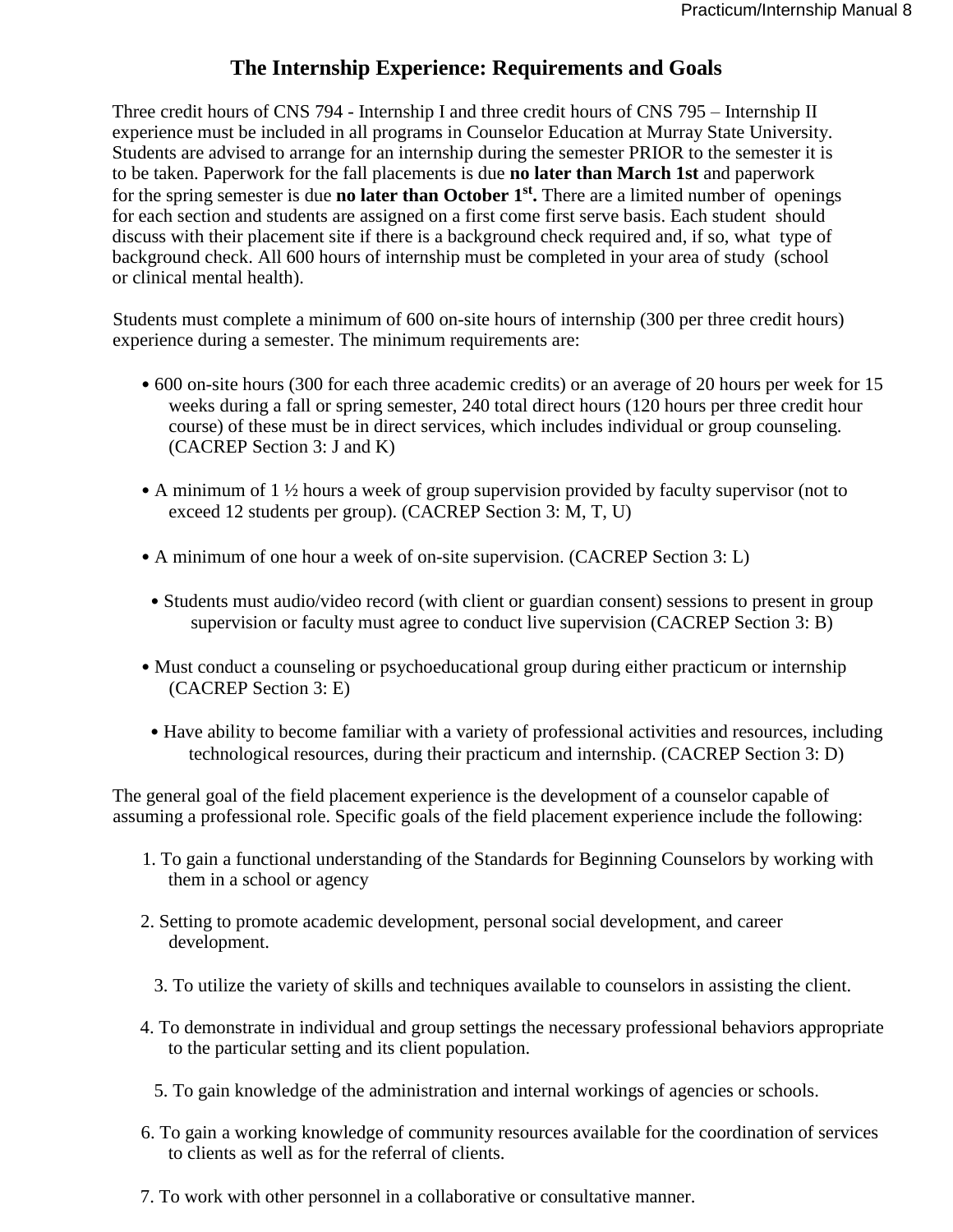## The Internship Experience: Requirements and Goals

Three credit hours of CNS 794 - Internship I and three credit hours of CNS 795 – Internship II experience must be included in all programs in Counselor Education at Murray State University. Students are advised to arrange for an internship during the semester PRIOR to the semester it is to be taken. Paperwork for the fall placements is due **no later than March 1st** and paperwork for the spring semester is due **no later than October 1st.** There are a limited number of openings for each section and students are assigned on a first come first serve basis. Each student should discuss with their placement site if there is a background check required and, if so, what type of background check. All 600 hours of internship must be completed in your area of study (school or clinical mental health).

Students must complete a minimum of 600 on-site hours of internship (300 per three credit hours) experience during a semester. The minimum requirements are:

- 600 on-site hours (300 for each three academic credits) or an average of 20 hours per week for 15 weeks during a fall or spring semester, 240 total direct hours (120 hours per three credit hour course) of these must be in direct services, which includes individual or group counseling. (CACREP Section 3: J and K)
- A minimum of 1 ½ hours a week of group supervision provided by faculty supervisor (not to exceed 12 students per group). (CACREP Section 3: M, T, U)
- A minimum of one hour a week of on-site supervision. (CACREP Section 3: L)
- Students must audio/video record (with client or guardian consent) sessions to present in group supervision or faculty must agree to conduct live supervision (CACREP Section 3: B)
- Must conduct a counseling or psychoeducational group during either practicum or internship (CACREP Section 3: E)
- Have ability to become familiar with a variety of professional activities and resources, including technological resources, during their practicum and internship. (CACREP Section 3: D)

The general goal of the field placement experience is the development of a counselor capable of assuming a professional role. Specific goals of the field placement experience include the following:

1. To gain a functional understanding of the Standards for Beginning Counselors by working with them in a school or agency
2. Setting to promote academic development, personal social development, and career development.
3. To utilize the variety of skills and techniques available to counselors in assisting the client.
4. To demonstrate in individual and group settings the necessary professional behaviors appropriate to the particular setting and its client population.
5. To gain knowledge of the administration and internal workings of agencies or schools.
6. To gain a working knowledge of community resources available for the coordination of services to clients as well as for the referral of clients.
7. To work with other personnel in a collaborative or consultative manner.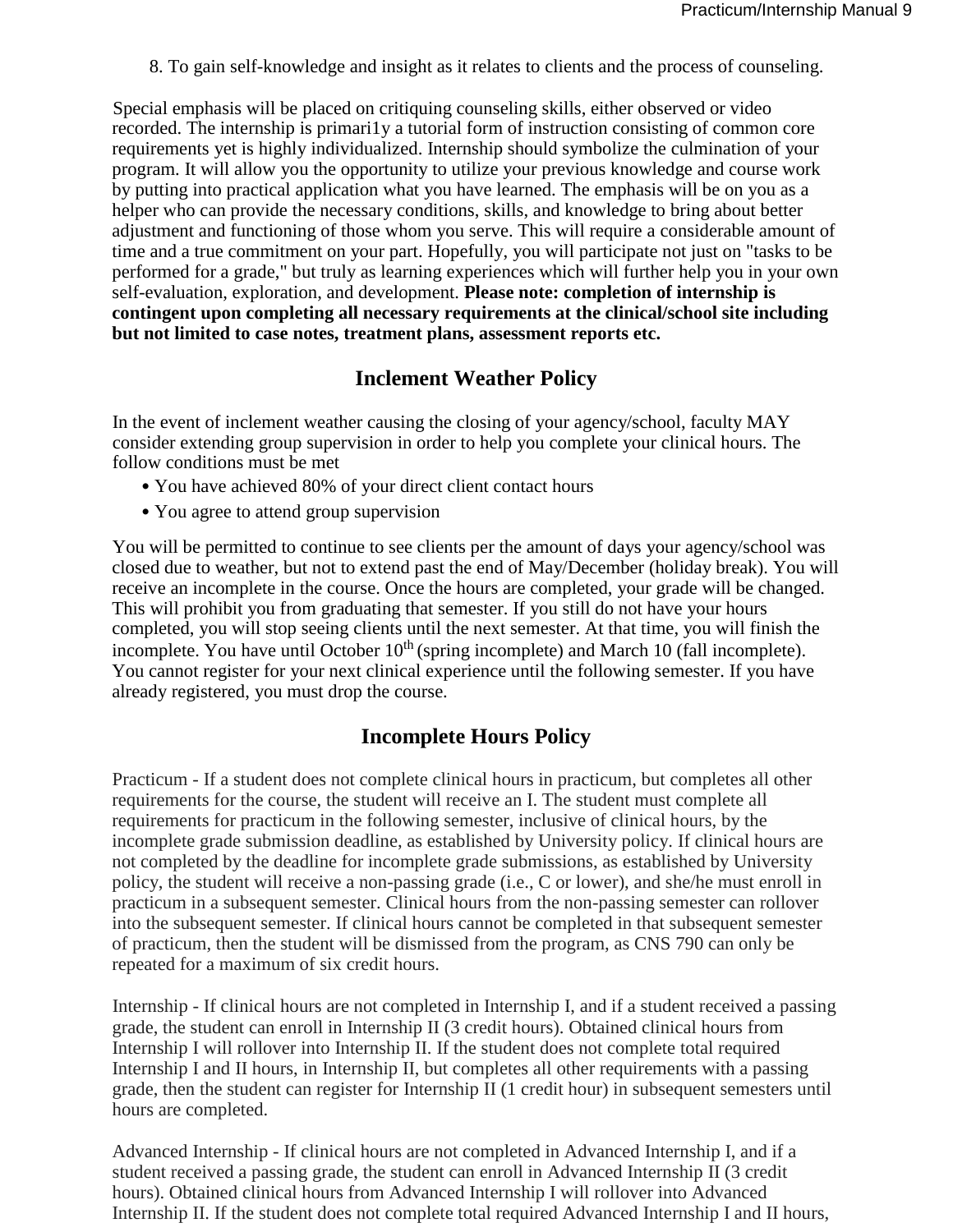8. To gain self-knowledge and insight as it relates to clients and the process of counseling.

Special emphasis will be placed on critiquing counseling skills, either observed or video recorded. The internship is primari1y a tutorial form of instruction consisting of common core requirements yet is highly individualized. Internship should symbolize the culmination of your program. It will allow you the opportunity to utilize your previous knowledge and course work by putting into practical application what you have learned. The emphasis will be on you as a helper who can provide the necessary conditions, skills, and knowledge to bring about better adjustment and functioning of those whom you serve. This will require a considerable amount of time and a true commitment on your part. Hopefully, you will participate not just on "tasks to be performed for a grade," but truly as learning experiences which will further help you in your own self-evaluation, exploration, and development. **Please note: completion of internship is contingent upon completing all necessary requirements at the clinical/school site including but not limited to case notes, treatment plans, assessment reports etc.**

## Inclement Weather Policy

In the event of inclement weather causing the closing of your agency/school, faculty MAY consider extending group supervision in order to help you complete your clinical hours. The follow conditions must be met

- You have achieved 80% of your direct client contact hours
- You agree to attend group supervision

You will be permitted to continue to see clients per the amount of days your agency/school was closed due to weather, but not to extend past the end of May/December (holiday break). You will receive an incomplete in the course. Once the hours are completed, your grade will be changed. This will prohibit you from graduating that semester. If you still do not have your hours completed, you will stop seeing clients until the next semester. At that time, you will finish the incomplete. You have until October 10th (spring incomplete) and March 10 (fall incomplete). You cannot register for your next clinical experience until the following semester. If you have already registered, you must drop the course.

## Incomplete Hours Policy

Practicum - If a student does not complete clinical hours in practicum, but completes all other requirements for the course, the student will receive an I. The student must complete all requirements for practicum in the following semester, inclusive of clinical hours, by the incomplete grade submission deadline, as established by University policy. If clinical hours are not completed by the deadline for incomplete grade submissions, as established by University policy, the student will receive a non-passing grade (i.e., C or lower), and she/he must enroll in practicum in a subsequent semester. Clinical hours from the non-passing semester can rollover into the subsequent semester. If clinical hours cannot be completed in that subsequent semester of practicum, then the student will be dismissed from the program, as CNS 790 can only be repeated for a maximum of six credit hours.

Internship - If clinical hours are not completed in Internship I, and if a student received a passing grade, the student can enroll in Internship II (3 credit hours). Obtained clinical hours from Internship I will rollover into Internship II. If the student does not complete total required Internship I and II hours, in Internship II, but completes all other requirements with a passing grade, then the student can register for Internship II (1 credit hour) in subsequent semesters until hours are completed.

Advanced Internship - If clinical hours are not completed in Advanced Internship I, and if a student received a passing grade, the student can enroll in Advanced Internship II (3 credit hours). Obtained clinical hours from Advanced Internship I will rollover into Advanced Internship II. If the student does not complete total required Advanced Internship I and II hours,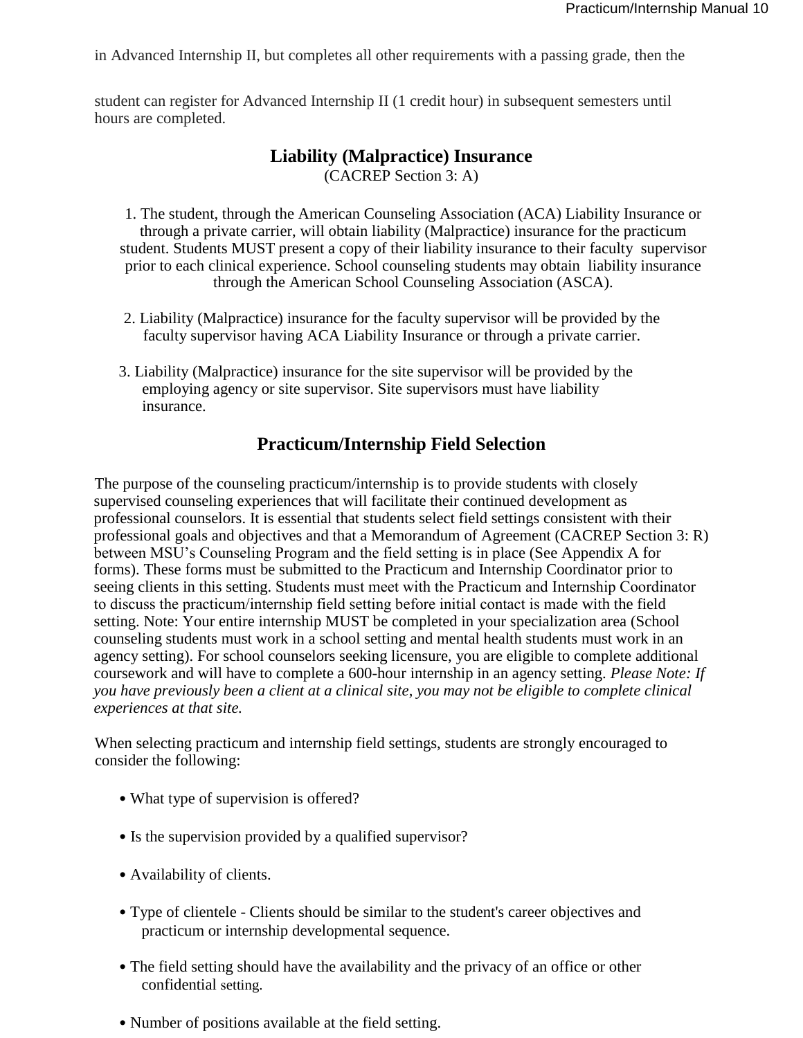in Advanced Internship II, but completes all other requirements with a passing grade, then the

student can register for Advanced Internship II (1 credit hour) in subsequent semesters until hours are completed.

## Liability (Malpractice) Insurance

(CACREP Section 3: A)

1. The student, through the American Counseling Association (ACA) Liability Insurance or through a private carrier, will obtain liability (Malpractice) insurance for the practicum student. Students MUST present a copy of their liability insurance to their faculty supervisor prior to each clinical experience. School counseling students may obtain liability insurance through the American School Counseling Association (ASCA).

2. Liability (Malpractice) insurance for the faculty supervisor will be provided by the faculty supervisor having ACA Liability Insurance or through a private carrier.

3. Liability (Malpractice) insurance for the site supervisor will be provided by the employing agency or site supervisor. Site supervisors must have liability insurance.

## Practicum/Internship Field Selection

The purpose of the counseling practicum/internship is to provide students with closely supervised counseling experiences that will facilitate their continued development as professional counselors. It is essential that students select field settings consistent with their professional goals and objectives and that a Memorandum of Agreement (CACREP Section 3: R) between MSU's Counseling Program and the field setting is in place (See Appendix A for forms). These forms must be submitted to the Practicum and Internship Coordinator prior to seeing clients in this setting. Students must meet with the Practicum and Internship Coordinator to discuss the practicum/internship field setting before initial contact is made with the field setting. Note: Your entire internship MUST be completed in your specialization area (School counseling students must work in a school setting and mental health students must work in an agency setting). For school counselors seeking licensure, you are eligible to complete additional coursework and will have to complete a 600-hour internship in an agency setting. *Please Note: If you have previously been a client at a clinical site, you may not be eligible to complete clinical experiences at that site.*

When selecting practicum and internship field settings, students are strongly encouraged to consider the following:

- What type of supervision is offered?
- Is the supervision provided by a qualified supervisor?
- Availability of clients.
- Type of clientele - Clients should be similar to the student's career objectives and practicum or internship developmental sequence.
- The field setting should have the availability and the privacy of an office or other confidential setting.
- Number of positions available at the field setting.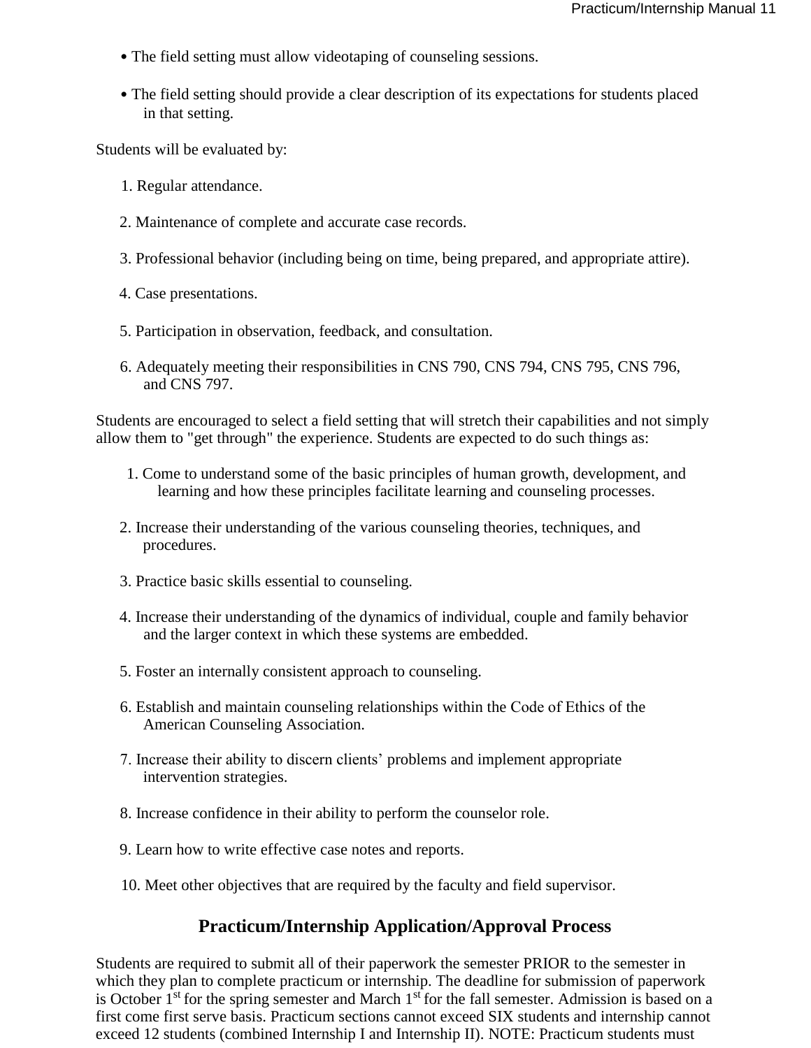- The field setting must allow videotaping of counseling sessions.
- The field setting should provide a clear description of its expectations for students placed in that setting.

Students will be evaluated by:

1. Regular attendance.
2. Maintenance of complete and accurate case records.
3. Professional behavior (including being on time, being prepared, and appropriate attire).
4. Case presentations.
5. Participation in observation, feedback, and consultation.
6. Adequately meeting their responsibilities in CNS 790, CNS 794, CNS 795, CNS 796, and CNS 797.

Students are encouraged to select a field setting that will stretch their capabilities and not simply allow them to "get through" the experience. Students are expected to do such things as:

1. Come to understand some of the basic principles of human growth, development, and learning and how these principles facilitate learning and counseling processes.
2. Increase their understanding of the various counseling theories, techniques, and procedures.
3. Practice basic skills essential to counseling.
4. Increase their understanding of the dynamics of individual, couple and family behavior and the larger context in which these systems are embedded.
5. Foster an internally consistent approach to counseling.
6. Establish and maintain counseling relationships within the Code of Ethics of the American Counseling Association.
7. Increase their ability to discern clients' problems and implement appropriate intervention strategies.
8. Increase confidence in their ability to perform the counselor role.
9. Learn how to write effective case notes and reports.
10. Meet other objectives that are required by the faculty and field supervisor.

## Practicum/Internship Application/Approval Process

Students are required to submit all of their paperwork the semester PRIOR to the semester in which they plan to complete practicum or internship. The deadline for submission of paperwork is October 1st for the spring semester and March 1st for the fall semester. Admission is based on a first come first serve basis. Practicum sections cannot exceed SIX students and internship cannot exceed 12 students (combined Internship I and Internship II). NOTE: Practicum students must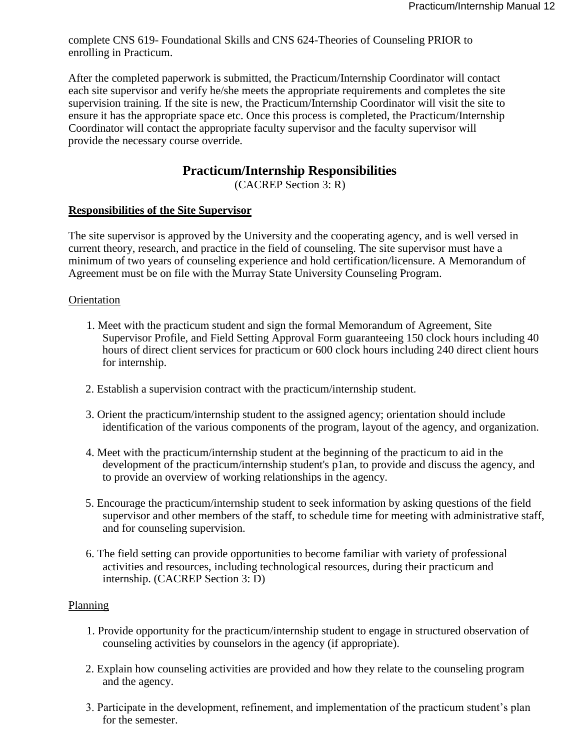complete CNS 619- Foundational Skills and CNS 624-Theories of Counseling PRIOR to enrolling in Practicum.

After the completed paperwork is submitted, the Practicum/Internship Coordinator will contact each site supervisor and verify he/she meets the appropriate requirements and completes the site supervision training. If the site is new, the Practicum/Internship Coordinator will visit the site to ensure it has the appropriate space etc. Once this process is completed, the Practicum/Internship Coordinator will contact the appropriate faculty supervisor and the faculty supervisor will provide the necessary course override.

## Practicum/Internship Responsibilities

(CACREP Section 3: R)

### Responsibilities of the Site Supervisor

The site supervisor is approved by the University and the cooperating agency, and is well versed in current theory, research, and practice in the field of counseling. The site supervisor must have a minimum of two years of counseling experience and hold certification/licensure. A Memorandum of Agreement must be on file with the Murray State University Counseling Program.

#### Orientation

1. Meet with the practicum student and sign the formal Memorandum of Agreement, Site Supervisor Profile, and Field Setting Approval Form guaranteeing 150 clock hours including 40 hours of direct client services for practicum or 600 clock hours including 240 direct client hours for internship.

2. Establish a supervision contract with the practicum/internship student.

3. Orient the practicum/internship student to the assigned agency; orientation should include identification of the various components of the program, layout of the agency, and organization.

4. Meet with the practicum/internship student at the beginning of the practicum to aid in the development of the practicum/internship student's p1an, to provide and discuss the agency, and to provide an overview of working relationships in the agency.

5. Encourage the practicum/internship student to seek information by asking questions of the field supervisor and other members of the staff, to schedule time for meeting with administrative staff, and for counseling supervision.

6. The field setting can provide opportunities to become familiar with variety of professional activities and resources, including technological resources, during their practicum and internship. (CACREP Section 3: D)

#### Planning

1. Provide opportunity for the practicum/internship student to engage in structured observation of counseling activities by counselors in the agency (if appropriate).

2. Explain how counseling activities are provided and how they relate to the counseling program and the agency.

3. Participate in the development, refinement, and implementation of the practicum student's plan for the semester.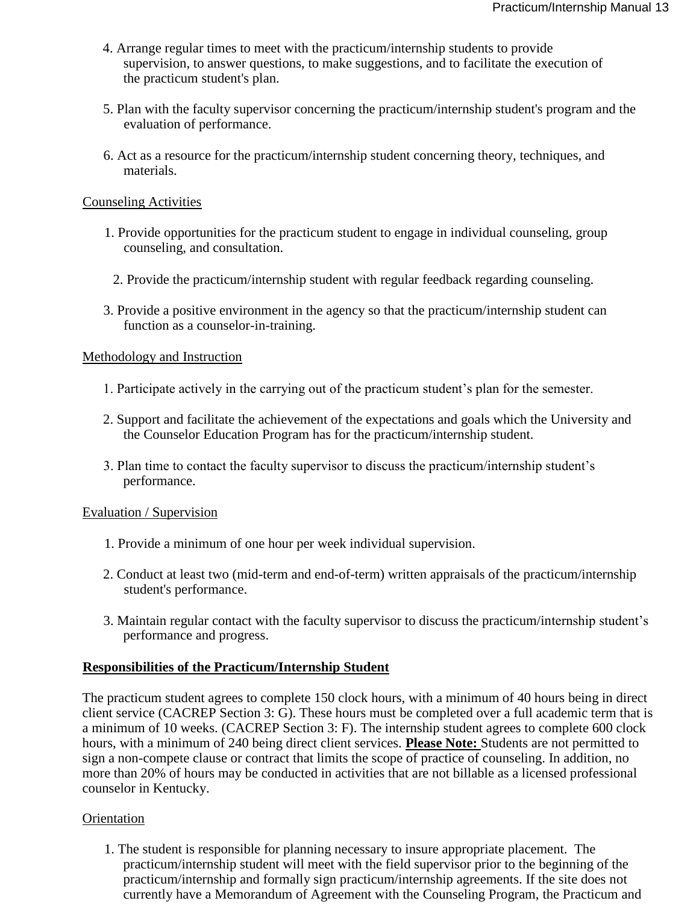4. Arrange regular times to meet with the practicum/internship students to provide supervision, to answer questions, to make suggestions, and to facilitate the execution of the practicum student's plan.

5. Plan with the faculty supervisor concerning the practicum/internship student's program and the evaluation of performance.

6. Act as a resource for the practicum/internship student concerning theory, techniques, and materials.

Counseling Activities

1. Provide opportunities for the practicum student to engage in individual counseling, group counseling, and consultation.

2. Provide the practicum/internship student with regular feedback regarding counseling.

3. Provide a positive environment in the agency so that the practicum/internship student can function as a counselor-in-training.

Methodology and Instruction

1. Participate actively in the carrying out of the practicum student's plan for the semester.

2. Support and facilitate the achievement of the expectations and goals which the University and the Counselor Education Program has for the practicum/internship student.

3. Plan time to contact the faculty supervisor to discuss the practicum/internship student's performance.

Evaluation / Supervision

1. Provide a minimum of one hour per week individual supervision.

2. Conduct at least two (mid-term and end-of-term) written appraisals of the practicum/internship student's performance.

3. Maintain regular contact with the faculty supervisor to discuss the practicum/internship student's performance and progress.

**Responsibilities of the Practicum/Internship Student**

The practicum student agrees to complete 150 clock hours, with a minimum of 40 hours being in direct client service (CACREP Section 3: G). These hours must be completed over a full academic term that is a minimum of 10 weeks. (CACREP Section 3: F). The internship student agrees to complete 600 clock hours, with a minimum of 240 being direct client services. **Please Note:** Students are not permitted to sign a non-compete clause or contract that limits the scope of practice of counseling. In addition, no more than 20% of hours may be conducted in activities that are not billable as a licensed professional counselor in Kentucky.

Orientation

1. The student is responsible for planning necessary to insure appropriate placement. The practicum/internship student will meet with the field supervisor prior to the beginning of the practicum/internship and formally sign practicum/internship agreements. If the site does not currently have a Memorandum of Agreement with the Counseling Program, the Practicum and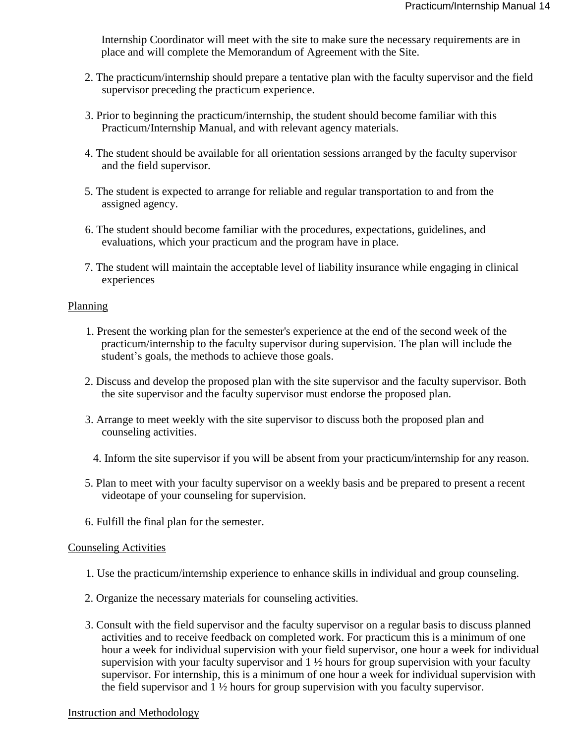Internship Coordinator will meet with the site to make sure the necessary requirements are in place and will complete the Memorandum of Agreement with the Site.

2. The practicum/internship should prepare a tentative plan with the faculty supervisor and the field supervisor preceding the practicum experience.

3. Prior to beginning the practicum/internship, the student should become familiar with this Practicum/Internship Manual, and with relevant agency materials.

4. The student should be available for all orientation sessions arranged by the faculty supervisor and the field supervisor.

5. The student is expected to arrange for reliable and regular transportation to and from the assigned agency.

6. The student should become familiar with the procedures, expectations, guidelines, and evaluations, which your practicum and the program have in place.

7. The student will maintain the acceptable level of liability insurance while engaging in clinical experiences

Planning

1. Present the working plan for the semester's experience at the end of the second week of the practicum/internship to the faculty supervisor during supervision. The plan will include the student's goals, the methods to achieve those goals.

2. Discuss and develop the proposed plan with the site supervisor and the faculty supervisor. Both the site supervisor and the faculty supervisor must endorse the proposed plan.

3. Arrange to meet weekly with the site supervisor to discuss both the proposed plan and counseling activities.

4. Inform the site supervisor if you will be absent from your practicum/internship for any reason.

5. Plan to meet with your faculty supervisor on a weekly basis and be prepared to present a recent videotape of your counseling for supervision.

6. Fulfill the final plan for the semester.

Counseling Activities

1. Use the practicum/internship experience to enhance skills in individual and group counseling.

2. Organize the necessary materials for counseling activities.

3. Consult with the field supervisor and the faculty supervisor on a regular basis to discuss planned activities and to receive feedback on completed work. For practicum this is a minimum of one hour a week for individual supervision with your field supervisor, one hour a week for individual supervision with your faculty supervisor and 1 ½ hours for group supervision with your faculty supervisor. For internship, this is a minimum of one hour a week for individual supervision with the field supervisor and 1 ½ hours for group supervision with you faculty supervisor.

Instruction and Methodology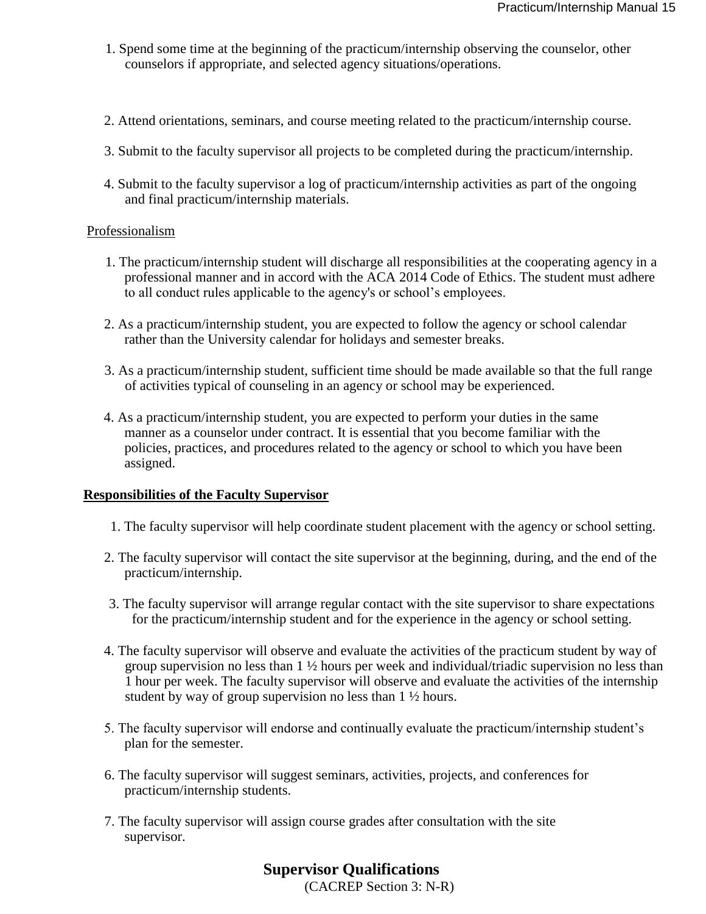1. Spend some time at the beginning of the practicum/internship observing the counselor, other counselors if appropriate, and selected agency situations/operations.

2. Attend orientations, seminars, and course meeting related to the practicum/internship course.

3. Submit to the faculty supervisor all projects to be completed during the practicum/internship.

4. Submit to the faculty supervisor a log of practicum/internship activities as part of the ongoing and final practicum/internship materials.

Professionalism

1. The practicum/internship student will discharge all responsibilities at the cooperating agency in a professional manner and in accord with the ACA 2014 Code of Ethics. The student must adhere to all conduct rules applicable to the agency's or school's employees.

2. As a practicum/internship student, you are expected to follow the agency or school calendar rather than the University calendar for holidays and semester breaks.

3. As a practicum/internship student, sufficient time should be made available so that the full range of activities typical of counseling in an agency or school may be experienced.

4. As a practicum/internship student, you are expected to perform your duties in the same manner as a counselor under contract. It is essential that you become familiar with the policies, practices, and procedures related to the agency or school to which you have been assigned.

**Responsibilities of the Faculty Supervisor**

1. The faculty supervisor will help coordinate student placement with the agency or school setting.

2. The faculty supervisor will contact the site supervisor at the beginning, during, and the end of the practicum/internship.

3. The faculty supervisor will arrange regular contact with the site supervisor to share expectations for the practicum/internship student and for the experience in the agency or school setting.

4. The faculty supervisor will observe and evaluate the activities of the practicum student by way of group supervision no less than 1 ½ hours per week and individual/triadic supervision no less than 1 hour per week. The faculty supervisor will observe and evaluate the activities of the internship student by way of group supervision no less than 1 ½ hours.

5. The faculty supervisor will endorse and continually evaluate the practicum/internship student's plan for the semester.

6. The faculty supervisor will suggest seminars, activities, projects, and conferences for practicum/internship students.

7. The faculty supervisor will assign course grades after consultation with the site supervisor.

## Supervisor Qualifications

(CACREP Section 3: N-R)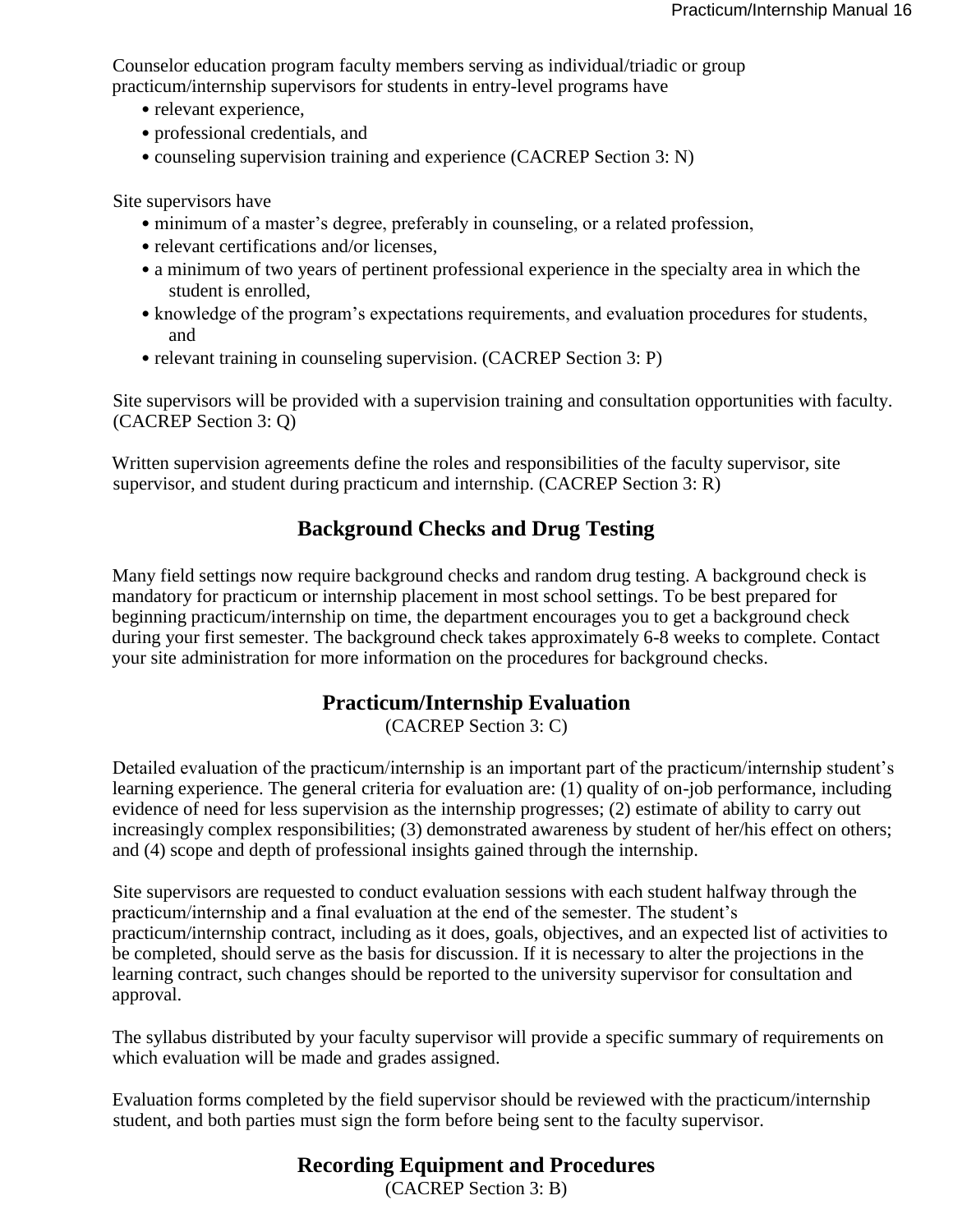Counselor education program faculty members serving as individual/triadic or group practicum/internship supervisors for students in entry-level programs have

- relevant experience,
- professional credentials, and
- counseling supervision training and experience (CACREP Section 3: N)

Site supervisors have

- minimum of a master's degree, preferably in counseling, or a related profession,
- relevant certifications and/or licenses,
- a minimum of two years of pertinent professional experience in the specialty area in which the student is enrolled,
- knowledge of the program's expectations requirements, and evaluation procedures for students, and
- relevant training in counseling supervision. (CACREP Section 3: P)

Site supervisors will be provided with a supervision training and consultation opportunities with faculty. (CACREP Section 3: Q)

Written supervision agreements define the roles and responsibilities of the faculty supervisor, site supervisor, and student during practicum and internship. (CACREP Section 3: R)

## Background Checks and Drug Testing

Many field settings now require background checks and random drug testing. A background check is mandatory for practicum or internship placement in most school settings. To be best prepared for beginning practicum/internship on time, the department encourages you to get a background check during your first semester. The background check takes approximately 6-8 weeks to complete. Contact your site administration for more information on the procedures for background checks.

## Practicum/Internship Evaluation

(CACREP Section 3: C)

Detailed evaluation of the practicum/internship is an important part of the practicum/internship student's learning experience. The general criteria for evaluation are: (1) quality of on-job performance, including evidence of need for less supervision as the internship progresses; (2) estimate of ability to carry out increasingly complex responsibilities; (3) demonstrated awareness by student of her/his effect on others; and (4) scope and depth of professional insights gained through the internship.

Site supervisors are requested to conduct evaluation sessions with each student halfway through the practicum/internship and a final evaluation at the end of the semester. The student's practicum/internship contract, including as it does, goals, objectives, and an expected list of activities to be completed, should serve as the basis for discussion. If it is necessary to alter the projections in the learning contract, such changes should be reported to the university supervisor for consultation and approval.

The syllabus distributed by your faculty supervisor will provide a specific summary of requirements on which evaluation will be made and grades assigned.

Evaluation forms completed by the field supervisor should be reviewed with the practicum/internship student, and both parties must sign the form before being sent to the faculty supervisor.

## Recording Equipment and Procedures

(CACREP Section 3: B)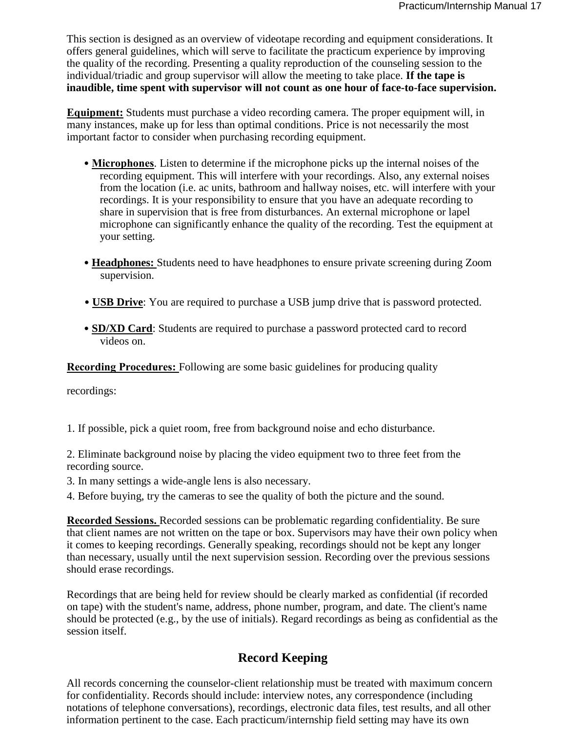This section is designed as an overview of videotape recording and equipment considerations. It offers general guidelines, which will serve to facilitate the practicum experience by improving the quality of the recording. Presenting a quality reproduction of the counseling session to the individual/triadic and group supervisor will allow the meeting to take place. **If the tape is inaudible, time spent with supervisor will not count as one hour of face-to-face supervision.**

**Equipment:** Students must purchase a video recording camera. The proper equipment will, in many instances, make up for less than optimal conditions. Price is not necessarily the most important factor to consider when purchasing recording equipment.

- **Microphones**. Listen to determine if the microphone picks up the internal noises of the recording equipment. This will interfere with your recordings. Also, any external noises from the location (i.e. ac units, bathroom and hallway noises, etc. will interfere with your recordings. It is your responsibility to ensure that you have an adequate recording to share in supervision that is free from disturbances. An external microphone or lapel microphone can significantly enhance the quality of the recording. Test the equipment at your setting.

- **Headphones:** Students need to have headphones to ensure private screening during Zoom supervision.

- **USB Drive**: You are required to purchase a USB jump drive that is password protected.

- **SD/XD Card**: Students are required to purchase a password protected card to record videos on.

**Recording Procedures:** Following are some basic guidelines for producing quality recordings:

1. If possible, pick a quiet room, free from background noise and echo disturbance.

2. Eliminate background noise by placing the video equipment two to three feet from the recording source.
3. In many settings a wide-angle lens is also necessary.
4. Before buying, try the cameras to see the quality of both the picture and the sound.

**Recorded Sessions.** Recorded sessions can be problematic regarding confidentiality. Be sure that client names are not written on the tape or box. Supervisors may have their own policy when it comes to keeping recordings. Generally speaking, recordings should not be kept any longer than necessary, usually until the next supervision session. Recording over the previous sessions should erase recordings.

Recordings that are being held for review should be clearly marked as confidential (if recorded on tape) with the student's name, address, phone number, program, and date. The client's name should be protected (e.g., by the use of initials). Regard recordings as being as confidential as the session itself.

## Record Keeping

All records concerning the counselor-client relationship must be treated with maximum concern for confidentiality. Records should include: interview notes, any correspondence (including notations of telephone conversations), recordings, electronic data files, test results, and all other information pertinent to the case. Each practicum/internship field setting may have its own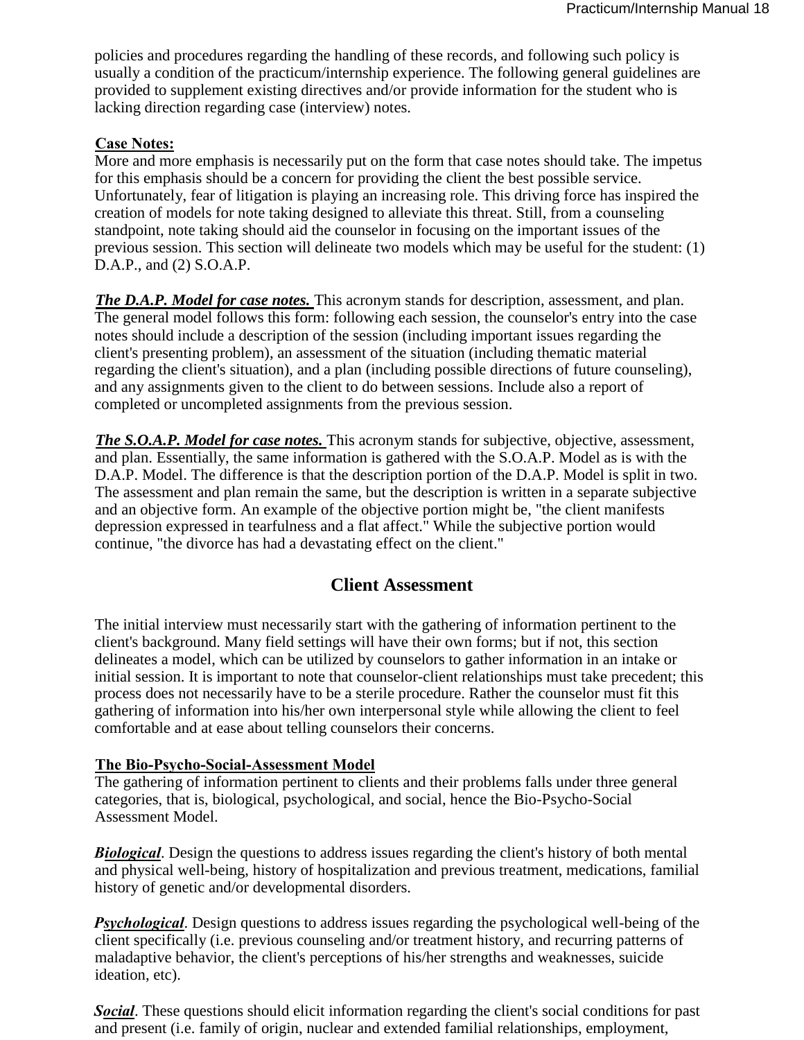policies and procedures regarding the handling of these records, and following such policy is usually a condition of the practicum/internship experience. The following general guidelines are provided to supplement existing directives and/or provide information for the student who is lacking direction regarding case (interview) notes.

**Case Notes:**

More and more emphasis is necessarily put on the form that case notes should take. The impetus for this emphasis should be a concern for providing the client the best possible service. Unfortunately, fear of litigation is playing an increasing role. This driving force has inspired the creation of models for note taking designed to alleviate this threat. Still, from a counseling standpoint, note taking should aid the counselor in focusing on the important issues of the previous session. This section will delineate two models which may be useful for the student: (1) D.A.P., and (2) S.O.A.P.

***The D.A.P. Model for case notes.*** This acronym stands for description, assessment, and plan. The general model follows this form: following each session, the counselor's entry into the case notes should include a description of the session (including important issues regarding the client's presenting problem), an assessment of the situation (including thematic material regarding the client's situation), and a plan (including possible directions of future counseling), and any assignments given to the client to do between sessions. Include also a report of completed or uncompleted assignments from the previous session.

***The S.O.A.P. Model for case notes.*** This acronym stands for subjective, objective, assessment, and plan. Essentially, the same information is gathered with the S.O.A.P. Model as is with the D.A.P. Model. The difference is that the description portion of the D.A.P. Model is split in two. The assessment and plan remain the same, but the description is written in a separate subjective and an objective form. An example of the objective portion might be, "the client manifests depression expressed in tearfulness and a flat affect." While the subjective portion would continue, "the divorce has had a devastating effect on the client."

## Client Assessment

The initial interview must necessarily start with the gathering of information pertinent to the client's background. Many field settings will have their own forms; but if not, this section delineates a model, which can be utilized by counselors to gather information in an intake or initial session. It is important to note that counselor-client relationships must take precedent; this process does not necessarily have to be a sterile procedure. Rather the counselor must fit this gathering of information into his/her own interpersonal style while allowing the client to feel comfortable and at ease about telling counselors their concerns.

**The Bio-Psycho-Social-Assessment Model**

The gathering of information pertinent to clients and their problems falls under three general categories, that is, biological, psychological, and social, hence the Bio-Psycho-Social Assessment Model.

***Biological***. Design the questions to address issues regarding the client's history of both mental and physical well-being, history of hospitalization and previous treatment, medications, familial history of genetic and/or developmental disorders.

***Psychological***. Design questions to address issues regarding the psychological well-being of the client specifically (i.e. previous counseling and/or treatment history, and recurring patterns of maladaptive behavior, the client's perceptions of his/her strengths and weaknesses, suicide ideation, etc).

***Social***. These questions should elicit information regarding the client's social conditions for past and present (i.e. family of origin, nuclear and extended familial relationships, employment,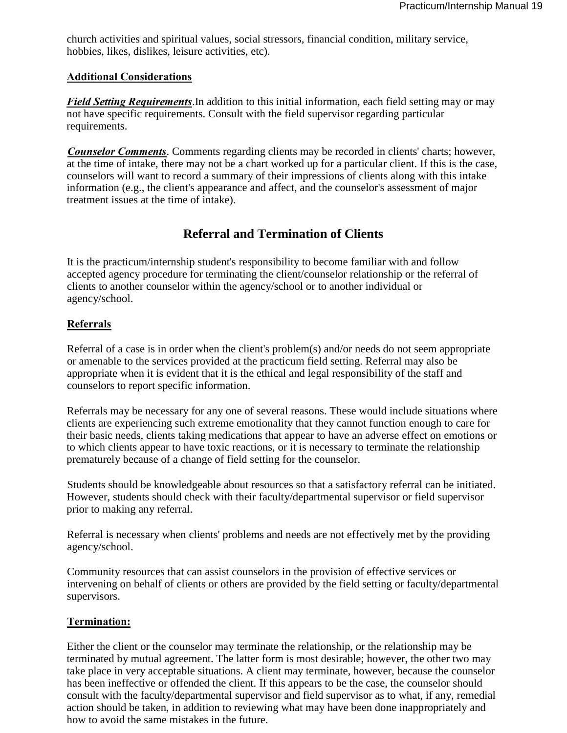church activities and spiritual values, social stressors, financial condition, military service, hobbies, likes, dislikes, leisure activities, etc).

**Additional Considerations**

***Field Setting Requirements***.In addition to this initial information, each field setting may or may not have specific requirements. Consult with the field supervisor regarding particular requirements.

***Counselor Comments***. Comments regarding clients may be recorded in clients' charts; however, at the time of intake, there may not be a chart worked up for a particular client. If this is the case, counselors will want to record a summary of their impressions of clients along with this intake information (e.g., the client's appearance and affect, and the counselor's assessment of major treatment issues at the time of intake).

## Referral and Termination of Clients

It is the practicum/internship student's responsibility to become familiar with and follow accepted agency procedure for terminating the client/counselor relationship or the referral of clients to another counselor within the agency/school or to another individual or agency/school.

**Referrals**

Referral of a case is in order when the client's problem(s) and/or needs do not seem appropriate or amenable to the services provided at the practicum field setting. Referral may also be appropriate when it is evident that it is the ethical and legal responsibility of the staff and counselors to report specific information.

Referrals may be necessary for any one of several reasons. These would include situations where clients are experiencing such extreme emotionality that they cannot function enough to care for their basic needs, clients taking medications that appear to have an adverse effect on emotions or to which clients appear to have toxic reactions, or it is necessary to terminate the relationship prematurely because of a change of field setting for the counselor.

Students should be knowledgeable about resources so that a satisfactory referral can be initiated. However, students should check with their faculty/departmental supervisor or field supervisor prior to making any referral.

Referral is necessary when clients' problems and needs are not effectively met by the providing agency/school.

Community resources that can assist counselors in the provision of effective services or intervening on behalf of clients or others are provided by the field setting or faculty/departmental supervisors.

**Termination:**

Either the client or the counselor may terminate the relationship, or the relationship may be terminated by mutual agreement. The latter form is most desirable; however, the other two may take place in very acceptable situations. A client may terminate, however, because the counselor has been ineffective or offended the client. If this appears to be the case, the counselor should consult with the faculty/departmental supervisor and field supervisor as to what, if any, remedial action should be taken, in addition to reviewing what may have been done inappropriately and how to avoid the same mistakes in the future.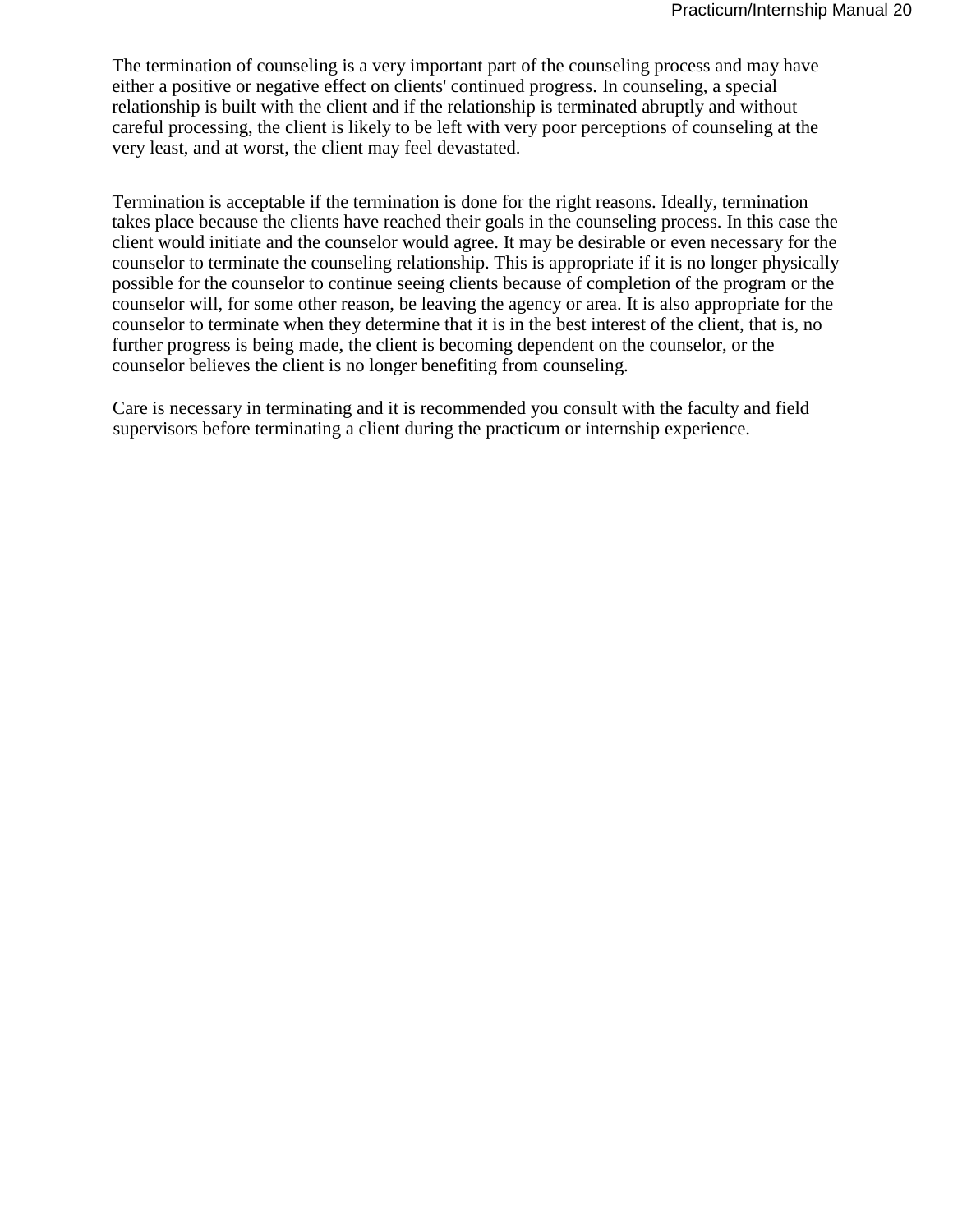The termination of counseling is a very important part of the counseling process and may have either a positive or negative effect on clients' continued progress. In counseling, a special relationship is built with the client and if the relationship is terminated abruptly and without careful processing, the client is likely to be left with very poor perceptions of counseling at the very least, and at worst, the client may feel devastated.

Termination is acceptable if the termination is done for the right reasons. Ideally, termination takes place because the clients have reached their goals in the counseling process. In this case the client would initiate and the counselor would agree. It may be desirable or even necessary for the counselor to terminate the counseling relationship. This is appropriate if it is no longer physically possible for the counselor to continue seeing clients because of completion of the program or the counselor will, for some other reason, be leaving the agency or area. It is also appropriate for the counselor to terminate when they determine that it is in the best interest of the client, that is, no further progress is being made, the client is becoming dependent on the counselor, or the counselor believes the client is no longer benefiting from counseling.

Care is necessary in terminating and it is recommended you consult with the faculty and field supervisors before terminating a client during the practicum or internship experience.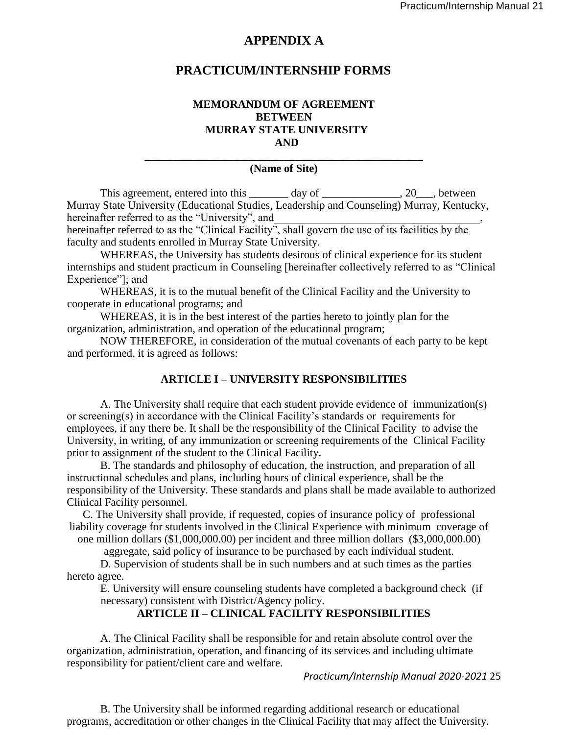# APPENDIX A

## PRACTICUM/INTERNSHIP FORMS

### MEMORANDUM OF AGREEMENT BETWEEN MURRAY STATE UNIVERSITY AND

**\_\_\_\_\_\_\_\_\_\_\_\_\_\_\_\_\_\_\_\_\_\_\_\_\_\_\_\_\_\_\_\_\_\_\_\_\_\_\_\_\_\_\_\_\_\_\_\_\_\_**

**(Name of Site)**

This agreement, entered into this \_\_\_\_\_\_\_ day of \_\_\_\_\_\_\_\_\_\_\_\_\_\_, 20\_\_\_, between Murray State University (Educational Studies, Leadership and Counseling) Murray, Kentucky, hereinafter referred to as the "University", and\_\_\_\_\_\_\_\_\_\_\_\_\_\_\_\_\_\_\_\_\_\_\_\_\_\_\_\_\_\_\_\_\_\_\_\_\_, hereinafter referred to as the "Clinical Facility", shall govern the use of its facilities by the faculty and students enrolled in Murray State University.

WHEREAS, the University has students desirous of clinical experience for its student internships and student practicum in Counseling [hereinafter collectively referred to as "Clinical Experience"]; and

WHEREAS, it is to the mutual benefit of the Clinical Facility and the University to cooperate in educational programs; and

WHEREAS, it is in the best interest of the parties hereto to jointly plan for the organization, administration, and operation of the educational program;

NOW THEREFORE, in consideration of the mutual covenants of each party to be kept and performed, it is agreed as follows:

#### ARTICLE I – UNIVERSITY RESPONSIBILITIES

A. The University shall require that each student provide evidence of immunization(s) or screening(s) in accordance with the Clinical Facility's standards or requirements for employees, if any there be. It shall be the responsibility of the Clinical Facility to advise the University, in writing, of any immunization or screening requirements of the Clinical Facility prior to assignment of the student to the Clinical Facility.

B. The standards and philosophy of education, the instruction, and preparation of all instructional schedules and plans, including hours of clinical experience, shall be the responsibility of the University. These standards and plans shall be made available to authorized Clinical Facility personnel.

C. The University shall provide, if requested, copies of insurance policy of professional liability coverage for students involved in the Clinical Experience with minimum coverage of one million dollars ($1,000,000.00) per incident and three million dollars ($3,000,000.00) aggregate, said policy of insurance to be purchased by each individual student.

D. Supervision of students shall be in such numbers and at such times as the parties hereto agree.

E. University will ensure counseling students have completed a background check (if necessary) consistent with District/Agency policy.

#### ARTICLE II – CLINICAL FACILITY RESPONSIBILITIES

A. The Clinical Facility shall be responsible for and retain absolute control over the organization, administration, operation, and financing of its services and including ultimate responsibility for patient/client care and welfare.

B. The University shall be informed regarding additional research or educational programs, accreditation or other changes in the Clinical Facility that may affect the University.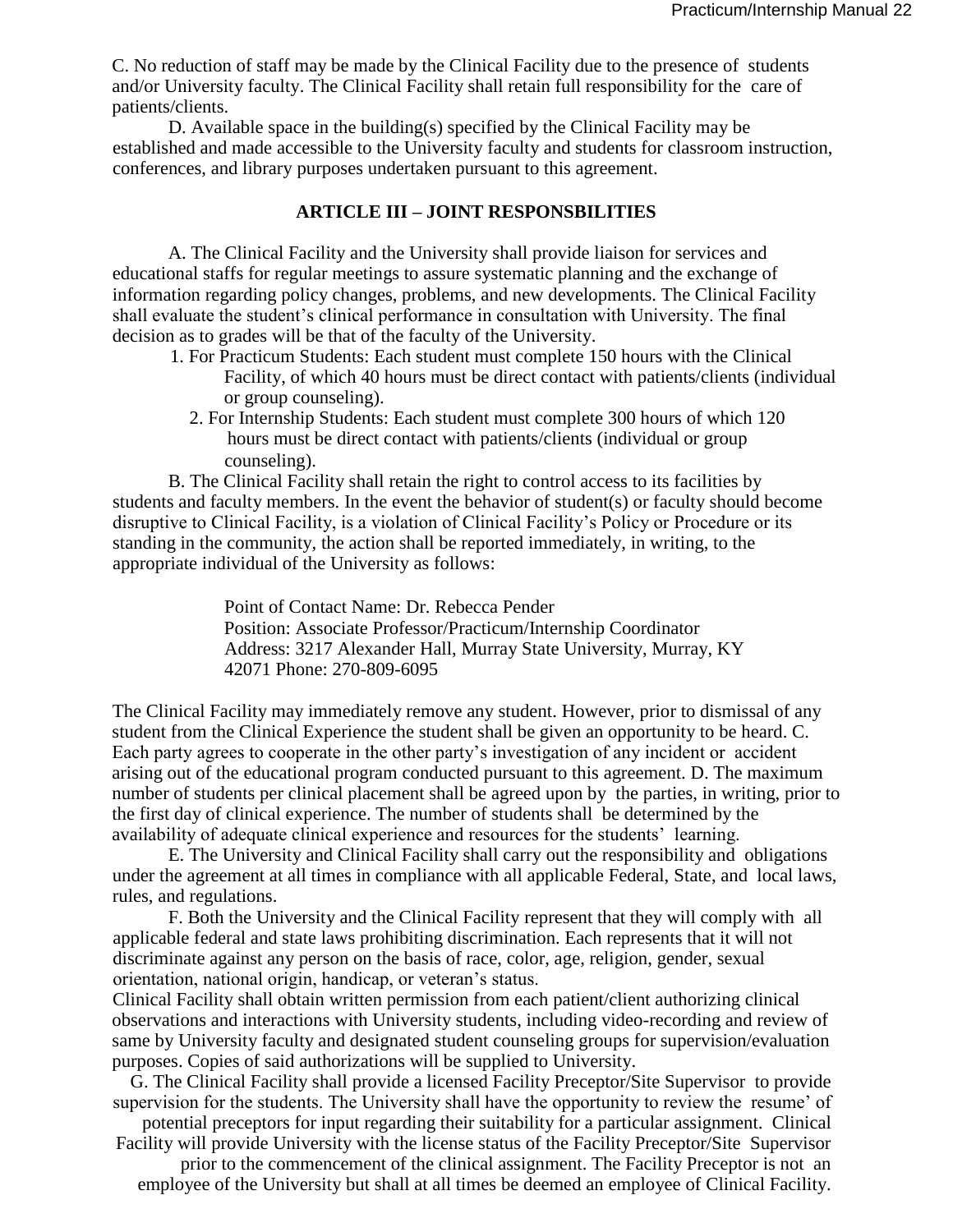C. No reduction of staff may be made by the Clinical Facility due to the presence of students and/or University faculty. The Clinical Facility shall retain full responsibility for the care of patients/clients.

D. Available space in the building(s) specified by the Clinical Facility may be established and made accessible to the University faculty and students for classroom instruction, conferences, and library purposes undertaken pursuant to this agreement.

## ARTICLE III – JOINT RESPONSBILITIES

A. The Clinical Facility and the University shall provide liaison for services and educational staffs for regular meetings to assure systematic planning and the exchange of information regarding policy changes, problems, and new developments. The Clinical Facility shall evaluate the student's clinical performance in consultation with University. The final decision as to grades will be that of the faculty of the University.

1. For Practicum Students: Each student must complete 150 hours with the Clinical Facility, of which 40 hours must be direct contact with patients/clients (individual or group counseling).
2. For Internship Students: Each student must complete 300 hours of which 120 hours must be direct contact with patients/clients (individual or group counseling).

B. The Clinical Facility shall retain the right to control access to its facilities by students and faculty members. In the event the behavior of student(s) or faculty should become disruptive to Clinical Facility, is a violation of Clinical Facility's Policy or Procedure or its standing in the community, the action shall be reported immediately, in writing, to the appropriate individual of the University as follows:

> Point of Contact Name: Dr. Rebecca Pender
> Position: Associate Professor/Practicum/Internship Coordinator
> Address: 3217 Alexander Hall, Murray State University, Murray, KY 42071 Phone: 270-809-6095

The Clinical Facility may immediately remove any student. However, prior to dismissal of any student from the Clinical Experience the student shall be given an opportunity to be heard. C. Each party agrees to cooperate in the other party's investigation of any incident or accident arising out of the educational program conducted pursuant to this agreement. D. The maximum number of students per clinical placement shall be agreed upon by the parties, in writing, prior to the first day of clinical experience. The number of students shall be determined by the availability of adequate clinical experience and resources for the students' learning.

E. The University and Clinical Facility shall carry out the responsibility and obligations under the agreement at all times in compliance with all applicable Federal, State, and local laws, rules, and regulations.

F. Both the University and the Clinical Facility represent that they will comply with all applicable federal and state laws prohibiting discrimination. Each represents that it will not discriminate against any person on the basis of race, color, age, religion, gender, sexual orientation, national origin, handicap, or veteran's status.

Clinical Facility shall obtain written permission from each patient/client authorizing clinical observations and interactions with University students, including video-recording and review of same by University faculty and designated student counseling groups for supervision/evaluation purposes. Copies of said authorizations will be supplied to University.

G. The Clinical Facility shall provide a licensed Facility Preceptor/Site Supervisor to provide supervision for the students. The University shall have the opportunity to review the resume' of potential preceptors for input regarding their suitability for a particular assignment. Clinical Facility will provide University with the license status of the Facility Preceptor/Site Supervisor prior to the commencement of the clinical assignment. The Facility Preceptor is not an employee of the University but shall at all times be deemed an employee of Clinical Facility.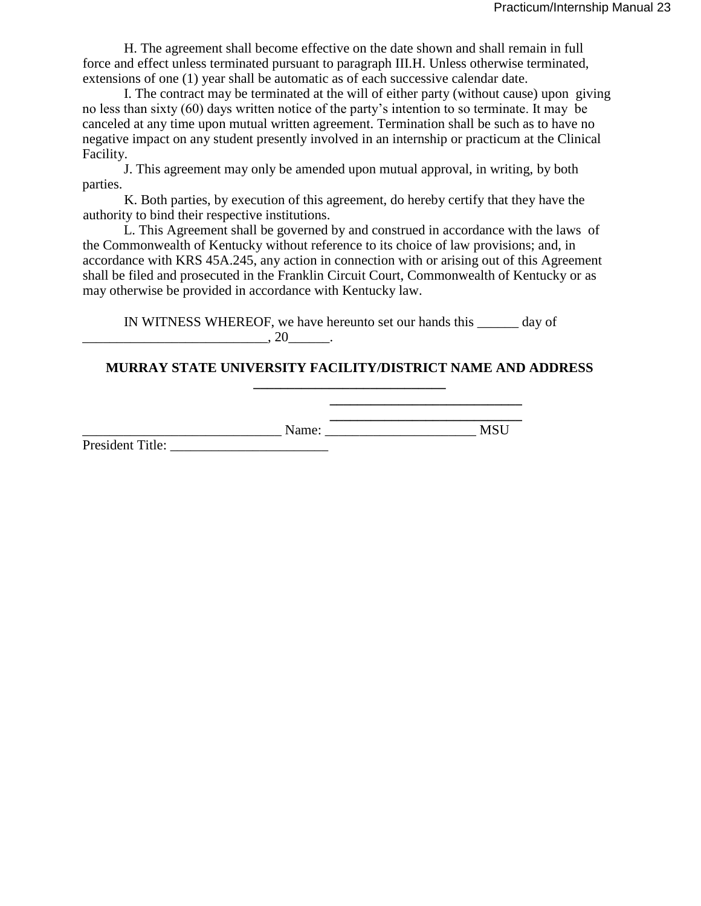H. The agreement shall become effective on the date shown and shall remain in full force and effect unless terminated pursuant to paragraph III.H. Unless otherwise terminated, extensions of one (1) year shall be automatic as of each successive calendar date.

I. The contract may be terminated at the will of either party (without cause) upon giving no less than sixty (60) days written notice of the party's intention to so terminate. It may be canceled at any time upon mutual written agreement. Termination shall be such as to have no negative impact on any student presently involved in an internship or practicum at the Clinical Facility.

J. This agreement may only be amended upon mutual approval, in writing, by both parties.

K. Both parties, by execution of this agreement, do hereby certify that they have the authority to bind their respective institutions.

L. This Agreement shall be governed by and construed in accordance with the laws of the Commonwealth of Kentucky without reference to its choice of law provisions; and, in accordance with KRS 45A.245, any action in connection with or arising out of this Agreement shall be filed and prosecuted in the Franklin Circuit Court, Commonwealth of Kentucky or as may otherwise be provided in accordance with Kentucky law.

IN WITNESS WHEREOF, we have hereunto set our hands this ______ day of ___________________________, 20______.

**MURRAY STATE UNIVERSITY FACILITY/DISTRICT NAME AND ADDRESS**

**___________________________**

**___________________________**

**___________________________**

_____________________________ Name: ______________________ MSU President Title: _______________________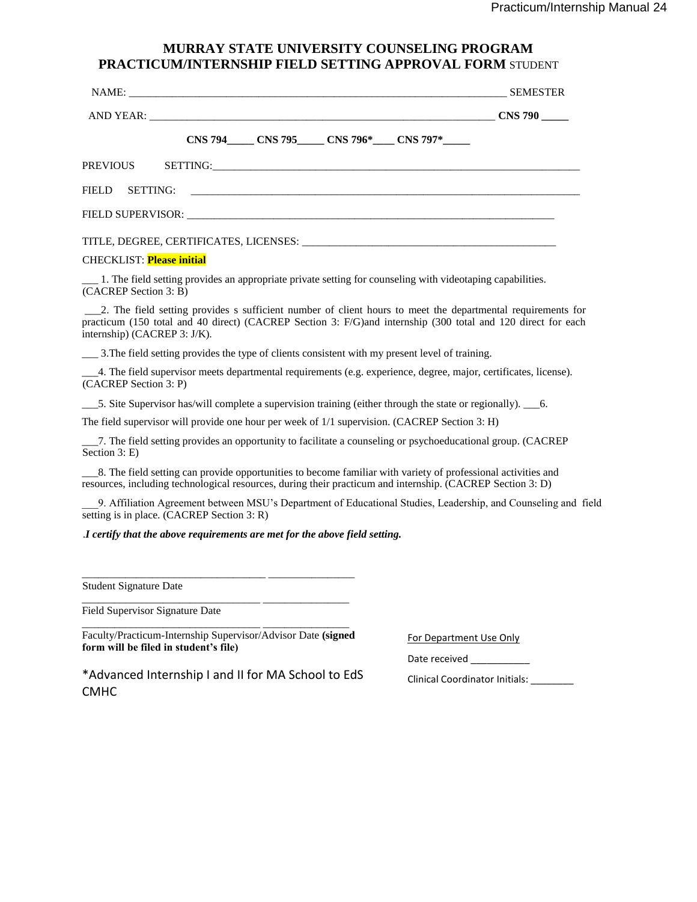# MURRAY STATE UNIVERSITY COUNSELING PROGRAM
## PRACTICUM/INTERNSHIP FIELD SETTING APPROVAL FORM STUDENT

NAME: ______________________________________________________________________ SEMESTER

AND YEAR: _________________________________________________________________ **CNS 790 _____**

**CNS 794_____ CNS 795_____ CNS 796*____ CNS 797*_____**

PREVIOUS SETTING:_______________________________________________________________________

FIELD SETTING: _________________________________________________________________________

FIELD SUPERVISOR: ______________________________________________________________________

TITLE, DEGREE, CERTIFICATES, LICENSES: ________________________________________________

CHECKLIST: **Please initial**

___ 1. The field setting provides an appropriate private setting for counseling with videotaping capabilities. (CACREP Section 3: B)

___2. The field setting provides s sufficient number of client hours to meet the departmental requirements for practicum (150 total and 40 direct) (CACREP Section 3: F/G)and internship (300 total and 120 direct for each internship) (CACREP 3: J/K).

___ 3.The field setting provides the type of clients consistent with my present level of training.

___4. The field supervisor meets departmental requirements (e.g. experience, degree, major, certificates, license). (CACREP Section 3: P)

___5. Site Supervisor has/will complete a supervision training (either through the state or regionally). ___6. The field supervisor will provide one hour per week of 1/1 supervision. (CACREP Section 3: H)

___7. The field setting provides an opportunity to facilitate a counseling or psychoeducational group. (CACREP Section 3: E)

___8. The field setting can provide opportunities to become familiar with variety of professional activities and resources, including technological resources, during their practicum and internship. (CACREP Section 3: D)

___9. Affiliation Agreement between MSU's Department of Educational Studies, Leadership, and Counseling and field setting is in place. (CACREP Section 3: R)

.*I certify that the above requirements are met for the above field setting.*

_________________________________ ________________
Student Signature Date

_________________________________ ________________
Field Supervisor Signature Date

_________________________________ ________________
Faculty/Practicum-Internship Supervisor/Advisor Date **(signed form will be filed in student's file)**

*Advanced Internship I and II for MA School to EdS CMHC

For Department Use Only

Date received ___________

Clinical Coordinator Initials: ________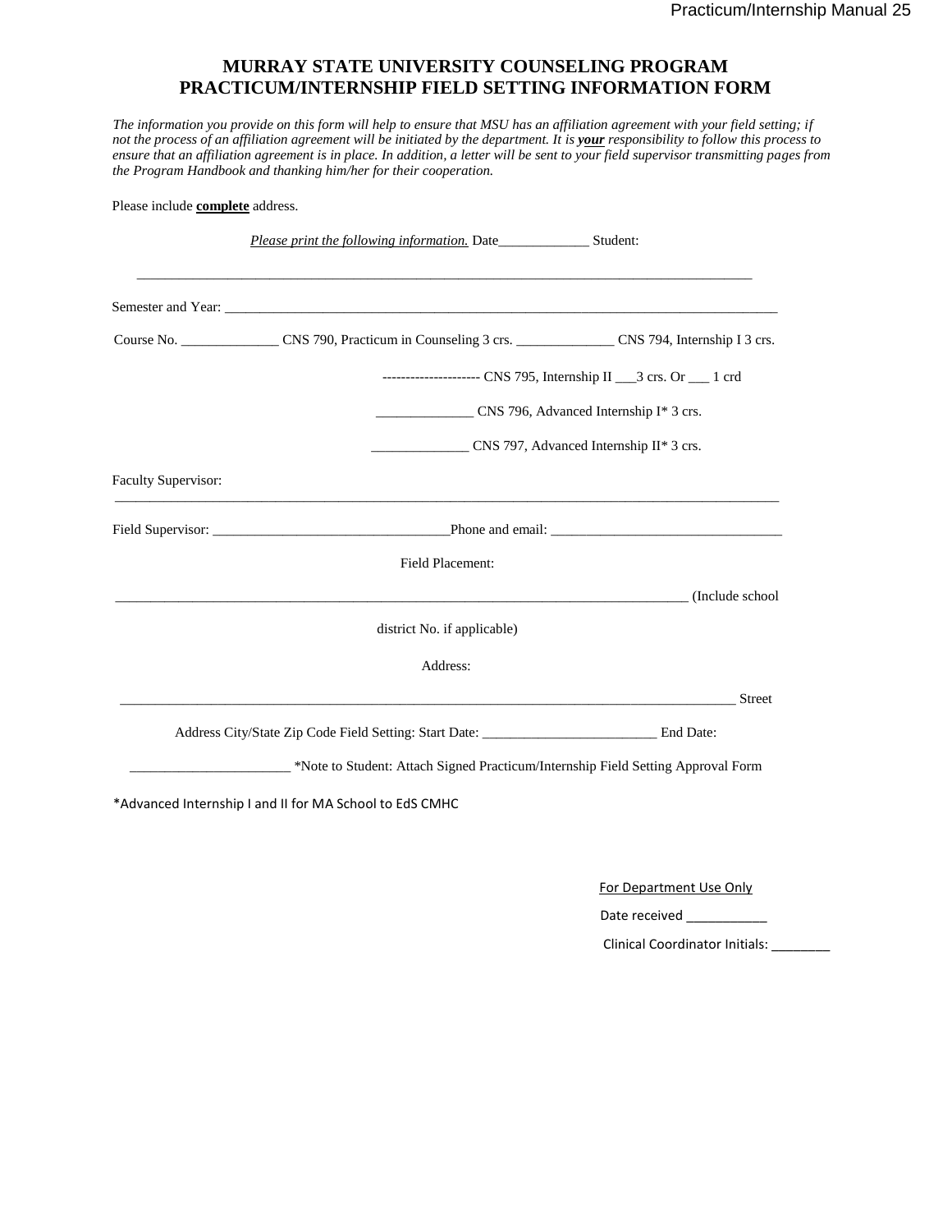# MURRAY STATE UNIVERSITY COUNSELING PROGRAM
# PRACTICUM/INTERNSHIP FIELD SETTING INFORMATION FORM

*The information you provide on this form will help to ensure that MSU has an affiliation agreement with your field setting; if not the process of an affiliation agreement will be initiated by the department. It is **your** responsibility to follow this process to ensure that an affiliation agreement is in place. In addition, a letter will be sent to your field supervisor transmitting pages from the Program Handbook and thanking him/her for their cooperation.*

Please include **complete** address.

*Please print the following information.* Date_____________ Student:

_____________________________________________________________________________________

Semester and Year: ________________________________________________________________________________

Course No. ______________ CNS 790, Practicum in Counseling 3 crs. ______________ CNS 794, Internship I 3 crs.

--------------------- CNS 795, Internship II ___3 crs. Or ___ 1 crd

______________ CNS 796, Advanced Internship I* 3 crs.

______________ CNS 797, Advanced Internship II* 3 crs.

Faculty Supervisor:
_____________________________________________________________________________________________

Field Supervisor: _________________________________Phone and email: ________________________________

Field Placement:

________________________________________________________________________________ (Include school district No. if applicable)

Address:

_____________________________________________________________________________________ Street

Address City/State Zip Code Field Setting: Start Date: ________________________ End Date:

______________________ *Note to Student: Attach Signed Practicum/Internship Field Setting Approval Form

*Advanced Internship I and II for MA School to EdS CMHC

For Department Use Only

Date received ___________

Clinical Coordinator Initials: ________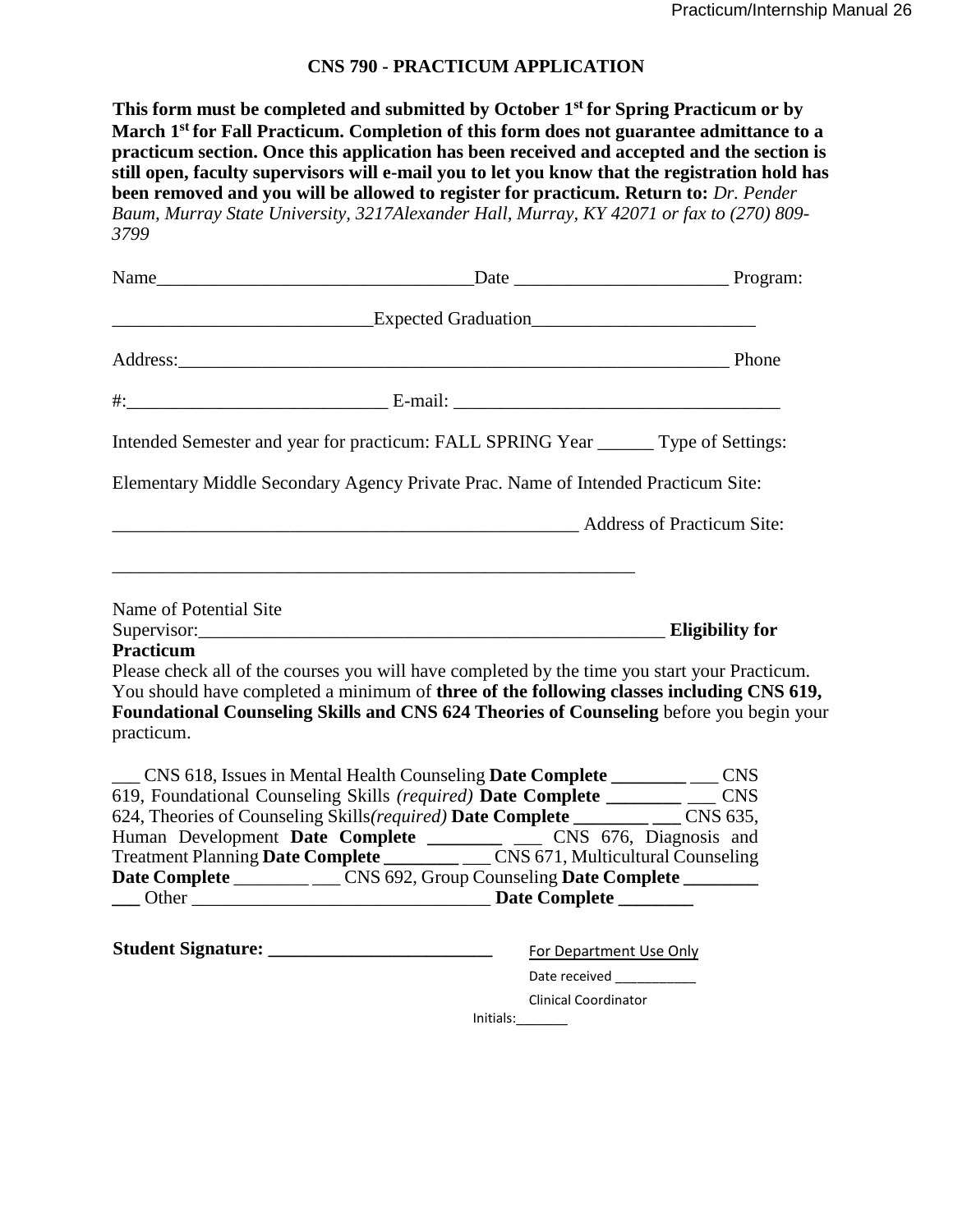## CNS 790 - PRACTICUM APPLICATION

**This form must be completed and submitted by October 1st for Spring Practicum or by March 1st for Fall Practicum. Completion of this form does not guarantee admittance to a practicum section. Once this application has been received and accepted and the section is still open, faculty supervisors will e-mail you to let you know that the registration hold has been removed and you will be allowed to register for practicum. Return to:** *Dr. Pender Baum, Murray State University, 3217Alexander Hall, Murray, KY 42071 or fax to (270) 809-3799*

Name_________________________________Date _______________________ Program: ___________________________Expected Graduation________________________

Address:___________________________________________________________ Phone #:___________________________ E-mail: ___________________________________

Intended Semester and year for practicum: FALL SPRING Year ______ Type of Settings:

Elementary Middle Secondary Agency Private Prac. Name of Intended Practicum Site:

___________________________________________________ Address of Practicum Site:

_________________________________________________________

Name of Potential Site Supervisor:___________________________________________________ **Eligibility for Practicum**

Please check all of the courses you will have completed by the time you start your Practicum. You should have completed a minimum of **three of the following classes including CNS 619, Foundational Counseling Skills and CNS 624 Theories of Counseling** before you begin your practicum.

___ CNS 618, Issues in Mental Health Counseling **Date Complete ________** ___ CNS 619, Foundational Counseling Skills *(required)* **Date Complete ________** ___ CNS 624, Theories of Counseling Skills*(required)* **Date Complete ________ ___** CNS 635, Human Development **Date Complete ________** ___ CNS 676, Diagnosis and Treatment Planning **Date Complete ________** ___ CNS 671, Multicultural Counseling **Date Complete** ________ ___ CNS 692, Group Counseling **Date Complete ________ ___** Other ________________________________ **Date Complete ________**

**Student Signature: ________________________**

For Department Use Only

Date received ___________

Clinical Coordinator Initials:_______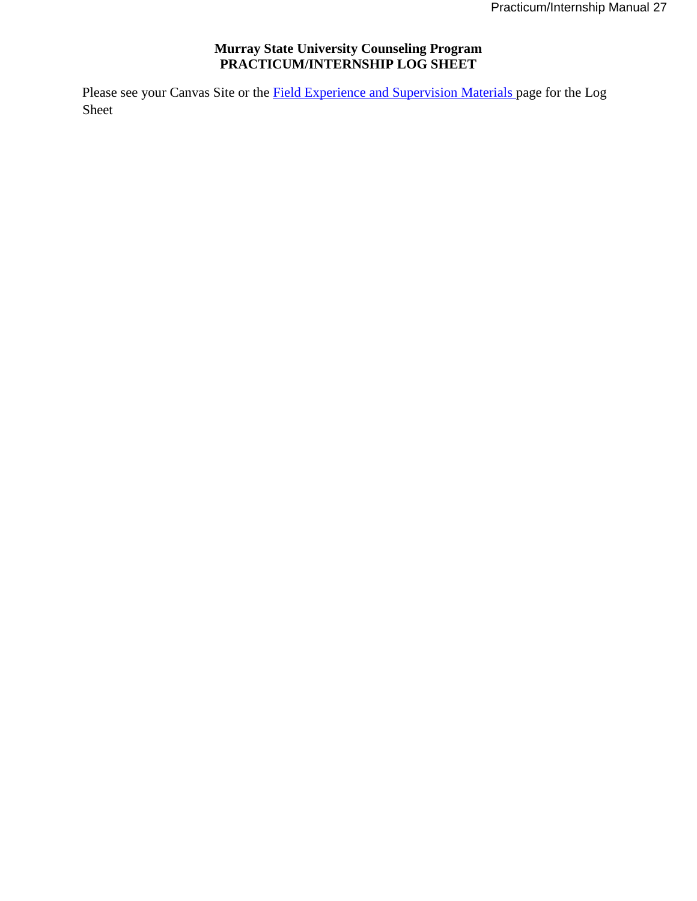**Murray State University Counseling Program**
**PRACTICUM/INTERNSHIP LOG SHEET**

Please see your Canvas Site or the Field Experience and Supervision Materials page for the Log Sheet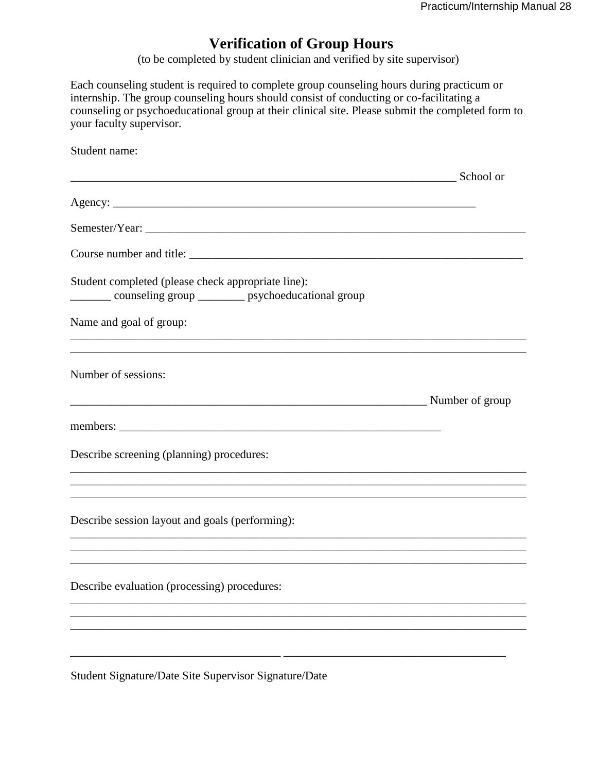# Verification of Group Hours

(to be completed by student clinician and verified by site supervisor)

Each counseling student is required to complete group counseling hours during practicum or internship. The group counseling hours should consist of conducting or co-facilitating a counseling or psychoeducational group at their clinical site. Please submit the completed form to your faculty supervisor.

Student name:

_________________________________________________________________ School or

Agency: _____________________________________________________________

Semester/Year: ________________________________________________________________

Course number and title: _________________________________________________________

Student completed (please check appropriate line):
_______ counseling group ________ psychoeducational group

Name and goal of group:

_____________________________________________________________________________
_____________________________________________________________________________

Number of sessions:

____________________________________________________________ Number of group

members: _______________________________________________________

Describe screening (planning) procedures:

_____________________________________________________________________________
_____________________________________________________________________________
_____________________________________________________________________________

Describe session layout and goals (performing):

_____________________________________________________________________________
_____________________________________________________________________________
_____________________________________________________________________________

Describe evaluation (processing) procedures:

_____________________________________________________________________________
_____________________________________________________________________________
_____________________________________________________________________________

____________________________________ _____________________________________

Student Signature/Date Site Supervisor Signature/Date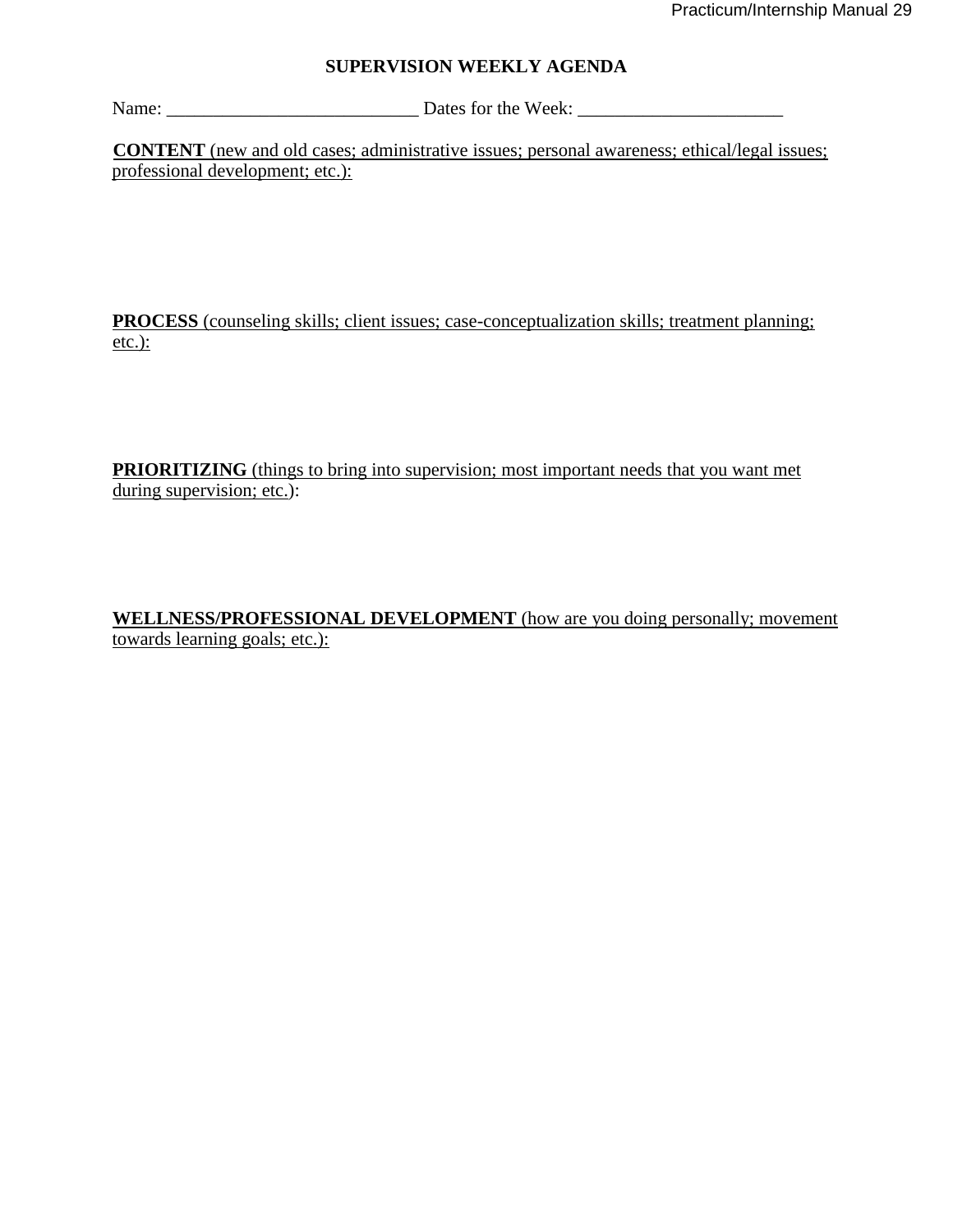## SUPERVISION WEEKLY AGENDA

Name: ___________________________ Dates for the Week: ______________________

**CONTENT** (new and old cases; administrative issues; personal awareness; ethical/legal issues; professional development; etc.):

**PROCESS** (counseling skills; client issues; case-conceptualization skills; treatment planning; etc.):

**PRIORITIZING** (things to bring into supervision; most important needs that you want met during supervision; etc.):

**WELLNESS/PROFESSIONAL DEVELOPMENT** (how are you doing personally; movement towards learning goals; etc.):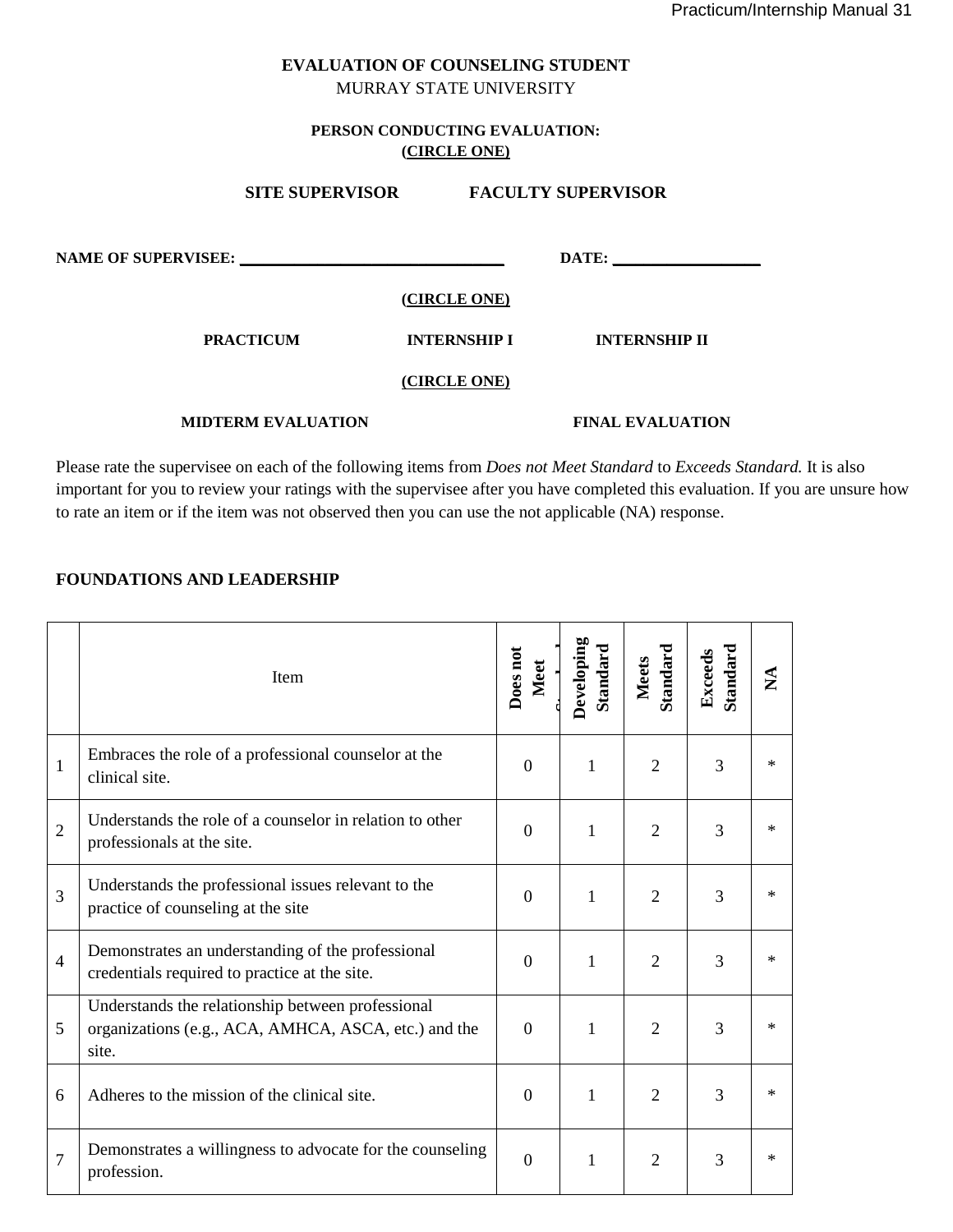# EVALUATION OF COUNSELING STUDENT

MURRAY STATE UNIVERSITY

**PERSON CONDUCTING EVALUATION:**
**(CIRCLE ONE)**

**SITE SUPERVISOR** **FACULTY SUPERVISOR**

**NAME OF SUPERVISEE:** ______________________________ **DATE:** ________________

**(CIRCLE ONE)**

**PRACTICUM** **INTERNSHIP I** **INTERNSHIP II**

**(CIRCLE ONE)**

**MIDTERM EVALUATION** **FINAL EVALUATION**

Please rate the supervisee on each of the following items from *Does not Meet Standard* to *Exceeds Standard.* It is also important for you to review your ratings with the supervisee after you have completed this evaluation. If you are unsure how to rate an item or if the item was not observed then you can use the not applicable (NA) response.

**FOUNDATIONS AND LEADERSHIP**

| | Item | Does not Meet Standard | Developing Standard | Meets Standard | Exceeds Standard | NA |
|---|---|---|---|---|---|---|
| 1 | Embraces the role of a professional counselor at the clinical site. | 0 | 1 | 2 | 3 | * |
| 2 | Understands the role of a counselor in relation to other professionals at the site. | 0 | 1 | 2 | 3 | * |
| 3 | Understands the professional issues relevant to the practice of counseling at the site | 0 | 1 | 2 | 3 | * |
| 4 | Demonstrates an understanding of the professional credentials required to practice at the site. | 0 | 1 | 2 | 3 | * |
| 5 | Understands the relationship between professional organizations (e.g., ACA, AMHCA, ASCA, etc.) and the site. | 0 | 1 | 2 | 3 | * |
| 6 | Adheres to the mission of the clinical site. | 0 | 1 | 2 | 3 | * |
| 7 | Demonstrates a willingness to advocate for the counseling profession. | 0 | 1 | 2 | 3 | * |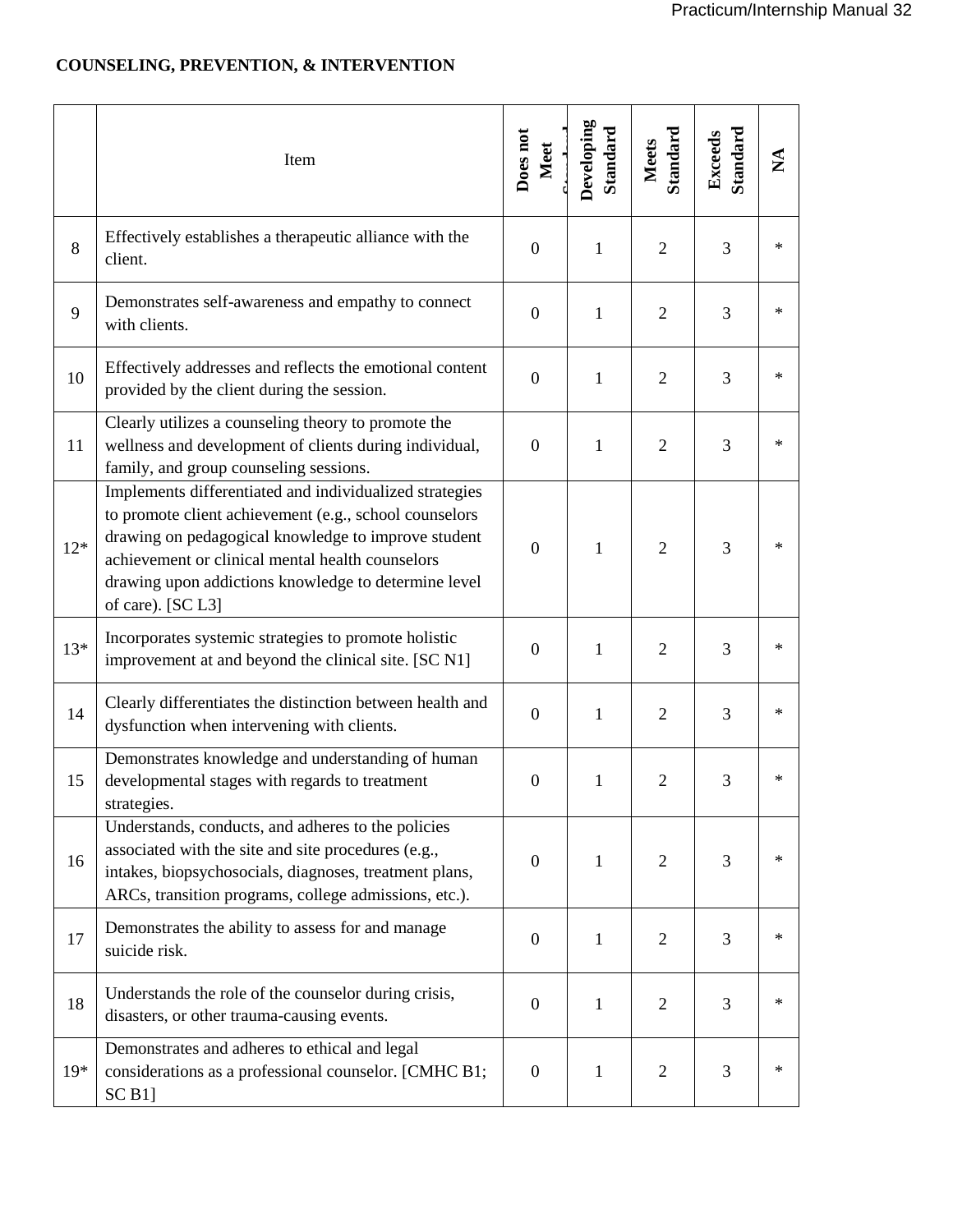**COUNSELING, PREVENTION, & INTERVENTION**

| | Item | Does not Meet Standard | Developing Standard | Meets Standard | Exceeds Standard | NA |
|---|---|---|---|---|---|---|
| 8 | Effectively establishes a therapeutic alliance with the client. | 0 | 1 | 2 | 3 | * |
| 9 | Demonstrates self-awareness and empathy to connect with clients. | 0 | 1 | 2 | 3 | * |
| 10 | Effectively addresses and reflects the emotional content provided by the client during the session. | 0 | 1 | 2 | 3 | * |
| 11 | Clearly utilizes a counseling theory to promote the wellness and development of clients during individual, family, and group counseling sessions. | 0 | 1 | 2 | 3 | * |
| 12* | Implements differentiated and individualized strategies to promote client achievement (e.g., school counselors drawing on pedagogical knowledge to improve student achievement or clinical mental health counselors drawing upon addictions knowledge to determine level of care). [SC L3] | 0 | 1 | 2 | 3 | * |
| 13* | Incorporates systemic strategies to promote holistic improvement at and beyond the clinical site. [SC N1] | 0 | 1 | 2 | 3 | * |
| 14 | Clearly differentiates the distinction between health and dysfunction when intervening with clients. | 0 | 1 | 2 | 3 | * |
| 15 | Demonstrates knowledge and understanding of human developmental stages with regards to treatment strategies. | 0 | 1 | 2 | 3 | * |
| 16 | Understands, conducts, and adheres to the policies associated with the site and site procedures (e.g., intakes, biopsychosocials, diagnoses, treatment plans, ARCs, transition programs, college admissions, etc.). | 0 | 1 | 2 | 3 | * |
| 17 | Demonstrates the ability to assess for and manage suicide risk. | 0 | 1 | 2 | 3 | * |
| 18 | Understands the role of the counselor during crisis, disasters, or other trauma-causing events. | 0 | 1 | 2 | 3 | * |
| 19* | Demonstrates and adheres to ethical and legal considerations as a professional counselor. [CMHC B1; SC B1] | 0 | 1 | 2 | 3 | * |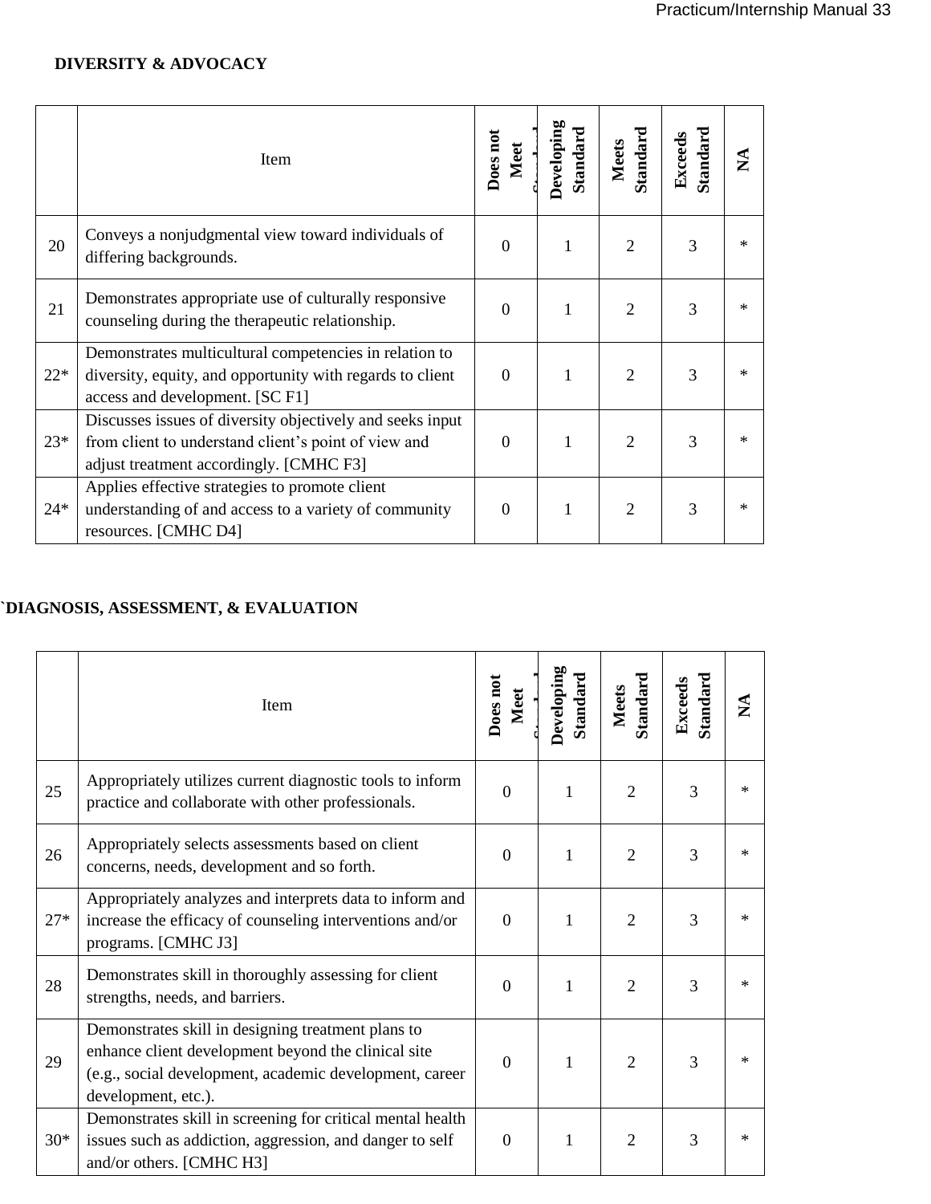**DIVERSITY & ADVOCACY**

| | Item | Does not Meet Standard | Developing Standard | Meets Standard | Exceeds Standard | NA |
|---|---|---|---|---|---|---|
| 20 | Conveys a nonjudgmental view toward individuals of differing backgrounds. | 0 | 1 | 2 | 3 | * |
| 21 | Demonstrates appropriate use of culturally responsive counseling during the therapeutic relationship. | 0 | 1 | 2 | 3 | * |
| 22* | Demonstrates multicultural competencies in relation to diversity, equity, and opportunity with regards to client access and development. [SC F1] | 0 | 1 | 2 | 3 | * |
| 23* | Discusses issues of diversity objectively and seeks input from client to understand client's point of view and adjust treatment accordingly. [CMHC F3] | 0 | 1 | 2 | 3 | * |
| 24* | Applies effective strategies to promote client understanding of and access to a variety of community resources. [CMHC D4] | 0 | 1 | 2 | 3 | * |

**`DIAGNOSIS, ASSESSMENT, & EVALUATION**

| | Item | Does not Meet Standard | Developing Standard | Meets Standard | Exceeds Standard | NA |
|---|---|---|---|---|---|---|
| 25 | Appropriately utilizes current diagnostic tools to inform practice and collaborate with other professionals. | 0 | 1 | 2 | 3 | * |
| 26 | Appropriately selects assessments based on client concerns, needs, development and so forth. | 0 | 1 | 2 | 3 | * |
| 27* | Appropriately analyzes and interprets data to inform and increase the efficacy of counseling interventions and/or programs. [CMHC J3] | 0 | 1 | 2 | 3 | * |
| 28 | Demonstrates skill in thoroughly assessing for client strengths, needs, and barriers. | 0 | 1 | 2 | 3 | * |
| 29 | Demonstrates skill in designing treatment plans to enhance client development beyond the clinical site (e.g., social development, academic development, career development, etc.). | 0 | 1 | 2 | 3 | * |
| 30* | Demonstrates skill in screening for critical mental health issues such as addiction, aggression, and danger to self and/or others. [CMHC H3] | 0 | 1 | 2 | 3 | * |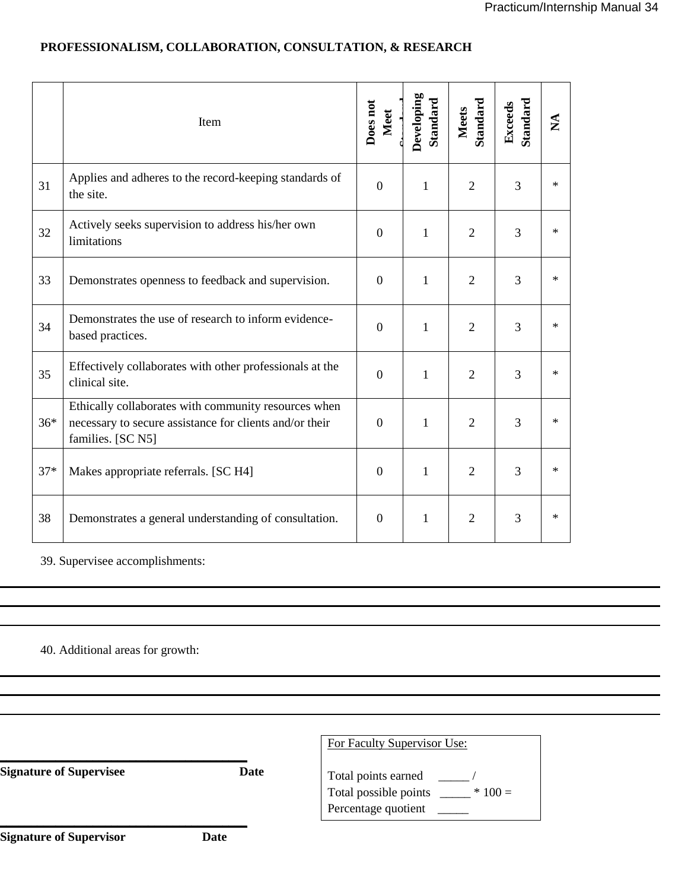**PROFESSIONALISM, COLLABORATION, CONSULTATION, & RESEARCH**

| | Item | Does not Meet Standard | Developing Standard | Meets Standard | Exceeds Standard | NA |
|---|---|---|---|---|---|---|
| 31 | Applies and adheres to the record-keeping standards of the site. | 0 | 1 | 2 | 3 | * |
| 32 | Actively seeks supervision to address his/her own limitations | 0 | 1 | 2 | 3 | * |
| 33 | Demonstrates openness to feedback and supervision. | 0 | 1 | 2 | 3 | * |
| 34 | Demonstrates the use of research to inform evidence-based practices. | 0 | 1 | 2 | 3 | * |
| 35 | Effectively collaborates with other professionals at the clinical site. | 0 | 1 | 2 | 3 | * |
| 36* | Ethically collaborates with community resources when necessary to secure assistance for clients and/or their families. [SC N5] | 0 | 1 | 2 | 3 | * |
| 37* | Makes appropriate referrals. [SC H4] | 0 | 1 | 2 | 3 | * |
| 38 | Demonstrates a general understanding of consultation. | 0 | 1 | 2 | 3 | * |

39. Supervisee accomplishments:

______________________________________________________________________

______________________________________________________________________

______________________________________________________________________

40. Additional areas for growth:

______________________________________________________________________

______________________________________________________________________

______________________________________________________________________

**Signature of Supervisee** **Date**

**Signature of Supervisor** **Date**

For Faculty Supervisor Use:

Total points earned _____ /
Total possible points _____ * 100 =
Percentage quotient _____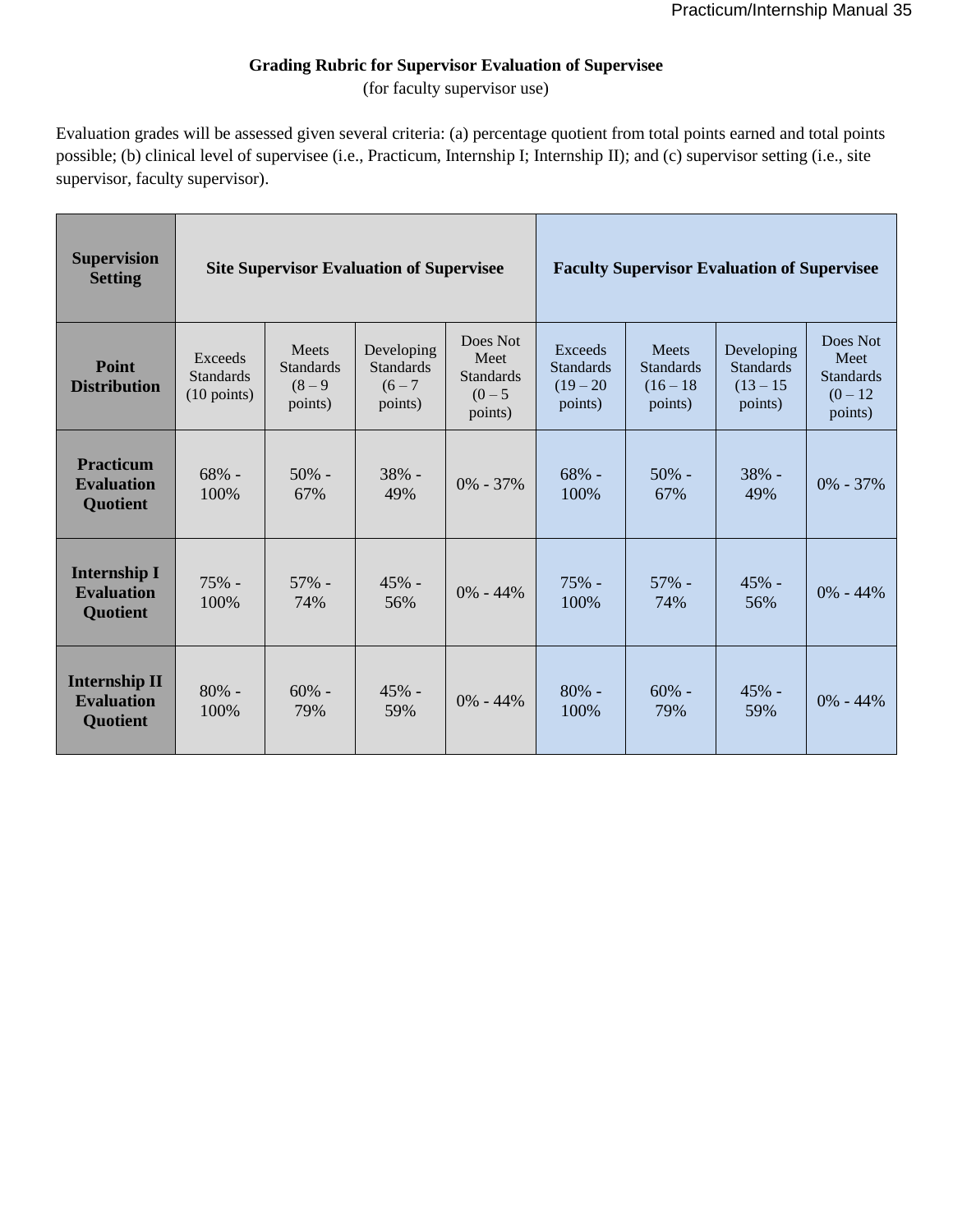**Grading Rubric for Supervisor Evaluation of Supervisee**
(for faculty supervisor use)

Evaluation grades will be assessed given several criteria: (a) percentage quotient from total points earned and total points possible; (b) clinical level of supervisee (i.e., Practicum, Internship I; Internship II); and (c) supervisor setting (i.e., site supervisor, faculty supervisor).

| **Supervision Setting** | **Site Supervisor Evaluation of Supervisee** | | | | **Faculty Supervisor Evaluation of Supervisee** | | | |
|---|---|---|---|---|---|---|---|---|
| **Point Distribution** | Exceeds Standards (10 points) | Meets Standards (8 – 9 points) | Developing Standards (6 – 7 points) | Does Not Meet Standards (0 – 5 points) | Exceeds Standards (19 – 20 points) | Meets Standards (16 – 18 points) | Developing Standards (13 – 15 points) | Does Not Meet Standards (0 – 12 points) |
| **Practicum Evaluation Quotient** | 68% - 100% | 50% - 67% | 38% - 49% | 0% - 37% | 68% - 100% | 50% - 67% | 38% - 49% | 0% - 37% |
| **Internship I Evaluation Quotient** | 75% - 100% | 57% - 74% | 45% - 56% | 0% - 44% | 75% - 100% | 57% - 74% | 45% - 56% | 0% - 44% |
| **Internship II Evaluation Quotient** | 80% - 100% | 60% - 79% | 45% - 59% | 0% - 44% | 80% - 100% | 60% - 79% | 45% - 59% | 0% - 44% |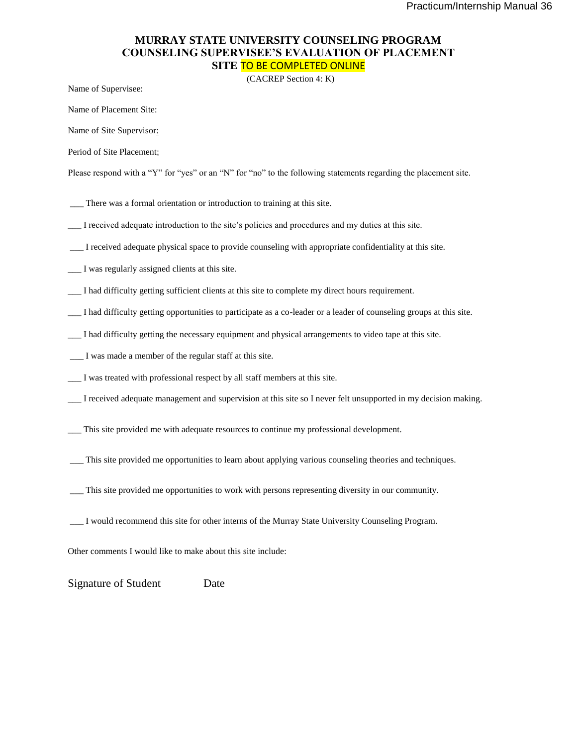# MURRAY STATE UNIVERSITY COUNSELING PROGRAM
# COUNSELING SUPERVISEE'S EVALUATION OF PLACEMENT SITE TO BE COMPLETED ONLINE

(CACREP Section 4: K)

Name of Supervisee:

Name of Placement Site:

Name of Site Supervisor:

Period of Site Placement:

Please respond with a "Y" for "yes" or an "N" for "no" to the following statements regarding the placement site.

___ There was a formal orientation or introduction to training at this site.

___ I received adequate introduction to the site's policies and procedures and my duties at this site.

___ I received adequate physical space to provide counseling with appropriate confidentiality at this site.

___ I was regularly assigned clients at this site.

___ I had difficulty getting sufficient clients at this site to complete my direct hours requirement.

___ I had difficulty getting opportunities to participate as a co-leader or a leader of counseling groups at this site.

___ I had difficulty getting the necessary equipment and physical arrangements to video tape at this site.

___ I was made a member of the regular staff at this site.

___ I was treated with professional respect by all staff members at this site.

___ I received adequate management and supervision at this site so I never felt unsupported in my decision making.

___ This site provided me with adequate resources to continue my professional development.

___ This site provided me opportunities to learn about applying various counseling theories and techniques.

___ This site provided me opportunities to work with persons representing diversity in our community.

___ I would recommend this site for other interns of the Murray State University Counseling Program.

Other comments I would like to make about this site include:

Signature of Student Date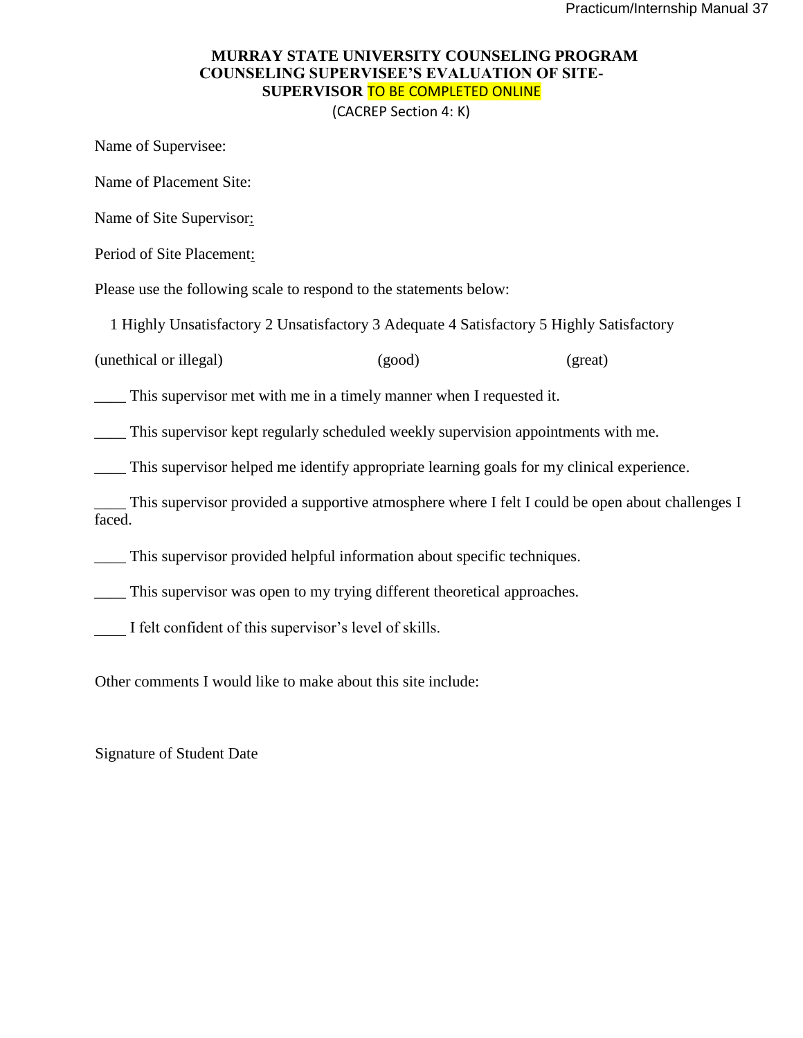# MURRAY STATE UNIVERSITY COUNSELING PROGRAM
## COUNSELING SUPERVISEE'S EVALUATION OF SITE-SUPERVISOR TO BE COMPLETED ONLINE

(CACREP Section 4: K)

Name of Supervisee:

Name of Placement Site:

Name of Site Supervisor:

Period of Site Placement:

Please use the following scale to respond to the statements below:

1 Highly Unsatisfactory 2 Unsatisfactory 3 Adequate 4 Satisfactory 5 Highly Satisfactory

(unethical or illegal) (good) (great)

____ This supervisor met with me in a timely manner when I requested it.

____ This supervisor kept regularly scheduled weekly supervision appointments with me.

____ This supervisor helped me identify appropriate learning goals for my clinical experience.

____ This supervisor provided a supportive atmosphere where I felt I could be open about challenges I faced.

____ This supervisor provided helpful information about specific techniques.

____ This supervisor was open to my trying different theoretical approaches.

____ I felt confident of this supervisor's level of skills.

Other comments I would like to make about this site include:

Signature of Student Date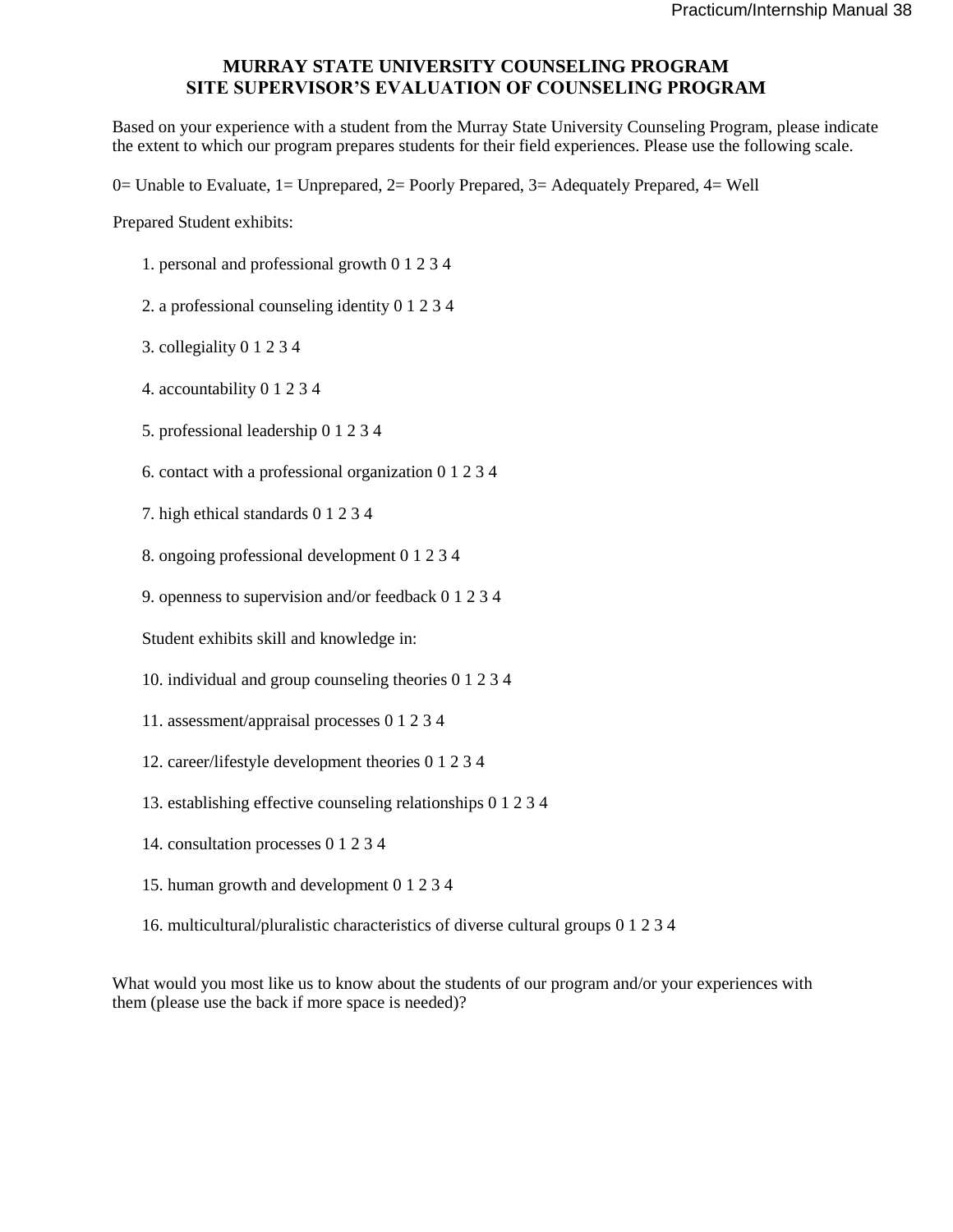## MURRAY STATE UNIVERSITY COUNSELING PROGRAM
## SITE SUPERVISOR'S EVALUATION OF COUNSELING PROGRAM

Based on your experience with a student from the Murray State University Counseling Program, please indicate the extent to which our program prepares students for their field experiences. Please use the following scale.

0= Unable to Evaluate, 1= Unprepared, 2= Poorly Prepared, 3= Adequately Prepared, 4= Well

Prepared Student exhibits:

1. personal and professional growth 0 1 2 3 4
2. a professional counseling identity 0 1 2 3 4
3. collegiality 0 1 2 3 4
4. accountability 0 1 2 3 4
5. professional leadership 0 1 2 3 4
6. contact with a professional organization 0 1 2 3 4
7. high ethical standards 0 1 2 3 4
8. ongoing professional development 0 1 2 3 4
9. openness to supervision and/or feedback 0 1 2 3 4

Student exhibits skill and knowledge in:

10. individual and group counseling theories 0 1 2 3 4
11. assessment/appraisal processes 0 1 2 3 4
12. career/lifestyle development theories 0 1 2 3 4
13. establishing effective counseling relationships 0 1 2 3 4
14. consultation processes 0 1 2 3 4
15. human growth and development 0 1 2 3 4
16. multicultural/pluralistic characteristics of diverse cultural groups 0 1 2 3 4

What would you most like us to know about the students of our program and/or your experiences with them (please use the back if more space is needed)?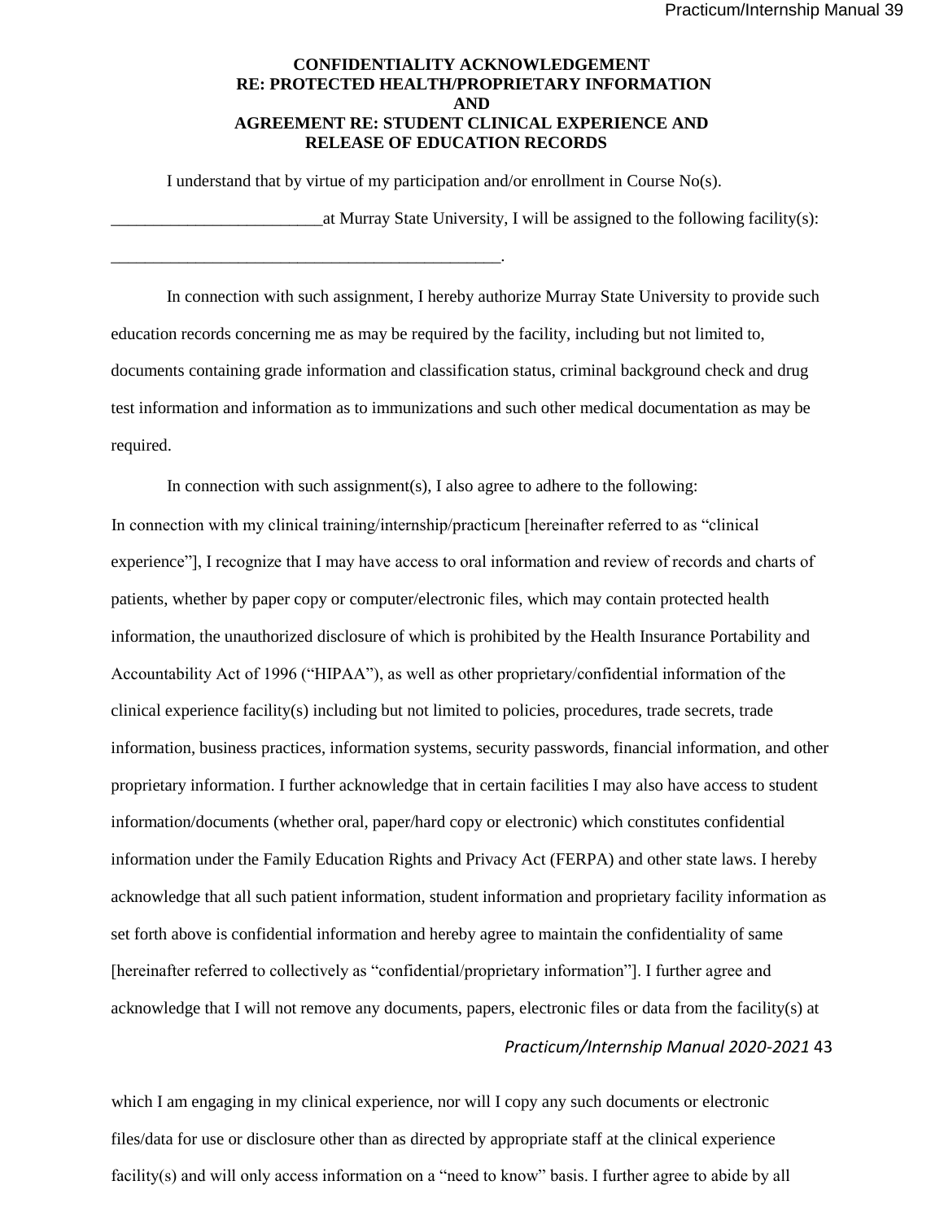**CONFIDENTIALITY ACKNOWLEDGEMENT**
**RE: PROTECTED HEALTH/PROPRIETARY INFORMATION**
**AND**
**AGREEMENT RE: STUDENT CLINICAL EXPERIENCE AND RELEASE OF EDUCATION RECORDS**

I understand that by virtue of my participation and/or enrollment in Course No(s).

_________________________at Murray State University, I will be assigned to the following facility(s):

_______________________________________________.

In connection with such assignment, I hereby authorize Murray State University to provide such education records concerning me as may be required by the facility, including but not limited to, documents containing grade information and classification status, criminal background check and drug test information and information as to immunizations and such other medical documentation as may be required.

In connection with such assignment(s), I also agree to adhere to the following:

In connection with my clinical training/internship/practicum [hereinafter referred to as "clinical experience"], I recognize that I may have access to oral information and review of records and charts of patients, whether by paper copy or computer/electronic files, which may contain protected health information, the unauthorized disclosure of which is prohibited by the Health Insurance Portability and Accountability Act of 1996 ("HIPAA"), as well as other proprietary/confidential information of the clinical experience facility(s) including but not limited to policies, procedures, trade secrets, trade information, business practices, information systems, security passwords, financial information, and other proprietary information. I further acknowledge that in certain facilities I may also have access to student information/documents (whether oral, paper/hard copy or electronic) which constitutes confidential information under the Family Education Rights and Privacy Act (FERPA) and other state laws. I hereby acknowledge that all such patient information, student information and proprietary facility information as set forth above is confidential information and hereby agree to maintain the confidentiality of same [hereinafter referred to collectively as "confidential/proprietary information"]. I further agree and acknowledge that I will not remove any documents, papers, electronic files or data from the facility(s) at which I am engaging in my clinical experience, nor will I copy any such documents or electronic files/data for use or disclosure other than as directed by appropriate staff at the clinical experience facility(s) and will only access information on a "need to know" basis. I further agree to abide by all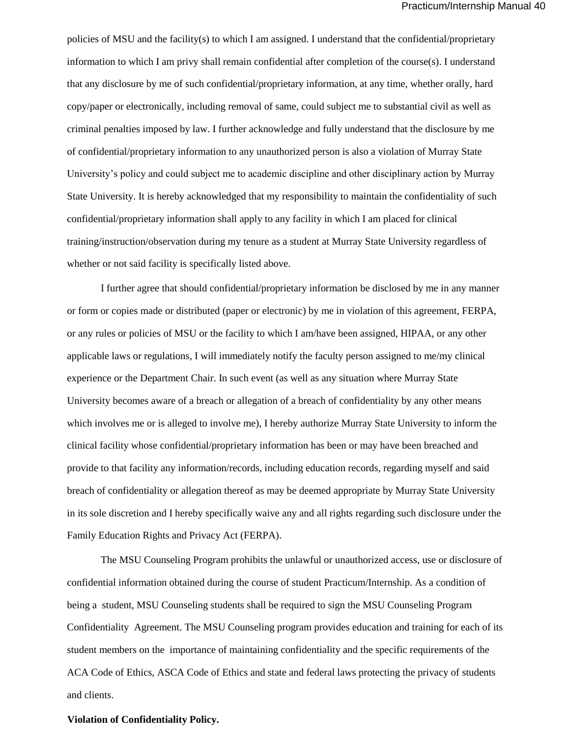policies of MSU and the facility(s) to which I am assigned. I understand that the confidential/proprietary information to which I am privy shall remain confidential after completion of the course(s). I understand that any disclosure by me of such confidential/proprietary information, at any time, whether orally, hard copy/paper or electronically, including removal of same, could subject me to substantial civil as well as criminal penalties imposed by law. I further acknowledge and fully understand that the disclosure by me of confidential/proprietary information to any unauthorized person is also a violation of Murray State University's policy and could subject me to academic discipline and other disciplinary action by Murray State University. It is hereby acknowledged that my responsibility to maintain the confidentiality of such confidential/proprietary information shall apply to any facility in which I am placed for clinical training/instruction/observation during my tenure as a student at Murray State University regardless of whether or not said facility is specifically listed above.

I further agree that should confidential/proprietary information be disclosed by me in any manner or form or copies made or distributed (paper or electronic) by me in violation of this agreement, FERPA, or any rules or policies of MSU or the facility to which I am/have been assigned, HIPAA, or any other applicable laws or regulations, I will immediately notify the faculty person assigned to me/my clinical experience or the Department Chair. In such event (as well as any situation where Murray State University becomes aware of a breach or allegation of a breach of confidentiality by any other means which involves me or is alleged to involve me), I hereby authorize Murray State University to inform the clinical facility whose confidential/proprietary information has been or may have been breached and provide to that facility any information/records, including education records, regarding myself and said breach of confidentiality or allegation thereof as may be deemed appropriate by Murray State University in its sole discretion and I hereby specifically waive any and all rights regarding such disclosure under the Family Education Rights and Privacy Act (FERPA).

The MSU Counseling Program prohibits the unlawful or unauthorized access, use or disclosure of confidential information obtained during the course of student Practicum/Internship. As a condition of being a student, MSU Counseling students shall be required to sign the MSU Counseling Program Confidentiality Agreement. The MSU Counseling program provides education and training for each of its student members on the importance of maintaining confidentiality and the specific requirements of the ACA Code of Ethics, ASCA Code of Ethics and state and federal laws protecting the privacy of students and clients.

**Violation of Confidentiality Policy.**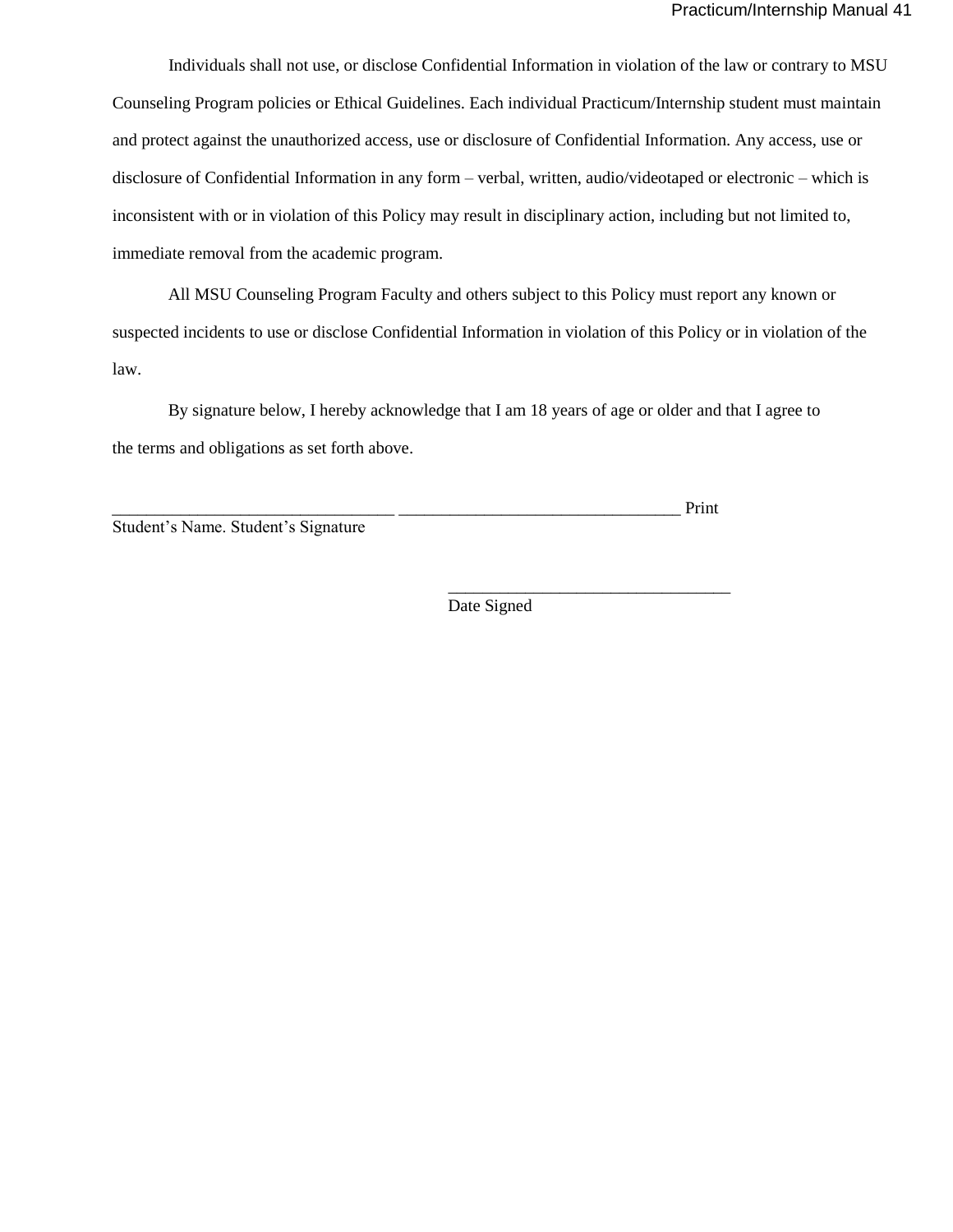Individuals shall not use, or disclose Confidential Information in violation of the law or contrary to MSU Counseling Program policies or Ethical Guidelines. Each individual Practicum/Internship student must maintain and protect against the unauthorized access, use or disclosure of Confidential Information. Any access, use or disclosure of Confidential Information in any form – verbal, written, audio/videotaped or electronic – which is inconsistent with or in violation of this Policy may result in disciplinary action, including but not limited to, immediate removal from the academic program.

All MSU Counseling Program Faculty and others subject to this Policy must report any known or suspected incidents to use or disclose Confidential Information in violation of this Policy or in violation of the law.

By signature below, I hereby acknowledge that I am 18 years of age or older and that I agree to the terms and obligations as set forth above.

________________________________ ________________________________ Print Student's Name. Student's Signature

________________________________
Date Signed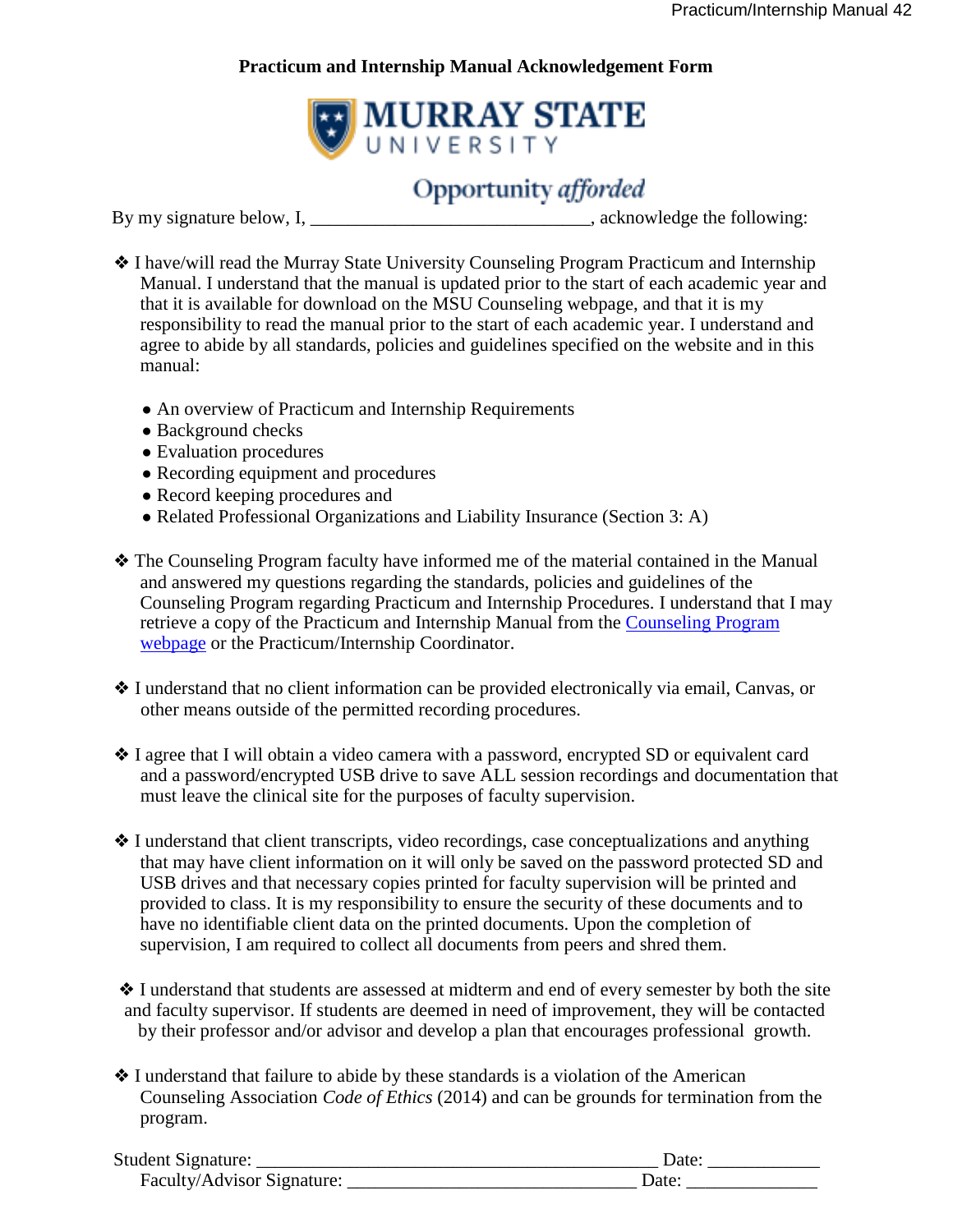**Practicum and Internship Manual Acknowledgement Form**

MURRAY STATE UNIVERSITY

Opportunity *afforded*

By my signature below, I, ______________________________, acknowledge the following:

❖ I have/will read the Murray State University Counseling Program Practicum and Internship Manual. I understand that the manual is updated prior to the start of each academic year and that it is available for download on the MSU Counseling webpage, and that it is my responsibility to read the manual prior to the start of each academic year. I understand and agree to abide by all standards, policies and guidelines specified on the website and in this manual:

- An overview of Practicum and Internship Requirements
- Background checks
- Evaluation procedures
- Recording equipment and procedures
- Record keeping procedures and
- Related Professional Organizations and Liability Insurance (Section 3: A)

❖ The Counseling Program faculty have informed me of the material contained in the Manual and answered my questions regarding the standards, policies and guidelines of the Counseling Program regarding Practicum and Internship Procedures. I understand that I may retrieve a copy of the Practicum and Internship Manual from the [Counseling Program webpage] or the Practicum/Internship Coordinator.

❖ I understand that no client information can be provided electronically via email, Canvas, or other means outside of the permitted recording procedures.

❖ I agree that I will obtain a video camera with a password, encrypted SD or equivalent card and a password/encrypted USB drive to save ALL session recordings and documentation that must leave the clinical site for the purposes of faculty supervision.

❖ I understand that client transcripts, video recordings, case conceptualizations and anything that may have client information on it will only be saved on the password protected SD and USB drives and that necessary copies printed for faculty supervision will be printed and provided to class. It is my responsibility to ensure the security of these documents and to have no identifiable client data on the printed documents. Upon the completion of supervision, I am required to collect all documents from peers and shred them.

❖ I understand that students are assessed at midterm and end of every semester by both the site and faculty supervisor. If students are deemed in need of improvement, they will be contacted by their professor and/or advisor and develop a plan that encourages professional growth.

❖ I understand that failure to abide by these standards is a violation of the American Counseling Association *Code of Ethics* (2014) and can be grounds for termination from the program.

Student Signature: ____________________________________________ Date: ____________

Faculty/Advisor Signature: _______________________________ Date: ______________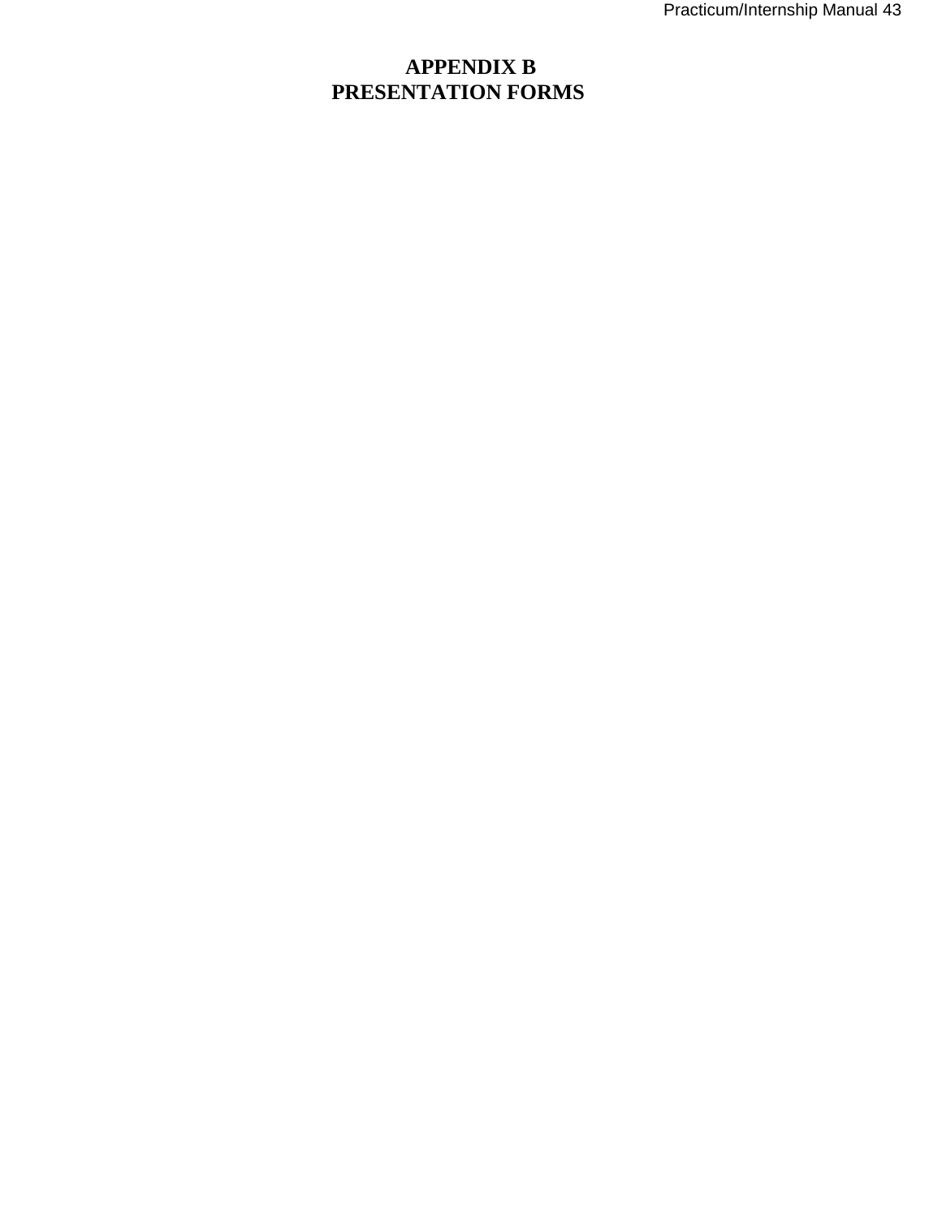# APPENDIX B
# PRESENTATION FORMS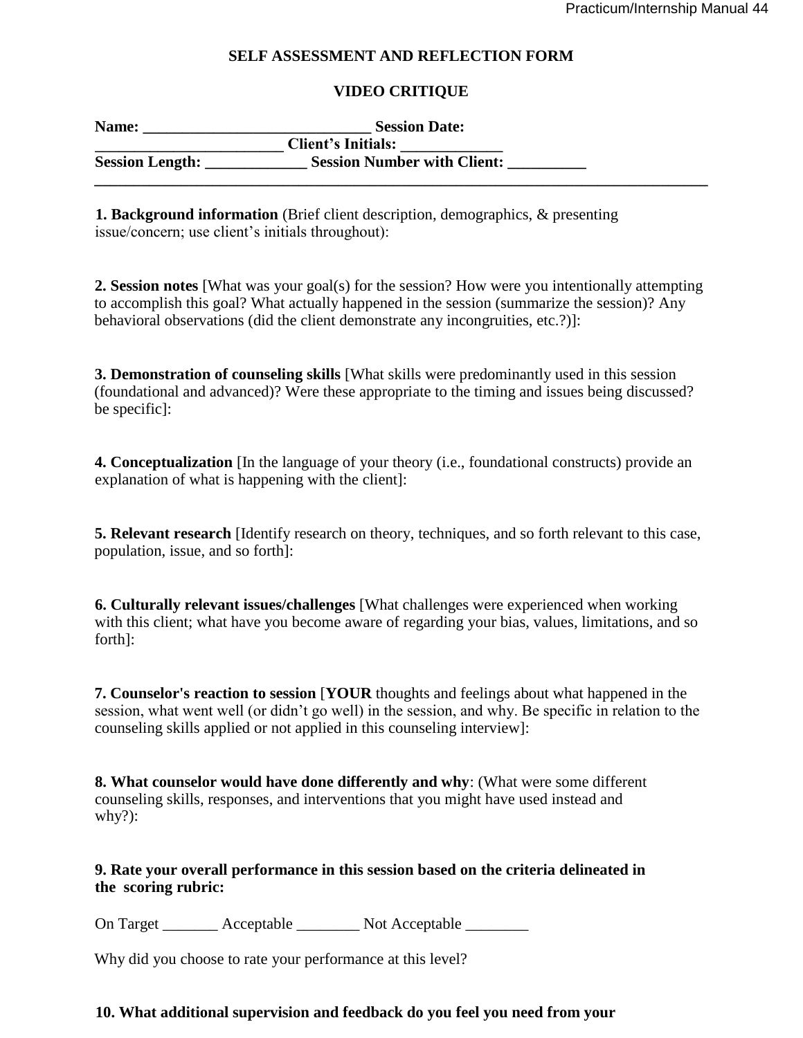**SELF ASSESSMENT AND REFLECTION FORM**

**VIDEO CRITIQUE**

**Name: ____________________________ Session Date: _______________________ Client's Initials: _____________**
**Session Length: _____________ Session Number with Client: __________**

---

**1. Background information** (Brief client description, demographics, & presenting issue/concern; use client's initials throughout):

**2. Session notes** [What was your goal(s) for the session? How were you intentionally attempting to accomplish this goal? What actually happened in the session (summarize the session)? Any behavioral observations (did the client demonstrate any incongruities, etc.?)]:

**3. Demonstration of counseling skills** [What skills were predominantly used in this session (foundational and advanced)? Were these appropriate to the timing and issues being discussed? be specific]:

**4. Conceptualization** [In the language of your theory (i.e., foundational constructs) provide an explanation of what is happening with the client]:

**5. Relevant research** [Identify research on theory, techniques, and so forth relevant to this case, population, issue, and so forth]:

**6. Culturally relevant issues/challenges** [What challenges were experienced when working with this client; what have you become aware of regarding your bias, values, limitations, and so forth]:

**7. Counselor's reaction to session** [**YOUR** thoughts and feelings about what happened in the session, what went well (or didn't go well) in the session, and why. Be specific in relation to the counseling skills applied or not applied in this counseling interview]:

**8. What counselor would have done differently and why**: (What were some different counseling skills, responses, and interventions that you might have used instead and why?):

**9. Rate your overall performance in this session based on the criteria delineated in the scoring rubric:**

On Target _______ Acceptable ________ Not Acceptable ________

Why did you choose to rate your performance at this level?

**10. What additional supervision and feedback do you feel you need from your**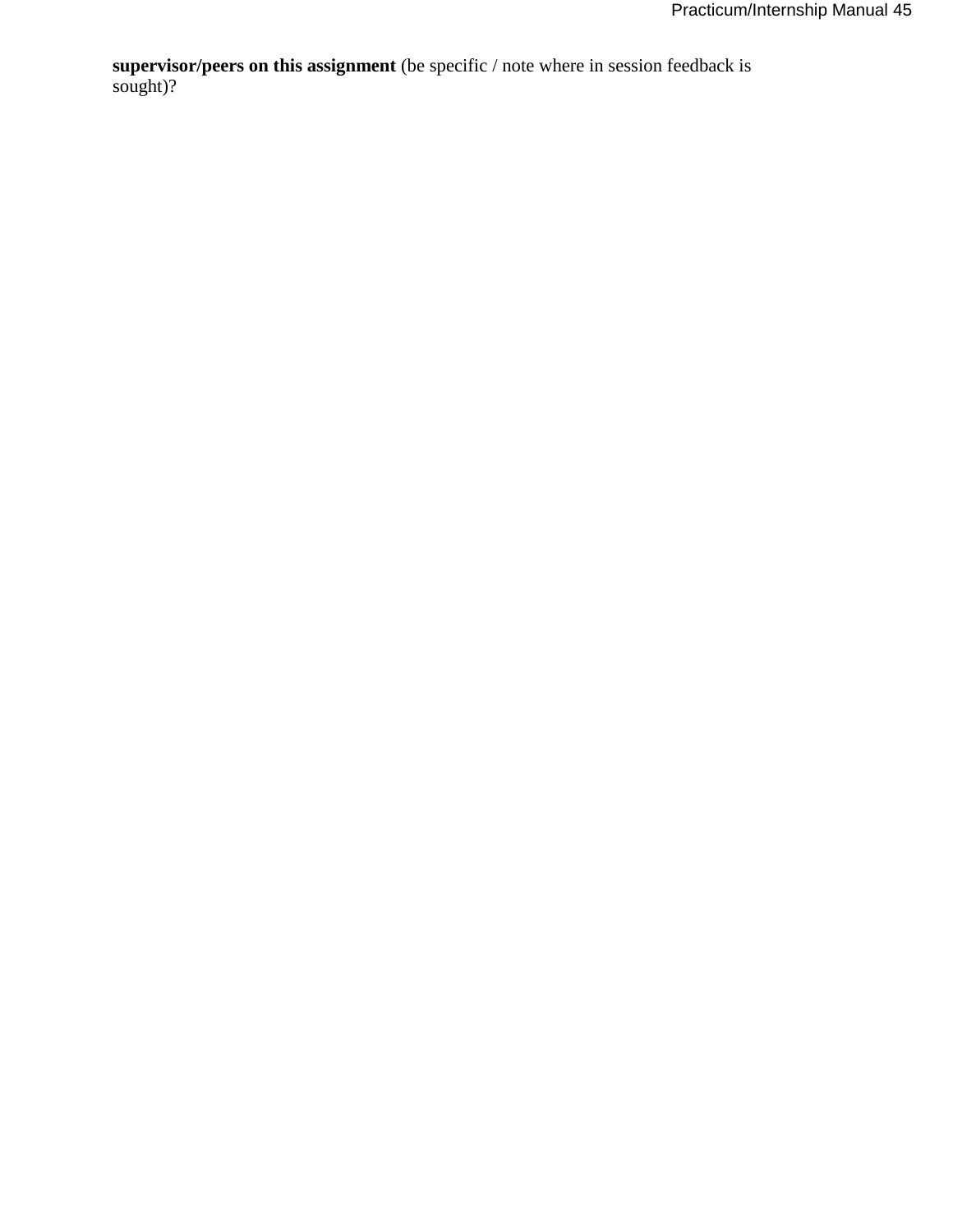**supervisor/peers on this assignment** (be specific / note where in session feedback is sought)?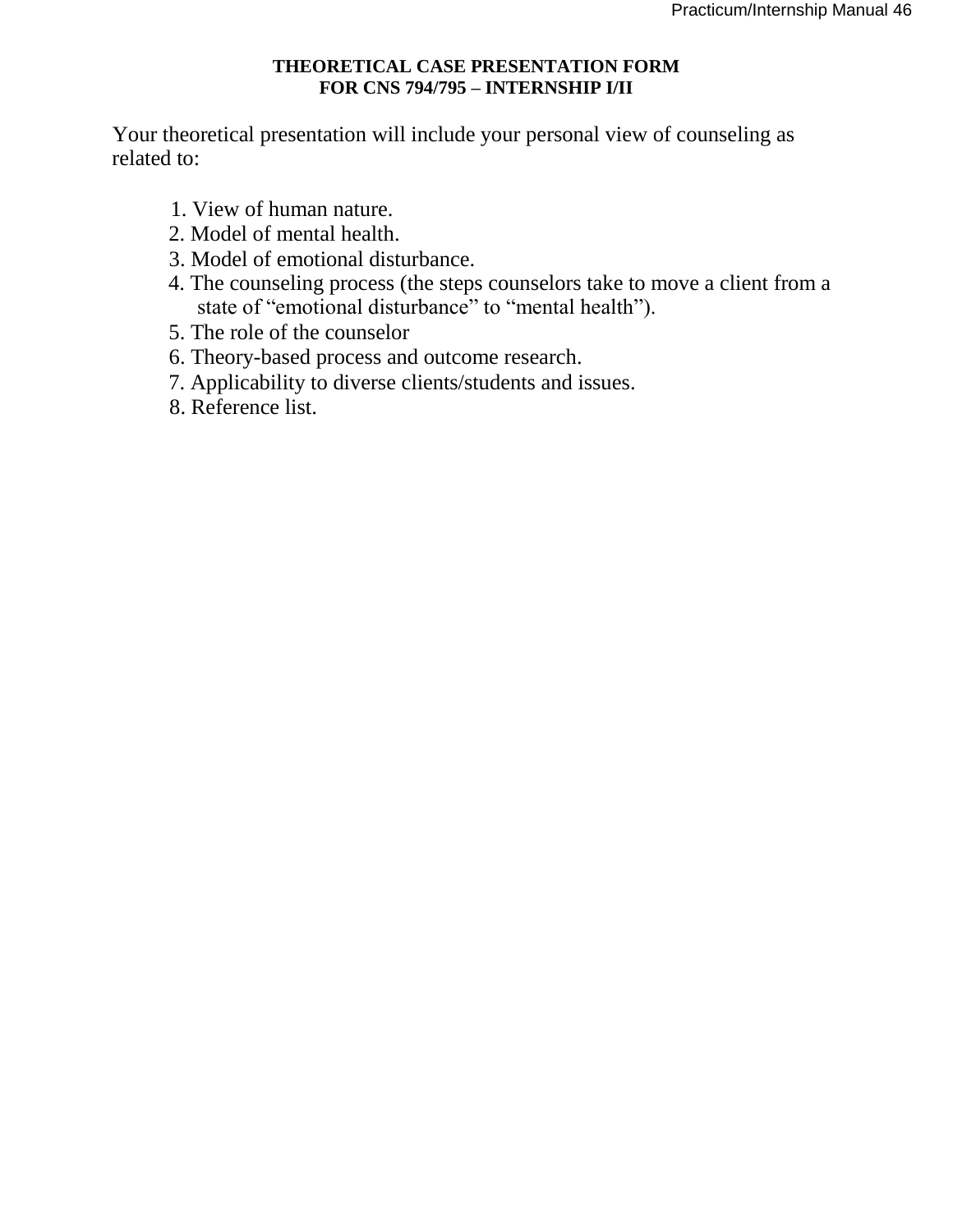# THEORETICAL CASE PRESENTATION FORM
# FOR CNS 794/795 – INTERNSHIP I/II

Your theoretical presentation will include your personal view of counseling as related to:

1. View of human nature.
2. Model of mental health.
3. Model of emotional disturbance.
4. The counseling process (the steps counselors take to move a client from a state of "emotional disturbance" to "mental health").
5. The role of the counselor
6. Theory-based process and outcome research.
7. Applicability to diverse clients/students and issues.
8. Reference list.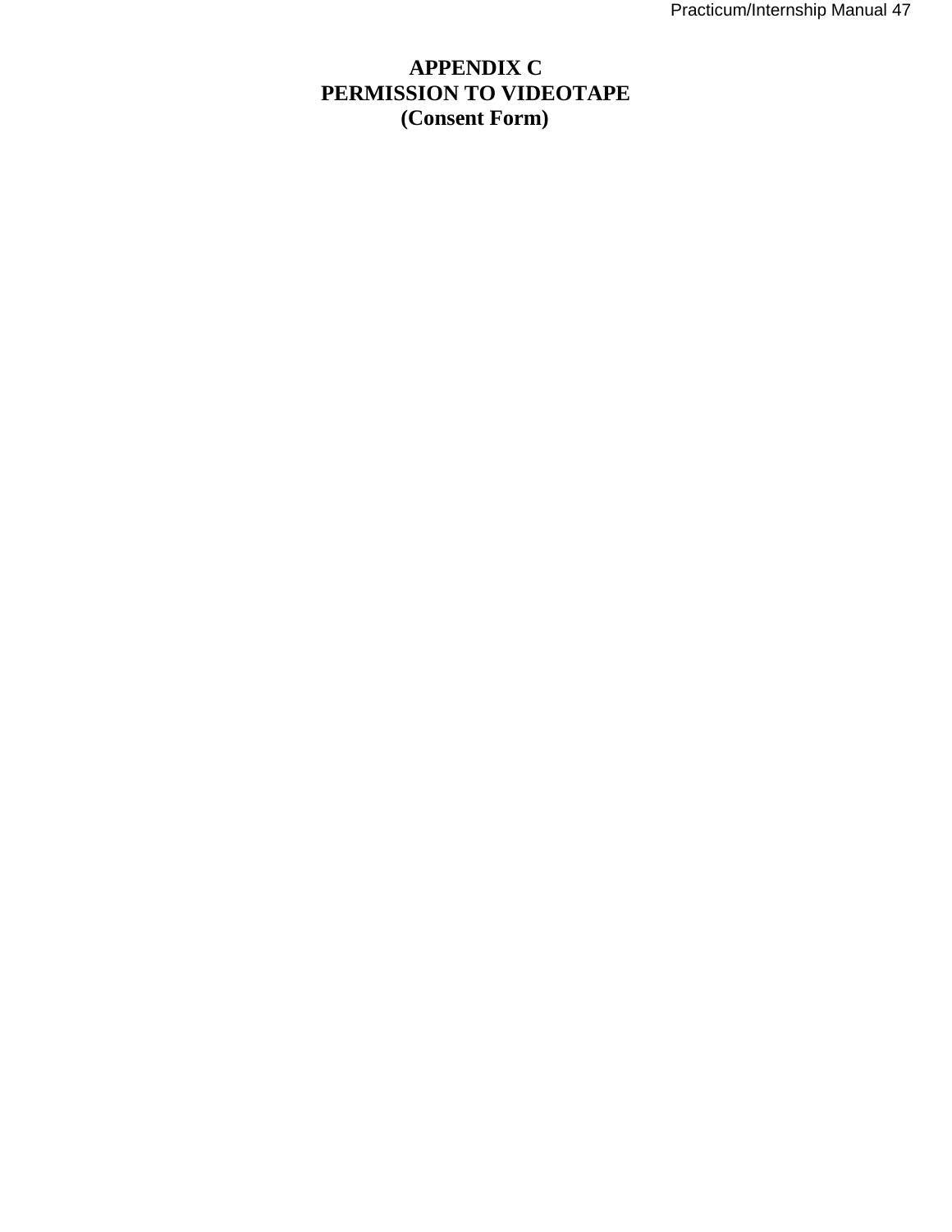# APPENDIX C
# PERMISSION TO VIDEOTAPE
# (Consent Form)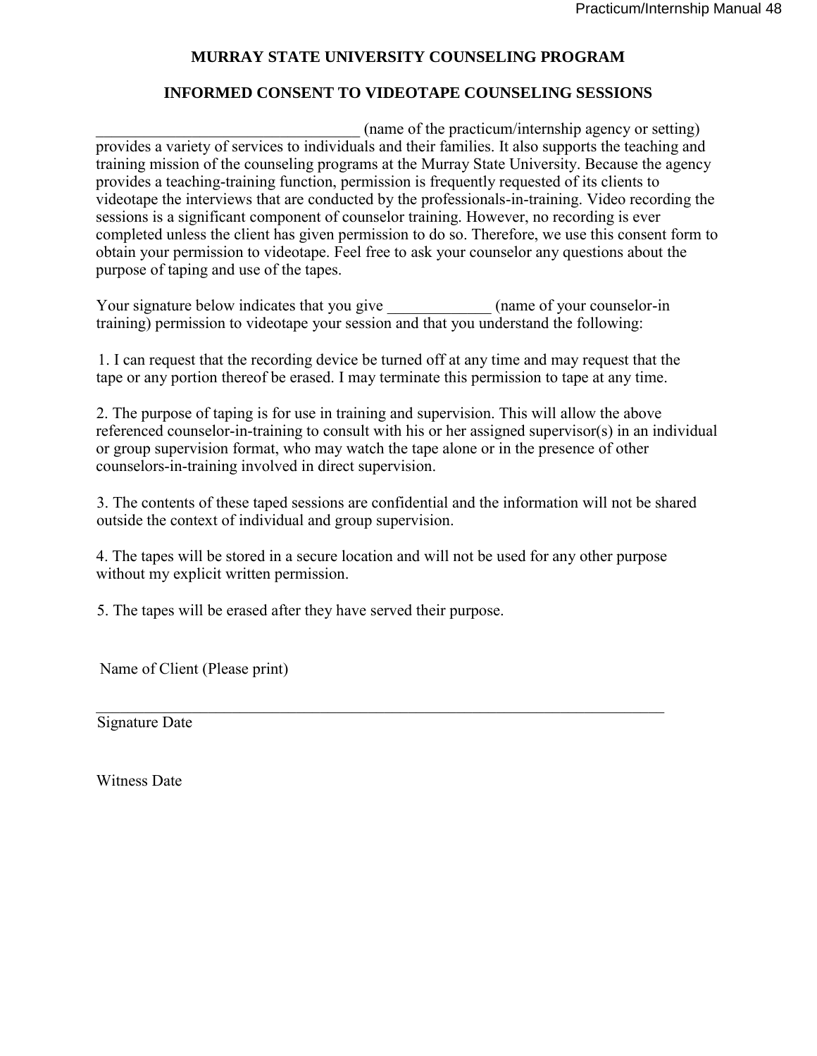# MURRAY STATE UNIVERSITY COUNSELING PROGRAM

## INFORMED CONSENT TO VIDEOTAPE COUNSELING SESSIONS

_________________________________ (name of the practicum/internship agency or setting) provides a variety of services to individuals and their families. It also supports the teaching and training mission of the counseling programs at the Murray State University. Because the agency provides a teaching-training function, permission is frequently requested of its clients to videotape the interviews that are conducted by the professionals-in-training. Video recording the sessions is a significant component of counselor training. However, no recording is ever completed unless the client has given permission to do so. Therefore, we use this consent form to obtain your permission to videotape. Feel free to ask your counselor any questions about the purpose of taping and use of the tapes.

Your signature below indicates that you give _____________ (name of your counselor-in training) permission to videotape your session and that you understand the following:

1. I can request that the recording device be turned off at any time and may request that the tape or any portion thereof be erased. I may terminate this permission to tape at any time.

2. The purpose of taping is for use in training and supervision. This will allow the above referenced counselor-in-training to consult with his or her assigned supervisor(s) in an individual or group supervision format, who may watch the tape alone or in the presence of other counselors-in-training involved in direct supervision.

3. The contents of these taped sessions are confidential and the information will not be shared outside the context of individual and group supervision.

4. The tapes will be stored in a secure location and will not be used for any other purpose without my explicit written permission.

5. The tapes will be erased after they have served their purpose.

Name of Client (Please print)

_____________________________________________________________________________

Signature Date

Witness Date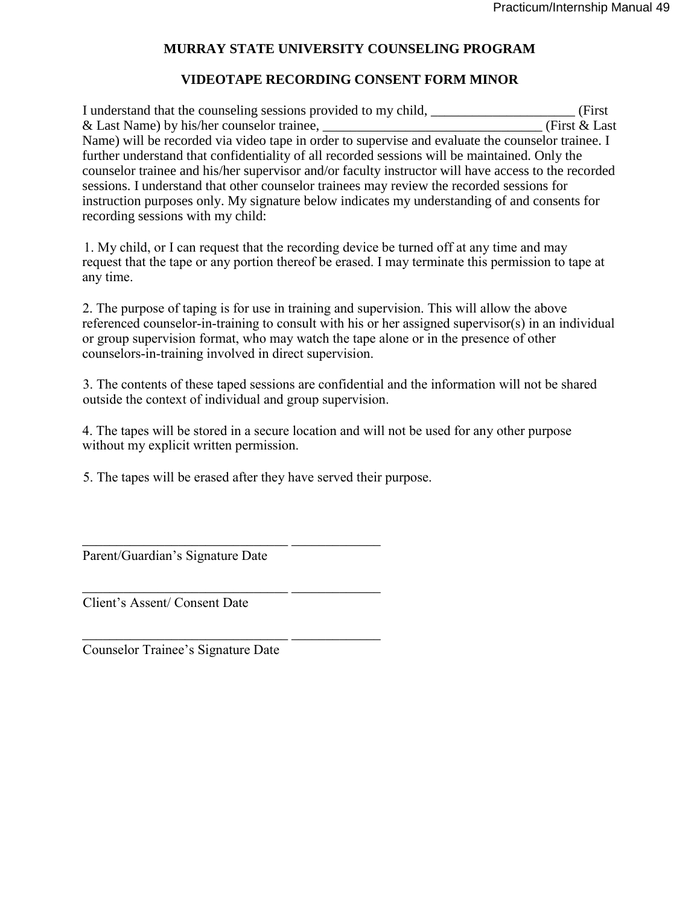## MURRAY STATE UNIVERSITY COUNSELING PROGRAM

## VIDEOTAPE RECORDING CONSENT FORM MINOR

I understand that the counseling sessions provided to my child, _____________________ (First & Last Name) by his/her counselor trainee, ________________________________ (First & Last Name) will be recorded via video tape in order to supervise and evaluate the counselor trainee. I further understand that confidentiality of all recorded sessions will be maintained. Only the counselor trainee and his/her supervisor and/or faculty instructor will have access to the recorded sessions. I understand that other counselor trainees may review the recorded sessions for instruction purposes only. My signature below indicates my understanding of and consents for recording sessions with my child:

1. My child, or I can request that the recording device be turned off at any time and may request that the tape or any portion thereof be erased. I may terminate this permission to tape at any time.

2. The purpose of taping is for use in training and supervision. This will allow the above referenced counselor-in-training to consult with his or her assigned supervisor(s) in an individual or group supervision format, who may watch the tape alone or in the presence of other counselors-in-training involved in direct supervision.

3. The contents of these taped sessions are confidential and the information will not be shared outside the context of individual and group supervision.

4. The tapes will be stored in a secure location and will not be used for any other purpose without my explicit written permission.

5. The tapes will be erased after they have served their purpose.

______________________________ _____________
Parent/Guardian's Signature Date

______________________________ _____________
Client's Assent/ Consent Date

______________________________ _____________
Counselor Trainee's Signature Date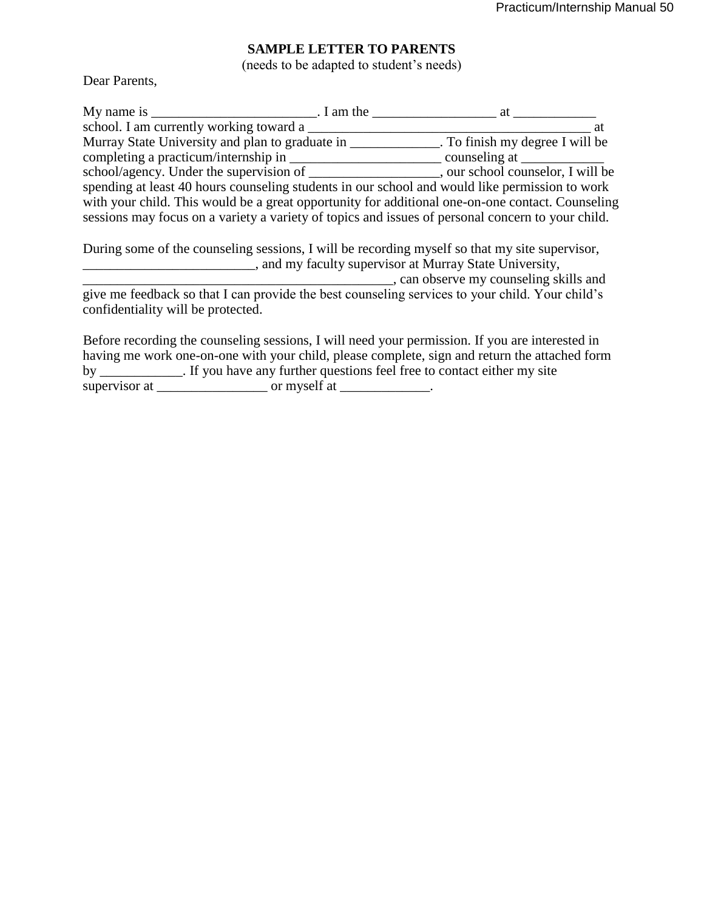**SAMPLE LETTER TO PARENTS**

(needs to be adapted to student's needs)

Dear Parents,

My name is ________________________. I am the __________________ at ____________ school. I am currently working toward a ________________________________________ at Murray State University and plan to graduate in _____________. To finish my degree I will be completing a practicum/internship in ______________________ counseling at ____________ school/agency. Under the supervision of ___________________, our school counselor, I will be spending at least 40 hours counseling students in our school and would like permission to work with your child. This would be a great opportunity for additional one-on-one contact. Counseling sessions may focus on a variety a variety of topics and issues of personal concern to your child.

During some of the counseling sessions, I will be recording myself so that my site supervisor, _________________________, and my faculty supervisor at Murray State University, ______________________________________________, can observe my counseling skills and give me feedback so that I can provide the best counseling services to your child. Your child's confidentiality will be protected.

Before recording the counseling sessions, I will need your permission. If you are interested in having me work one-on-one with your child, please complete, sign and return the attached form by ____________. If you have any further questions feel free to contact either my site supervisor at ________________ or myself at _____________.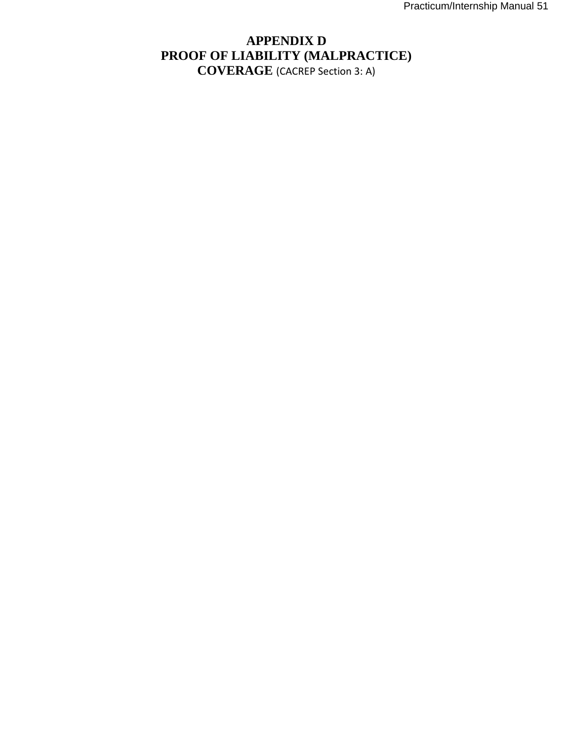# APPENDIX D
# PROOF OF LIABILITY (MALPRACTICE) COVERAGE (CACREP Section 3: A)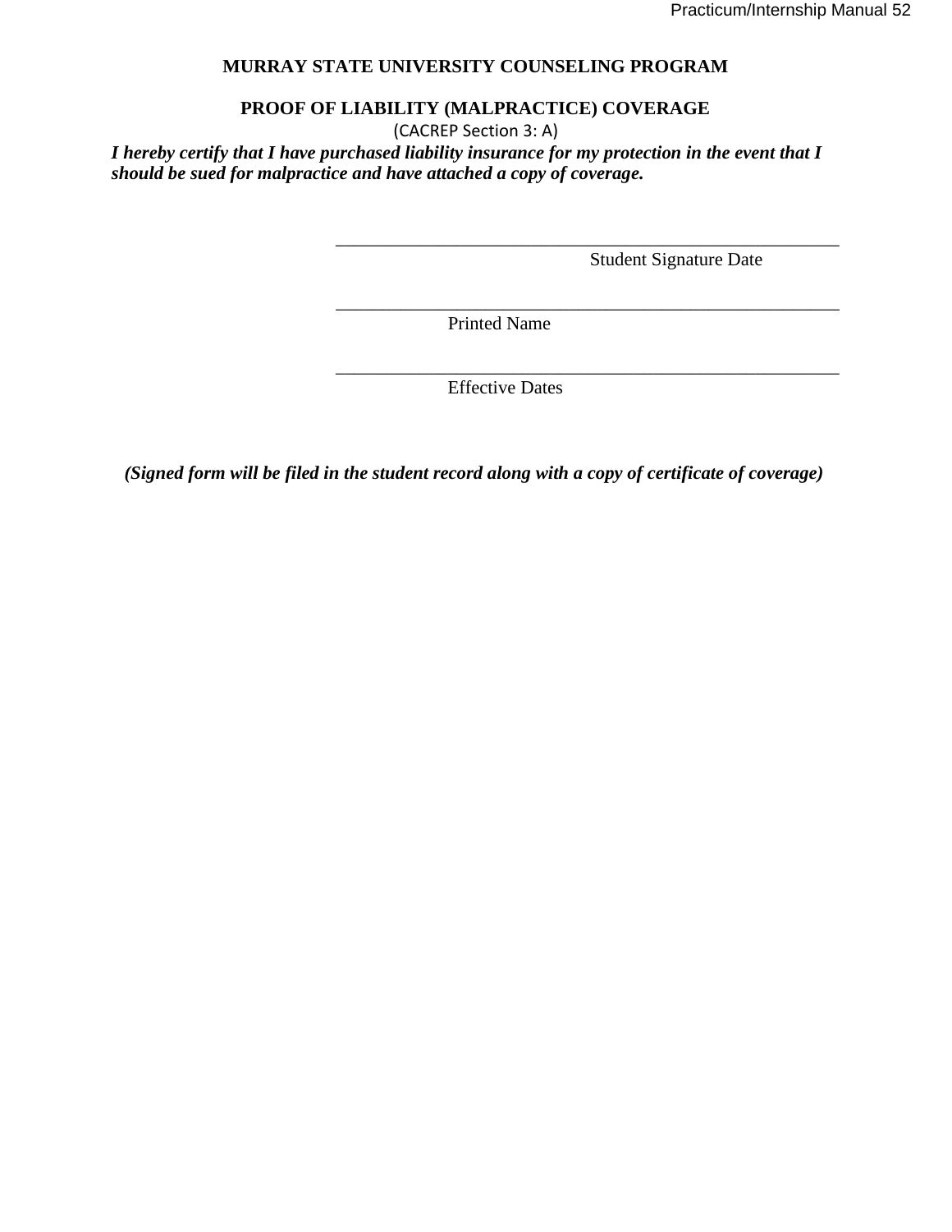**MURRAY STATE UNIVERSITY COUNSELING PROGRAM**

**PROOF OF LIABILITY (MALPRACTICE) COVERAGE**

(CACREP Section 3: A)

***I hereby certify that I have purchased liability insurance for my protection in the event that I should be sued for malpractice and have attached a copy of coverage.***

_______________________________________________________

Student Signature Date

_______________________________________________________

Printed Name

_______________________________________________________

Effective Dates

***(Signed form will be filed in the student record along with a copy of certificate of coverage)***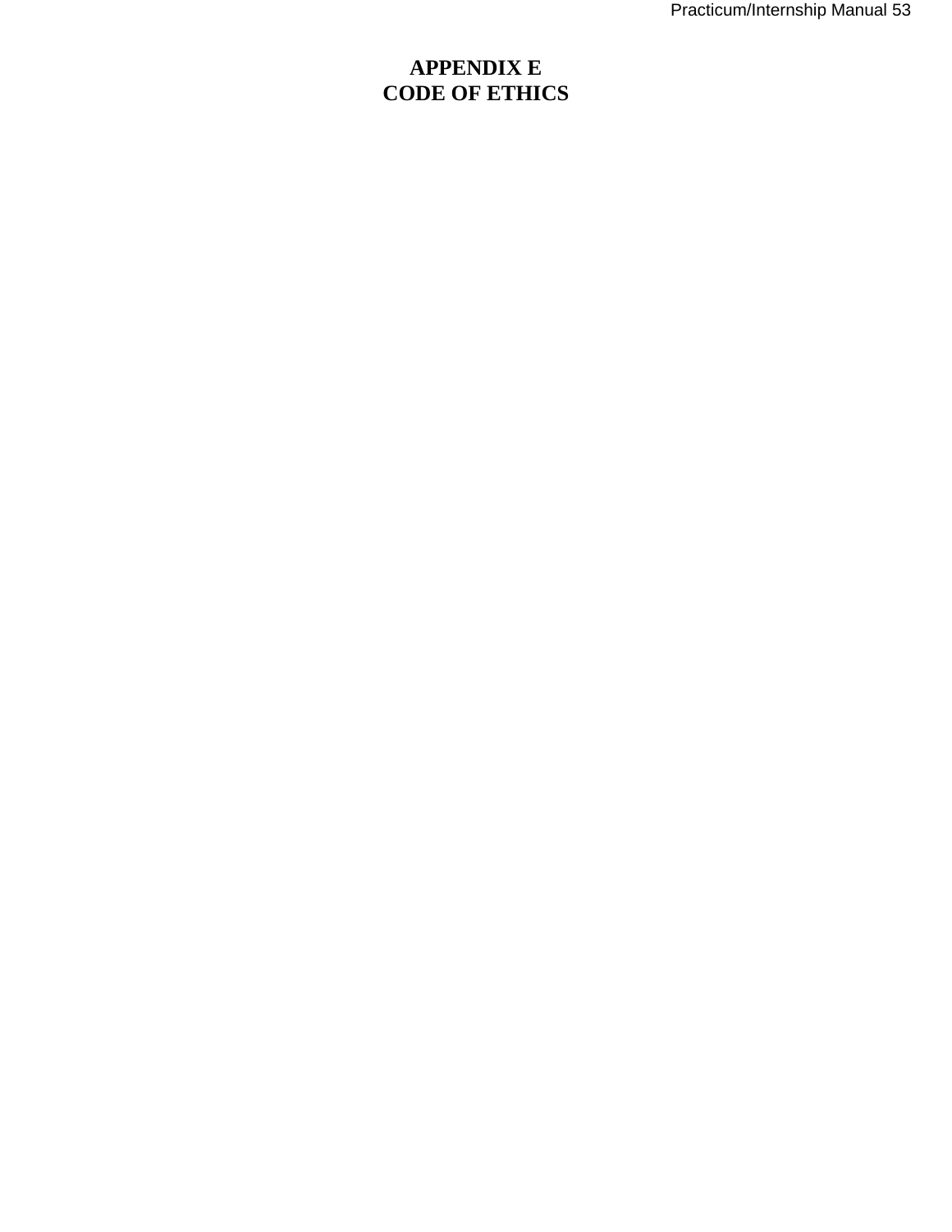# APPENDIX E
# CODE OF ETHICS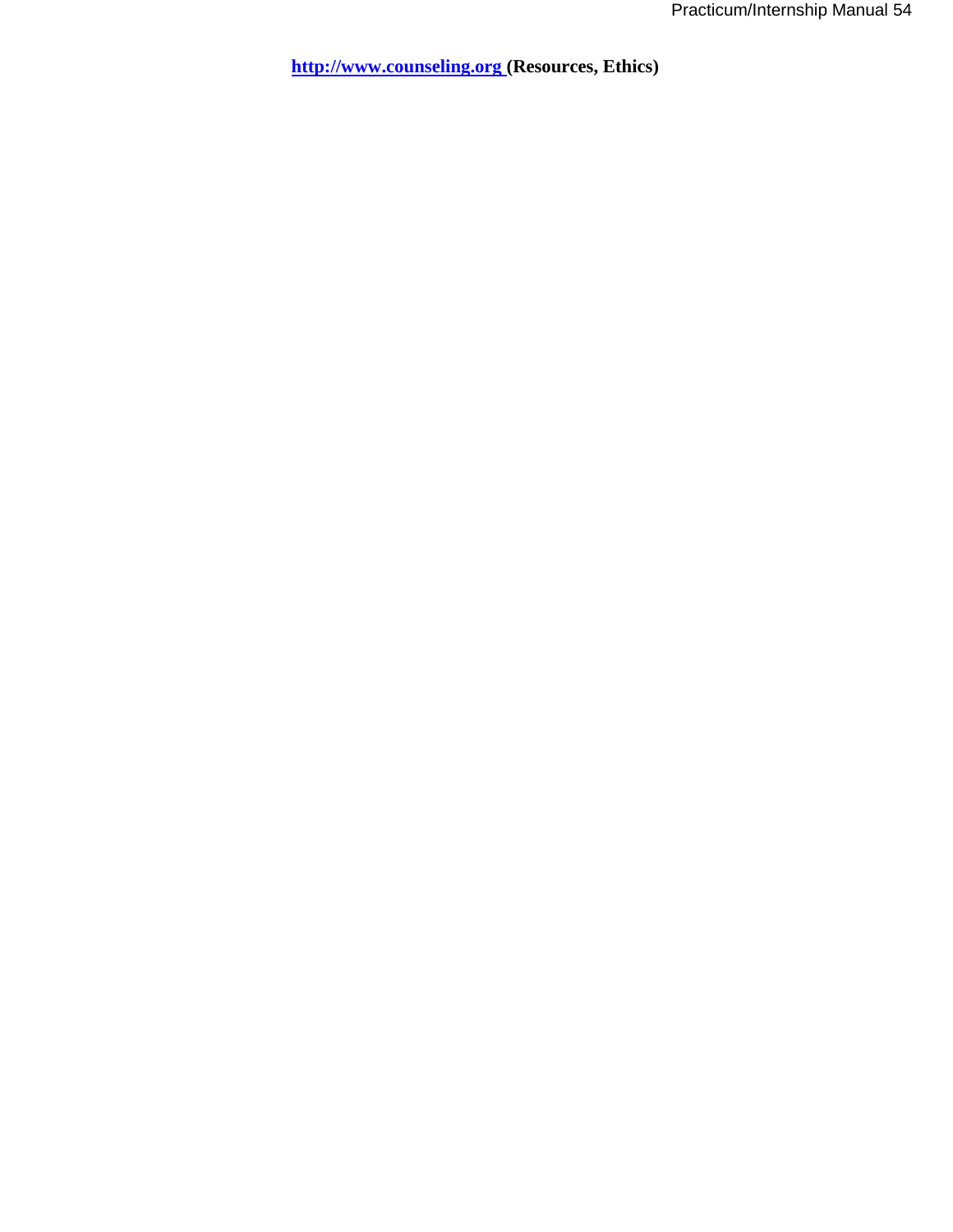**[http://www.counseling.org](http://www.counseling.org) (Resources, Ethics)**